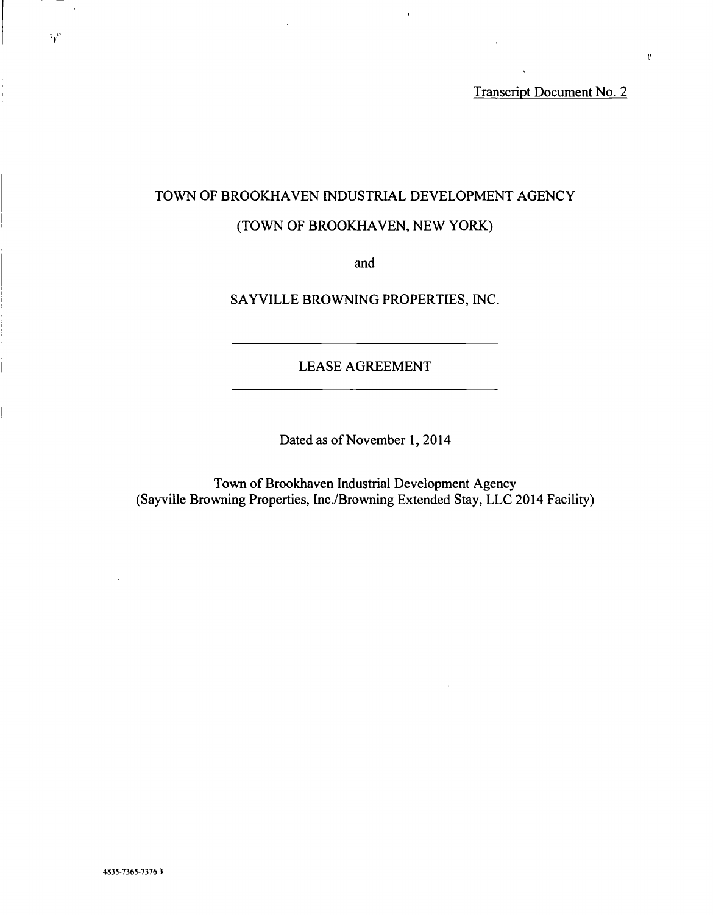Transcript Document No. 2

# TOWN OF BROOKHAVEN INDUSTRIAL DEVELOPMENT AGENCY

## (TOWN OF BROOKHAVEN, NEW YORK)

and

## SAYVILLE BROWNING PROPERTIES, INC.

---

## LEASE AGREEMENT

---

Dated as of November 1, 2014

Town of Brookhaven Industrial Development Agency
(Sayville Browning Properties, Inc./Browning Extended Stay, LLC 2014 Facility)

4835-7365-7376 3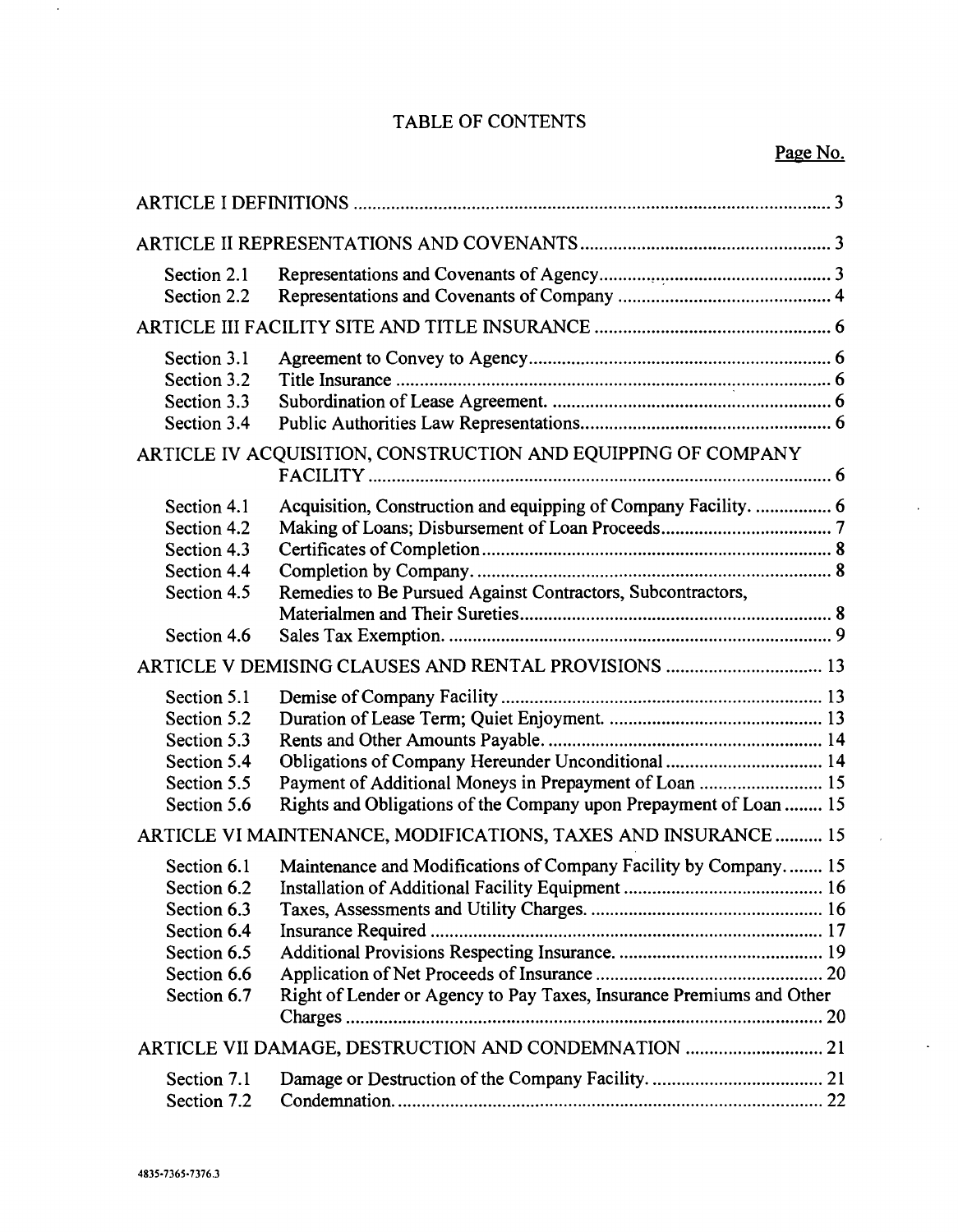# TABLE OF CONTENTS

| | | Page No. |
|---|---|---|
| ARTICLE I DEFINITIONS | | 3 |
| ARTICLE II REPRESENTATIONS AND COVENANTS | | 3 |
| Section 2.1 | Representations and Covenants of Agency | 3 |
| Section 2.2 | Representations and Covenants of Company | 4 |
| ARTICLE III FACILITY SITE AND TITLE INSURANCE | | 6 |
| Section 3.1 | Agreement to Convey to Agency | 6 |
| Section 3.2 | Title Insurance | 6 |
| Section 3.3 | Subordination of Lease Agreement. | 6 |
| Section 3.4 | Public Authorities Law Representations | 6 |
| ARTICLE IV ACQUISITION, CONSTRUCTION AND EQUIPPING OF COMPANY FACILITY | | 6 |
| Section 4.1 | Acquisition, Construction and equipping of Company Facility. | 6 |
| Section 4.2 | Making of Loans; Disbursement of Loan Proceeds | 7 |
| Section 4.3 | Certificates of Completion | 8 |
| Section 4.4 | Completion by Company. | 8 |
| Section 4.5 | Remedies to Be Pursued Against Contractors, Subcontractors, Materialmen and Their Sureties | 8 |
| Section 4.6 | Sales Tax Exemption. | 9 |
| ARTICLE V DEMISING CLAUSES AND RENTAL PROVISIONS | | 13 |
| Section 5.1 | Demise of Company Facility | 13 |
| Section 5.2 | Duration of Lease Term; Quiet Enjoyment. | 13 |
| Section 5.3 | Rents and Other Amounts Payable. | 14 |
| Section 5.4 | Obligations of Company Hereunder Unconditional | 14 |
| Section 5.5 | Payment of Additional Moneys in Prepayment of Loan | 15 |
| Section 5.6 | Rights and Obligations of the Company upon Prepayment of Loan | 15 |
| ARTICLE VI MAINTENANCE, MODIFICATIONS, TAXES AND INSURANCE | | 15 |
| Section 6.1 | Maintenance and Modifications of Company Facility by Company. | 15 |
| Section 6.2 | Installation of Additional Facility Equipment | 16 |
| Section 6.3 | Taxes, Assessments and Utility Charges. | 16 |
| Section 6.4 | Insurance Required | 17 |
| Section 6.5 | Additional Provisions Respecting Insurance. | 19 |
| Section 6.6 | Application of Net Proceeds of Insurance | 20 |
| Section 6.7 | Right of Lender or Agency to Pay Taxes, Insurance Premiums and Other Charges | 20 |
| ARTICLE VII DAMAGE, DESTRUCTION AND CONDEMNATION | | 21 |
| Section 7.1 | Damage or Destruction of the Company Facility. | 21 |
| Section 7.2 | Condemnation. | 22 |

4835-7365-7376.3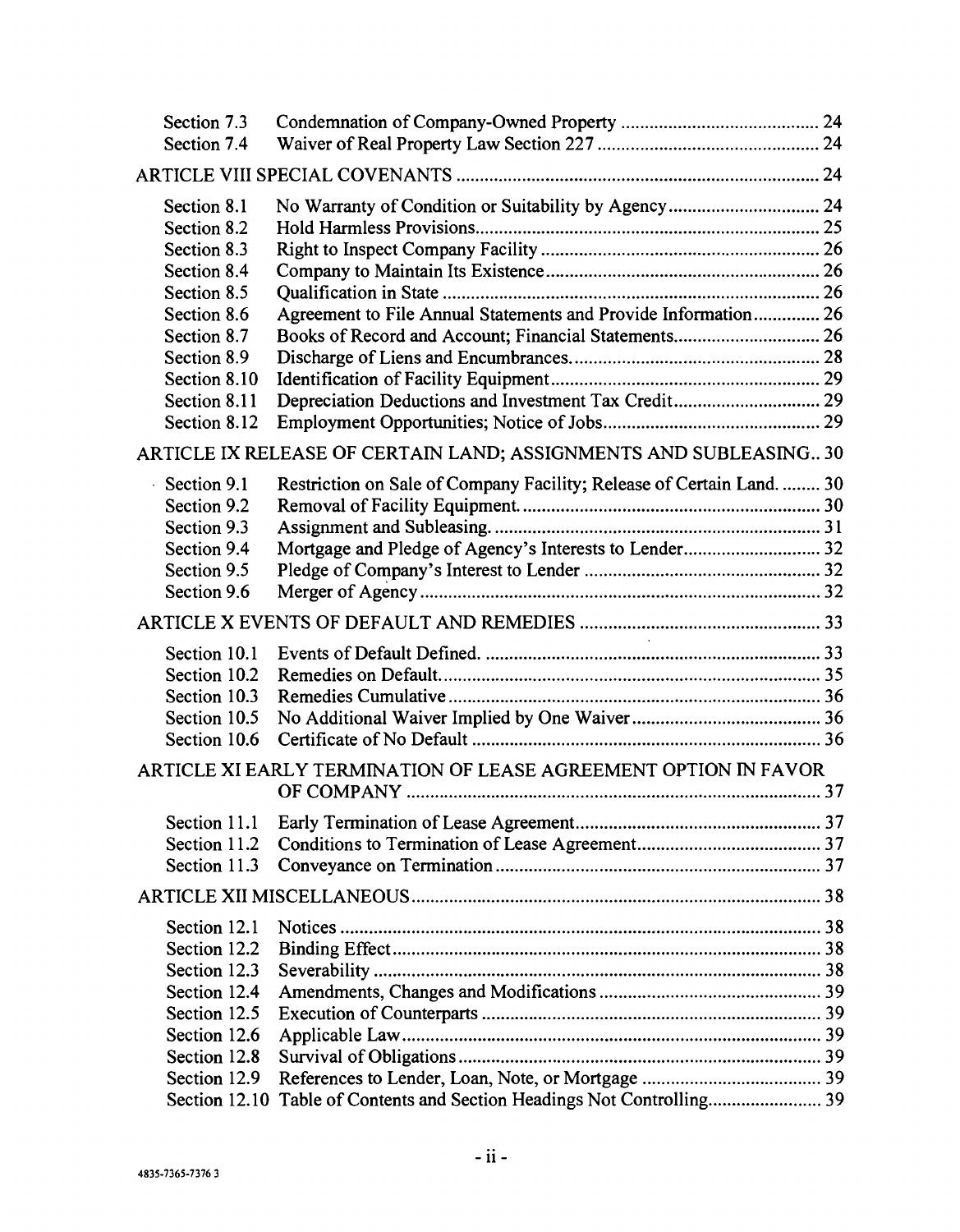| | | |
|---|---|---|
| Section 7.3 | Condemnation of Company-Owned Property | 24 |
| Section 7.4 | Waiver of Real Property Law Section 227 | 24 |
| ARTICLE VIII SPECIAL COVENANTS | | 24 |
| Section 8.1 | No Warranty of Condition or Suitability by Agency | 24 |
| Section 8.2 | Hold Harmless Provisions | 25 |
| Section 8.3 | Right to Inspect Company Facility | 26 |
| Section 8.4 | Company to Maintain Its Existence | 26 |
| Section 8.5 | Qualification in State | 26 |
| Section 8.6 | Agreement to File Annual Statements and Provide Information | 26 |
| Section 8.7 | Books of Record and Account; Financial Statements | 26 |
| Section 8.9 | Discharge of Liens and Encumbrances | 28 |
| Section 8.10 | Identification of Facility Equipment | 29 |
| Section 8.11 | Depreciation Deductions and Investment Tax Credit | 29 |
| Section 8.12 | Employment Opportunities; Notice of Jobs | 29 |
| ARTICLE IX RELEASE OF CERTAIN LAND; ASSIGNMENTS AND SUBLEASING | | 30 |
| Section 9.1 | Restriction on Sale of Company Facility; Release of Certain Land. | 30 |
| Section 9.2 | Removal of Facility Equipment. | 30 |
| Section 9.3 | Assignment and Subleasing. | 31 |
| Section 9.4 | Mortgage and Pledge of Agency's Interests to Lender | 32 |
| Section 9.5 | Pledge of Company's Interest to Lender | 32 |
| Section 9.6 | Merger of Agency | 32 |
| ARTICLE X EVENTS OF DEFAULT AND REMEDIES | | 33 |
| Section 10.1 | Events of Default Defined. | 33 |
| Section 10.2 | Remedies on Default. | 35 |
| Section 10.3 | Remedies Cumulative | 36 |
| Section 10.5 | No Additional Waiver Implied by One Waiver | 36 |
| Section 10.6 | Certificate of No Default | 36 |
| ARTICLE XI EARLY TERMINATION OF LEASE AGREEMENT OPTION IN FAVOR OF COMPANY | | 37 |
| Section 11.1 | Early Termination of Lease Agreement | 37 |
| Section 11.2 | Conditions to Termination of Lease Agreement | 37 |
| Section 11.3 | Conveyance on Termination | 37 |
| ARTICLE XII MISCELLANEOUS | | 38 |
| Section 12.1 | Notices | 38 |
| Section 12.2 | Binding Effect | 38 |
| Section 12.3 | Severability | 38 |
| Section 12.4 | Amendments, Changes and Modifications | 39 |
| Section 12.5 | Execution of Counterparts | 39 |
| Section 12.6 | Applicable Law | 39 |
| Section 12.8 | Survival of Obligations | 39 |
| Section 12.9 | References to Lender, Loan, Note, or Mortgage | 39 |
| Section 12.10 | Table of Contents and Section Headings Not Controlling | 39 |

4835-7365-7376 3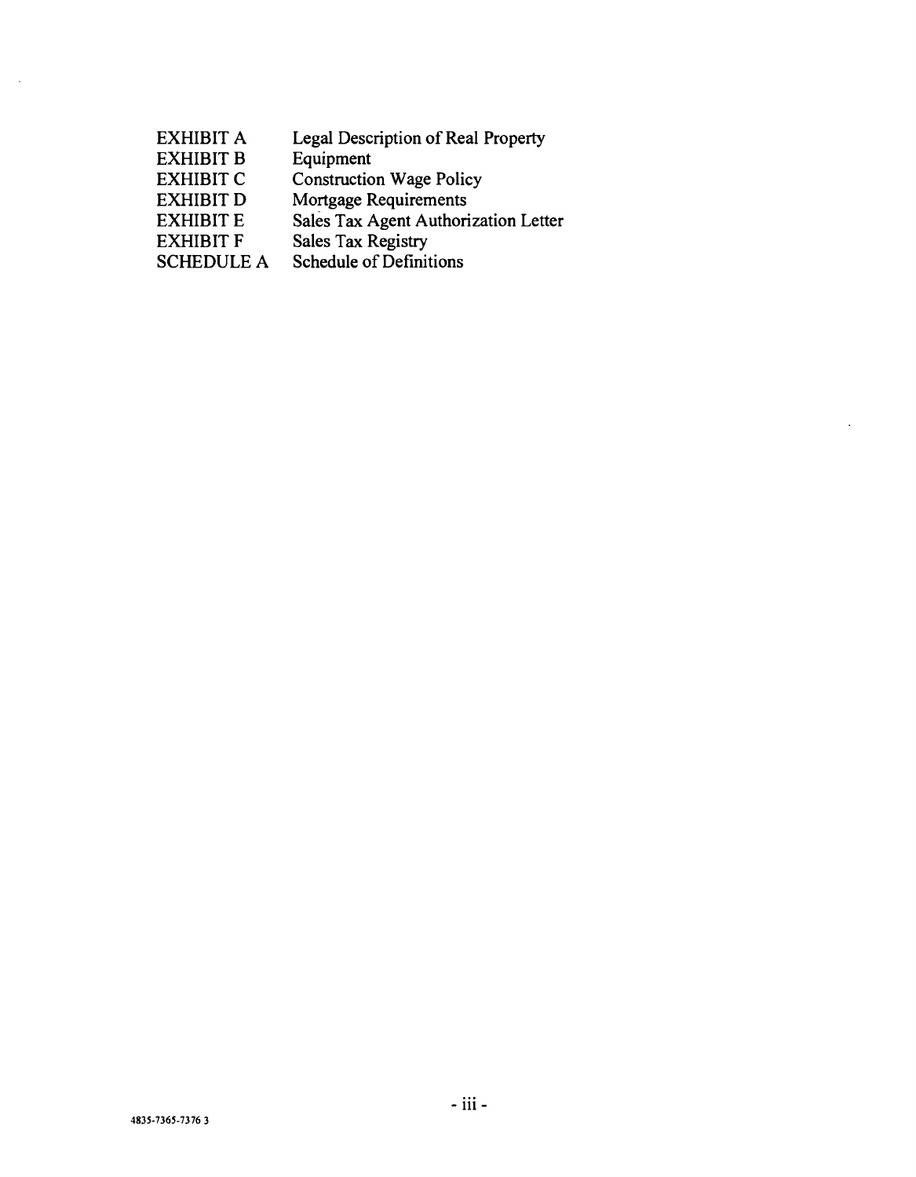| | |
|---|---|
| EXHIBIT A | Legal Description of Real Property |
| EXHIBIT B | Equipment |
| EXHIBIT C | Construction Wage Policy |
| EXHIBIT D | Mortgage Requirements |
| EXHIBIT E | Sales Tax Agent Authorization Letter |
| EXHIBIT F | Sales Tax Registry |
| SCHEDULE A | Schedule of Definitions |

4835-7365-7376 3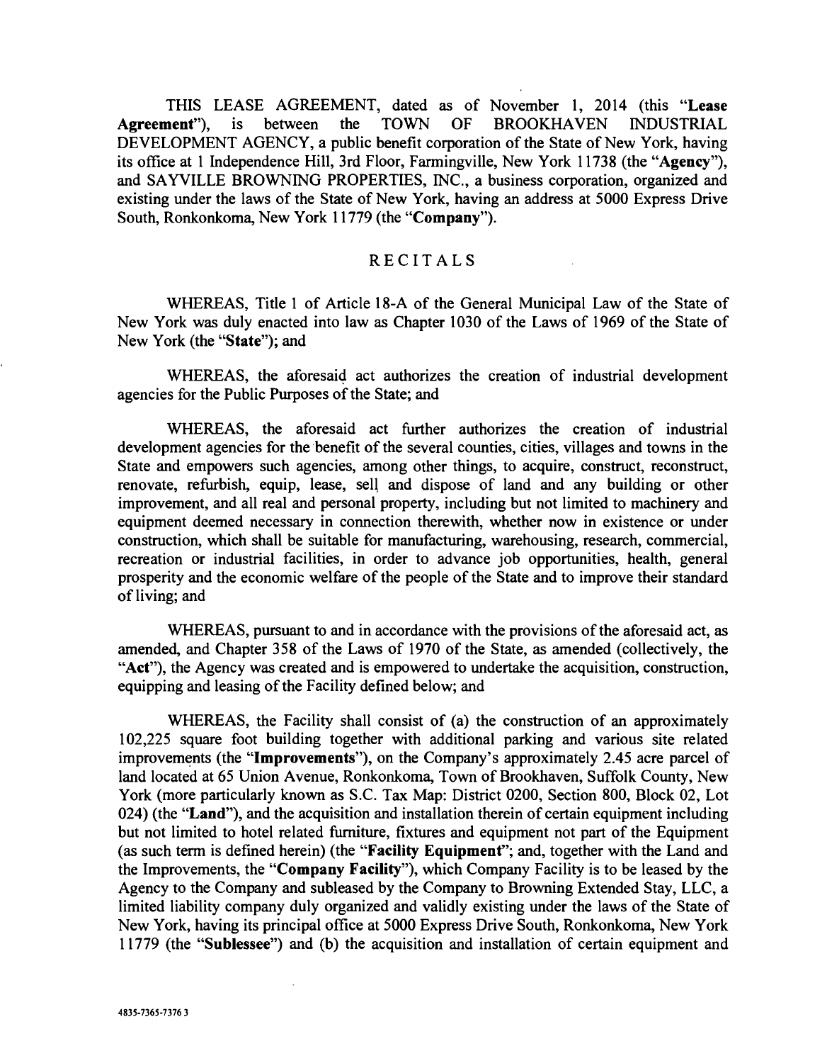THIS LEASE AGREEMENT, dated as of November 1, 2014 (this "**Lease Agreement**"), is between the TOWN OF BROOKHAVEN INDUSTRIAL DEVELOPMENT AGENCY, a public benefit corporation of the State of New York, having its office at 1 Independence Hill, 3rd Floor, Farmingville, New York 11738 (the "**Agency**"), and SAYVILLE BROWNING PROPERTIES, INC., a business corporation, organized and existing under the laws of the State of New York, having an address at 5000 Express Drive South, Ronkonkoma, New York 11779 (the "**Company**").

## RECITALS

WHEREAS, Title 1 of Article 18-A of the General Municipal Law of the State of New York was duly enacted into law as Chapter 1030 of the Laws of 1969 of the State of New York (the "**State**"); and

WHEREAS, the aforesaid act authorizes the creation of industrial development agencies for the Public Purposes of the State; and

WHEREAS, the aforesaid act further authorizes the creation of industrial development agencies for the benefit of the several counties, cities, villages and towns in the State and empowers such agencies, among other things, to acquire, construct, reconstruct, renovate, refurbish, equip, lease, sell and dispose of land and any building or other improvement, and all real and personal property, including but not limited to machinery and equipment deemed necessary in connection therewith, whether now in existence or under construction, which shall be suitable for manufacturing, warehousing, research, commercial, recreation or industrial facilities, in order to advance job opportunities, health, general prosperity and the economic welfare of the people of the State and to improve their standard of living; and

WHEREAS, pursuant to and in accordance with the provisions of the aforesaid act, as amended, and Chapter 358 of the Laws of 1970 of the State, as amended (collectively, the "**Act**"), the Agency was created and is empowered to undertake the acquisition, construction, equipping and leasing of the Facility defined below; and

WHEREAS, the Facility shall consist of (a) the construction of an approximately 102,225 square foot building together with additional parking and various site related improvements (the "**Improvements**"), on the Company's approximately 2.45 acre parcel of land located at 65 Union Avenue, Ronkonkoma, Town of Brookhaven, Suffolk County, New York (more particularly known as S.C. Tax Map: District 0200, Section 800, Block 02, Lot 024) (the "**Land**"), and the acquisition and installation therein of certain equipment including but not limited to hotel related furniture, fixtures and equipment not part of the Equipment (as such term is defined herein) (the "**Facility Equipment**"; and, together with the Land and the Improvements, the "**Company Facility**"), which Company Facility is to be leased by the Agency to the Company and subleased by the Company to Browning Extended Stay, LLC, a limited liability company duly organized and validly existing under the laws of the State of New York, having its principal office at 5000 Express Drive South, Ronkonkoma, New York 11779 (the "**Sublessee**") and (b) the acquisition and installation of certain equipment and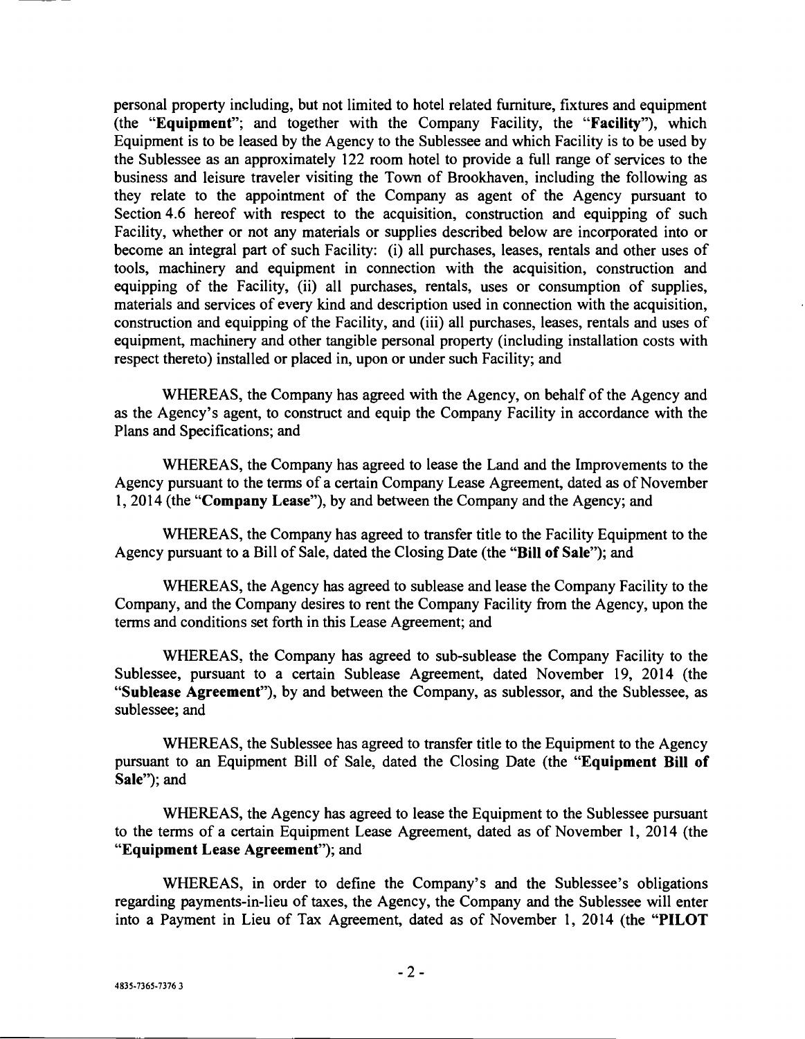personal property including, but not limited to hotel related furniture, fixtures and equipment (the "**Equipment**"; and together with the Company Facility, the "**Facility**"), which Equipment is to be leased by the Agency to the Sublessee and which Facility is to be used by the Sublessee as an approximately 122 room hotel to provide a full range of services to the business and leisure traveler visiting the Town of Brookhaven, including the following as they relate to the appointment of the Company as agent of the Agency pursuant to Section 4.6 hereof with respect to the acquisition, construction and equipping of such Facility, whether or not any materials or supplies described below are incorporated into or become an integral part of such Facility: (i) all purchases, leases, rentals and other uses of tools, machinery and equipment in connection with the acquisition, construction and equipping of the Facility, (ii) all purchases, rentals, uses or consumption of supplies, materials and services of every kind and description used in connection with the acquisition, construction and equipping of the Facility, and (iii) all purchases, leases, rentals and uses of equipment, machinery and other tangible personal property (including installation costs with respect thereto) installed or placed in, upon or under such Facility; and

WHEREAS, the Company has agreed with the Agency, on behalf of the Agency and as the Agency's agent, to construct and equip the Company Facility in accordance with the Plans and Specifications; and

WHEREAS, the Company has agreed to lease the Land and the Improvements to the Agency pursuant to the terms of a certain Company Lease Agreement, dated as of November 1, 2014 (the "**Company Lease**"), by and between the Company and the Agency; and

WHEREAS, the Company has agreed to transfer title to the Facility Equipment to the Agency pursuant to a Bill of Sale, dated the Closing Date (the "**Bill of Sale**"); and

WHEREAS, the Agency has agreed to sublease and lease the Company Facility to the Company, and the Company desires to rent the Company Facility from the Agency, upon the terms and conditions set forth in this Lease Agreement; and

WHEREAS, the Company has agreed to sub-sublease the Company Facility to the Sublessee, pursuant to a certain Sublease Agreement, dated November 19, 2014 (the "**Sublease Agreement**"), by and between the Company, as sublessor, and the Sublessee, as sublessee; and

WHEREAS, the Sublessee has agreed to transfer title to the Equipment to the Agency pursuant to an Equipment Bill of Sale, dated the Closing Date (the "**Equipment Bill of Sale**"); and

WHEREAS, the Agency has agreed to lease the Equipment to the Sublessee pursuant to the terms of a certain Equipment Lease Agreement, dated as of November 1, 2014 (the "**Equipment Lease Agreement**"); and

WHEREAS, in order to define the Company's and the Sublessee's obligations regarding payments-in-lieu of taxes, the Agency, the Company and the Sublessee will enter into a Payment in Lieu of Tax Agreement, dated as of November 1, 2014 (the "**PILOT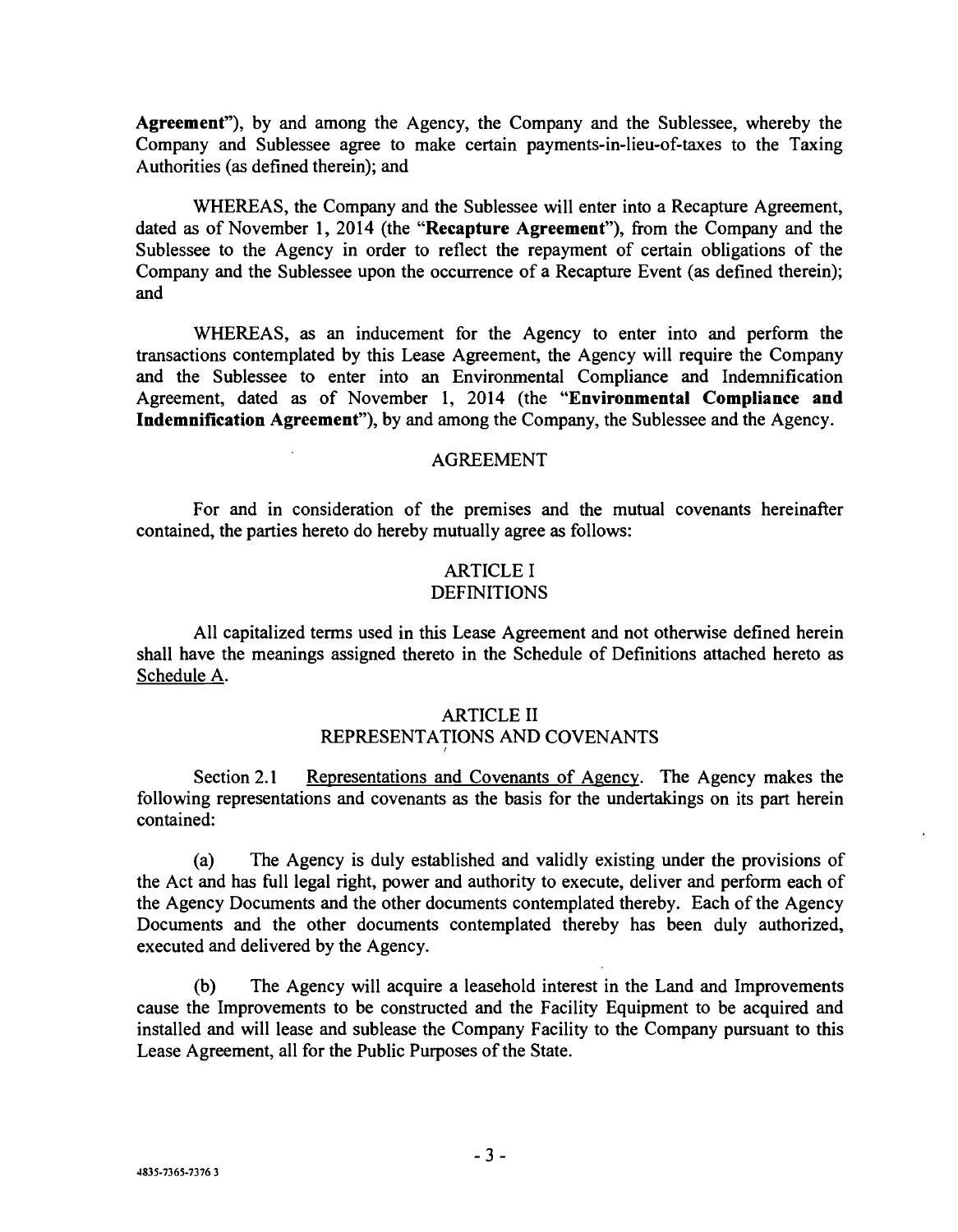**Agreement"**), by and among the Agency, the Company and the Sublessee, whereby the Company and Sublessee agree to make certain payments-in-lieu-of-taxes to the Taxing Authorities (as defined therein); and

WHEREAS, the Company and the Sublessee will enter into a Recapture Agreement, dated as of November 1, 2014 (the "**Recapture Agreement**"), from the Company and the Sublessee to the Agency in order to reflect the repayment of certain obligations of the Company and the Sublessee upon the occurrence of a Recapture Event (as defined therein); and

WHEREAS, as an inducement for the Agency to enter into and perform the transactions contemplated by this Lease Agreement, the Agency will require the Company and the Sublessee to enter into an Environmental Compliance and Indemnification Agreement, dated as of November 1, 2014 (the "**Environmental Compliance and Indemnification Agreement**"), by and among the Company, the Sublessee and the Agency.

## AGREEMENT

For and in consideration of the premises and the mutual covenants hereinafter contained, the parties hereto do hereby mutually agree as follows:

## ARTICLE I
## DEFINITIONS

All capitalized terms used in this Lease Agreement and not otherwise defined herein shall have the meanings assigned thereto in the Schedule of Definitions attached hereto as Schedule A.

## ARTICLE II
## REPRESENTATIONS AND COVENANTS

Section 2.1 Representations and Covenants of Agency. The Agency makes the following representations and covenants as the basis for the undertakings on its part herein contained:

(a) The Agency is duly established and validly existing under the provisions of the Act and has full legal right, power and authority to execute, deliver and perform each of the Agency Documents and the other documents contemplated thereby. Each of the Agency Documents and the other documents contemplated thereby has been duly authorized, executed and delivered by the Agency.

(b) The Agency will acquire a leasehold interest in the Land and Improvements cause the Improvements to be constructed and the Facility Equipment to be acquired and installed and will lease and sublease the Company Facility to the Company pursuant to this Lease Agreement, all for the Public Purposes of the State.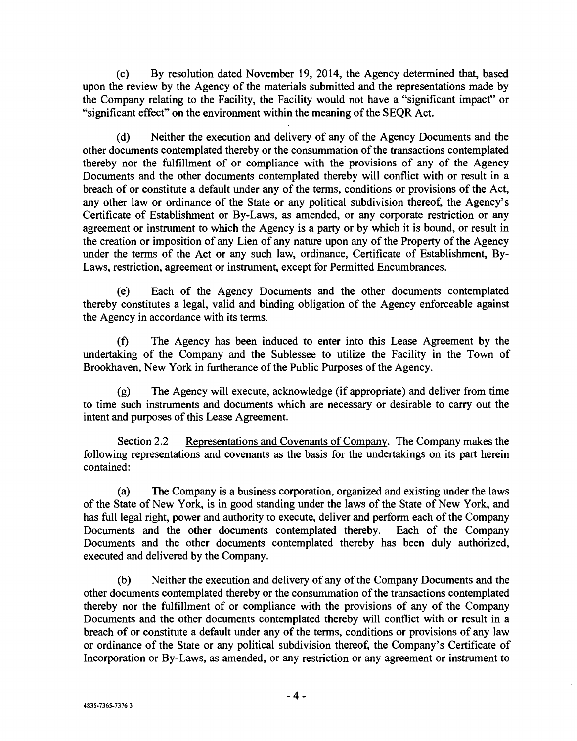(c) By resolution dated November 19, 2014, the Agency determined that, based upon the review by the Agency of the materials submitted and the representations made by the Company relating to the Facility, the Facility would not have a "significant impact" or "significant effect" on the environment within the meaning of the SEQR Act.

(d) Neither the execution and delivery of any of the Agency Documents and the other documents contemplated thereby or the consummation of the transactions contemplated thereby nor the fulfillment of or compliance with the provisions of any of the Agency Documents and the other documents contemplated thereby will conflict with or result in a breach of or constitute a default under any of the terms, conditions or provisions of the Act, any other law or ordinance of the State or any political subdivision thereof, the Agency's Certificate of Establishment or By-Laws, as amended, or any corporate restriction or any agreement or instrument to which the Agency is a party or by which it is bound, or result in the creation or imposition of any Lien of any nature upon any of the Property of the Agency under the terms of the Act or any such law, ordinance, Certificate of Establishment, By-Laws, restriction, agreement or instrument, except for Permitted Encumbrances.

(e) Each of the Agency Documents and the other documents contemplated thereby constitutes a legal, valid and binding obligation of the Agency enforceable against the Agency in accordance with its terms.

(f) The Agency has been induced to enter into this Lease Agreement by the undertaking of the Company and the Sublessee to utilize the Facility in the Town of Brookhaven, New York in furtherance of the Public Purposes of the Agency.

(g) The Agency will execute, acknowledge (if appropriate) and deliver from time to time such instruments and documents which are necessary or desirable to carry out the intent and purposes of this Lease Agreement.

Section 2.2 Representations and Covenants of Company. The Company makes the following representations and covenants as the basis for the undertakings on its part herein contained:

(a) The Company is a business corporation, organized and existing under the laws of the State of New York, is in good standing under the laws of the State of New York, and has full legal right, power and authority to execute, deliver and perform each of the Company Documents and the other documents contemplated thereby. Each of the Company Documents and the other documents contemplated thereby has been duly authorized, executed and delivered by the Company.

(b) Neither the execution and delivery of any of the Company Documents and the other documents contemplated thereby or the consummation of the transactions contemplated thereby nor the fulfillment of or compliance with the provisions of any of the Company Documents and the other documents contemplated thereby will conflict with or result in a breach of or constitute a default under any of the terms, conditions or provisions of any law or ordinance of the State or any political subdivision thereof, the Company's Certificate of Incorporation or By-Laws, as amended, or any restriction or any agreement or instrument to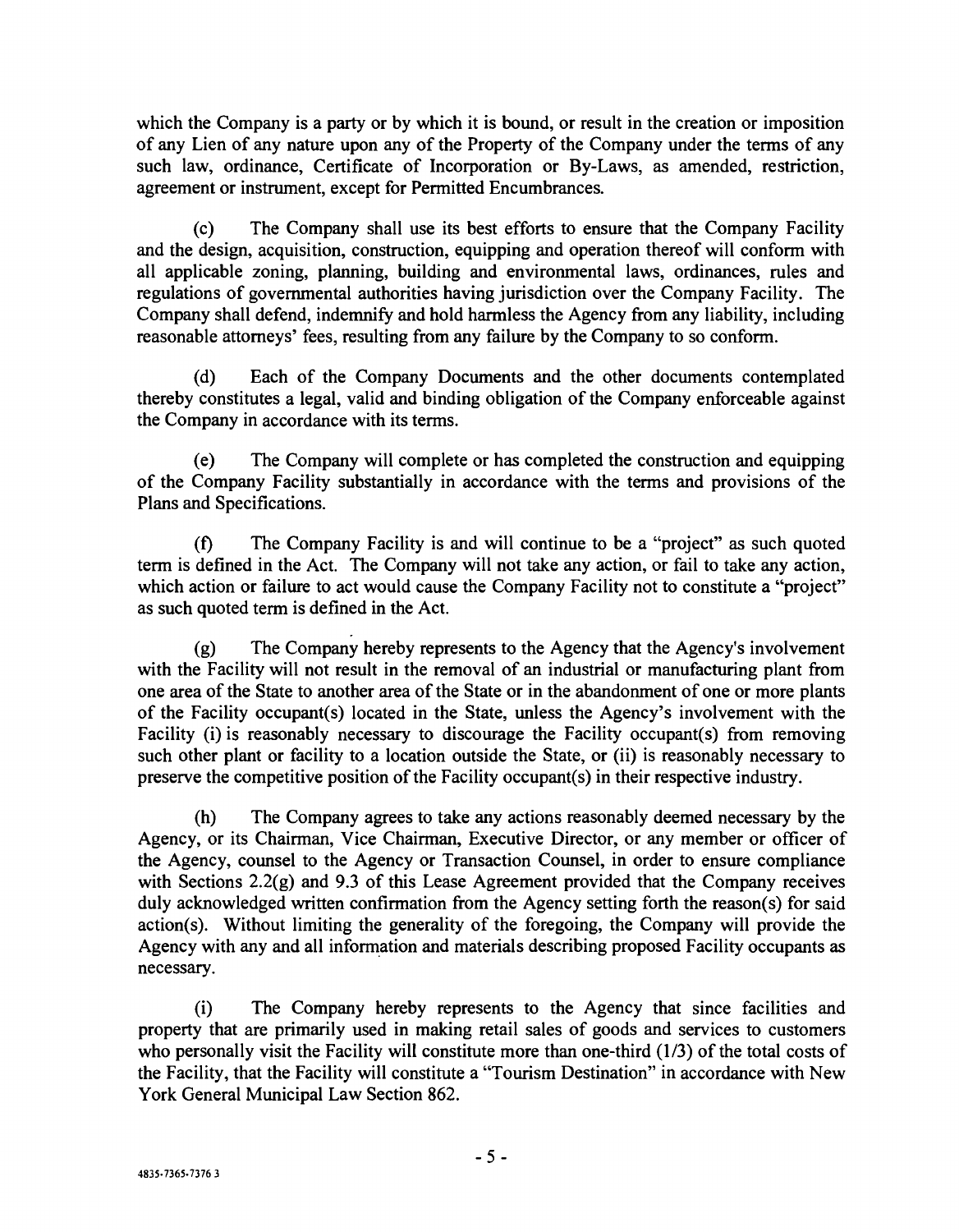which the Company is a party or by which it is bound, or result in the creation or imposition of any Lien of any nature upon any of the Property of the Company under the terms of any such law, ordinance, Certificate of Incorporation or By-Laws, as amended, restriction, agreement or instrument, except for Permitted Encumbrances.

(c) The Company shall use its best efforts to ensure that the Company Facility and the design, acquisition, construction, equipping and operation thereof will conform with all applicable zoning, planning, building and environmental laws, ordinances, rules and regulations of governmental authorities having jurisdiction over the Company Facility. The Company shall defend, indemnify and hold harmless the Agency from any liability, including reasonable attorneys' fees, resulting from any failure by the Company to so conform.

(d) Each of the Company Documents and the other documents contemplated thereby constitutes a legal, valid and binding obligation of the Company enforceable against the Company in accordance with its terms.

(e) The Company will complete or has completed the construction and equipping of the Company Facility substantially in accordance with the terms and provisions of the Plans and Specifications.

(f) The Company Facility is and will continue to be a "project" as such quoted term is defined in the Act. The Company will not take any action, or fail to take any action, which action or failure to act would cause the Company Facility not to constitute a "project" as such quoted term is defined in the Act.

(g) The Company hereby represents to the Agency that the Agency's involvement with the Facility will not result in the removal of an industrial or manufacturing plant from one area of the State to another area of the State or in the abandonment of one or more plants of the Facility occupant(s) located in the State, unless the Agency's involvement with the Facility (i) is reasonably necessary to discourage the Facility occupant(s) from removing such other plant or facility to a location outside the State, or (ii) is reasonably necessary to preserve the competitive position of the Facility occupant(s) in their respective industry.

(h) The Company agrees to take any actions reasonably deemed necessary by the Agency, or its Chairman, Vice Chairman, Executive Director, or any member or officer of the Agency, counsel to the Agency or Transaction Counsel, in order to ensure compliance with Sections 2.2(g) and 9.3 of this Lease Agreement provided that the Company receives duly acknowledged written confirmation from the Agency setting forth the reason(s) for said action(s). Without limiting the generality of the foregoing, the Company will provide the Agency with any and all information and materials describing proposed Facility occupants as necessary.

(i) The Company hereby represents to the Agency that since facilities and property that are primarily used in making retail sales of goods and services to customers who personally visit the Facility will constitute more than one-third (1/3) of the total costs of the Facility, that the Facility will constitute a "Tourism Destination" in accordance with New York General Municipal Law Section 862.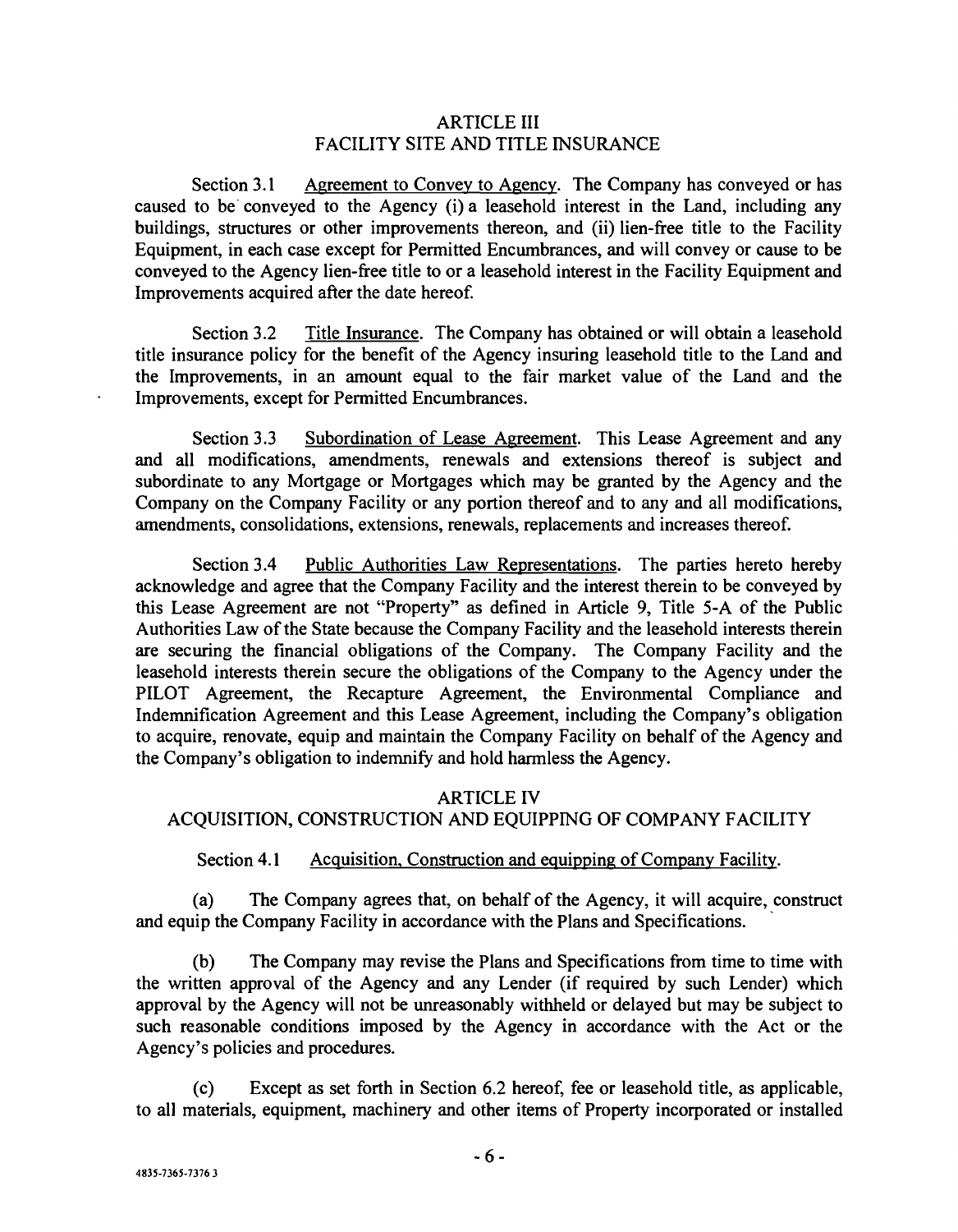## ARTICLE III
## FACILITY SITE AND TITLE INSURANCE

Section 3.1 Agreement to Convey to Agency. The Company has conveyed or has caused to be conveyed to the Agency (i) a leasehold interest in the Land, including any buildings, structures or other improvements thereon, and (ii) lien-free title to the Facility Equipment, in each case except for Permitted Encumbrances, and will convey or cause to be conveyed to the Agency lien-free title to or a leasehold interest in the Facility Equipment and Improvements acquired after the date hereof.

Section 3.2 Title Insurance. The Company has obtained or will obtain a leasehold title insurance policy for the benefit of the Agency insuring leasehold title to the Land and the Improvements, in an amount equal to the fair market value of the Land and the Improvements, except for Permitted Encumbrances.

Section 3.3 Subordination of Lease Agreement. This Lease Agreement and any and all modifications, amendments, renewals and extensions thereof is subject and subordinate to any Mortgage or Mortgages which may be granted by the Agency and the Company on the Company Facility or any portion thereof and to any and all modifications, amendments, consolidations, extensions, renewals, replacements and increases thereof.

Section 3.4 Public Authorities Law Representations. The parties hereto hereby acknowledge and agree that the Company Facility and the interest therein to be conveyed by this Lease Agreement are not "Property" as defined in Article 9, Title 5-A of the Public Authorities Law of the State because the Company Facility and the leasehold interests therein are securing the financial obligations of the Company. The Company Facility and the leasehold interests therein secure the obligations of the Company to the Agency under the PILOT Agreement, the Recapture Agreement, the Environmental Compliance and Indemnification Agreement and this Lease Agreement, including the Company's obligation to acquire, renovate, equip and maintain the Company Facility on behalf of the Agency and the Company's obligation to indemnify and hold harmless the Agency.

## ARTICLE IV
## ACQUISITION, CONSTRUCTION AND EQUIPPING OF COMPANY FACILITY

Section 4.1 Acquisition, Construction and equipping of Company Facility.

(a) The Company agrees that, on behalf of the Agency, it will acquire, construct and equip the Company Facility in accordance with the Plans and Specifications.

(b) The Company may revise the Plans and Specifications from time to time with the written approval of the Agency and any Lender (if required by such Lender) which approval by the Agency will not be unreasonably withheld or delayed but may be subject to such reasonable conditions imposed by the Agency in accordance with the Act or the Agency's policies and procedures.

(c) Except as set forth in Section 6.2 hereof, fee or leasehold title, as applicable, to all materials, equipment, machinery and other items of Property incorporated or installed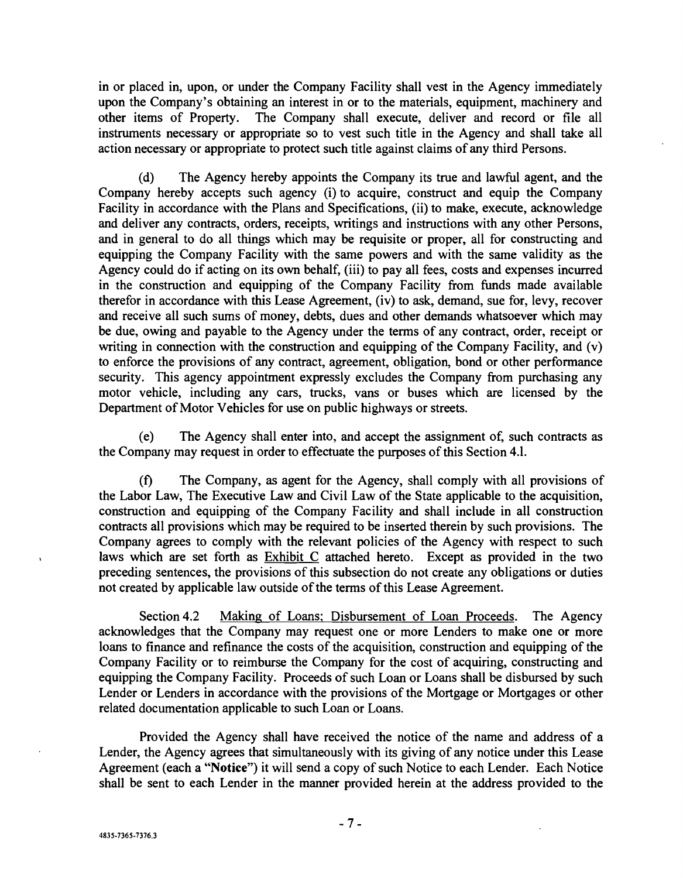in or placed in, upon, or under the Company Facility shall vest in the Agency immediately upon the Company's obtaining an interest in or to the materials, equipment, machinery and other items of Property. The Company shall execute, deliver and record or file all instruments necessary or appropriate so to vest such title in the Agency and shall take all action necessary or appropriate to protect such title against claims of any third Persons.

(d) The Agency hereby appoints the Company its true and lawful agent, and the Company hereby accepts such agency (i) to acquire, construct and equip the Company Facility in accordance with the Plans and Specifications, (ii) to make, execute, acknowledge and deliver any contracts, orders, receipts, writings and instructions with any other Persons, and in general to do all things which may be requisite or proper, all for constructing and equipping the Company Facility with the same powers and with the same validity as the Agency could do if acting on its own behalf, (iii) to pay all fees, costs and expenses incurred in the construction and equipping of the Company Facility from funds made available therefor in accordance with this Lease Agreement, (iv) to ask, demand, sue for, levy, recover and receive all such sums of money, debts, dues and other demands whatsoever which may be due, owing and payable to the Agency under the terms of any contract, order, receipt or writing in connection with the construction and equipping of the Company Facility, and (v) to enforce the provisions of any contract, agreement, obligation, bond or other performance security. This agency appointment expressly excludes the Company from purchasing any motor vehicle, including any cars, trucks, vans or buses which are licensed by the Department of Motor Vehicles for use on public highways or streets.

(e) The Agency shall enter into, and accept the assignment of, such contracts as the Company may request in order to effectuate the purposes of this Section 4.1.

(f) The Company, as agent for the Agency, shall comply with all provisions of the Labor Law, The Executive Law and Civil Law of the State applicable to the acquisition, construction and equipping of the Company Facility and shall include in all construction contracts all provisions which may be required to be inserted therein by such provisions. The Company agrees to comply with the relevant policies of the Agency with respect to such laws which are set forth as Exhibit C attached hereto. Except as provided in the two preceding sentences, the provisions of this subsection do not create any obligations or duties not created by applicable law outside of the terms of this Lease Agreement.

Section 4.2 Making of Loans; Disbursement of Loan Proceeds. The Agency acknowledges that the Company may request one or more Lenders to make one or more loans to finance and refinance the costs of the acquisition, construction and equipping of the Company Facility or to reimburse the Company for the cost of acquiring, constructing and equipping the Company Facility. Proceeds of such Loan or Loans shall be disbursed by such Lender or Lenders in accordance with the provisions of the Mortgage or Mortgages or other related documentation applicable to such Loan or Loans.

Provided the Agency shall have received the notice of the name and address of a Lender, the Agency agrees that simultaneously with its giving of any notice under this Lease Agreement (each a "**Notice**") it will send a copy of such Notice to each Lender. Each Notice shall be sent to each Lender in the manner provided herein at the address provided to the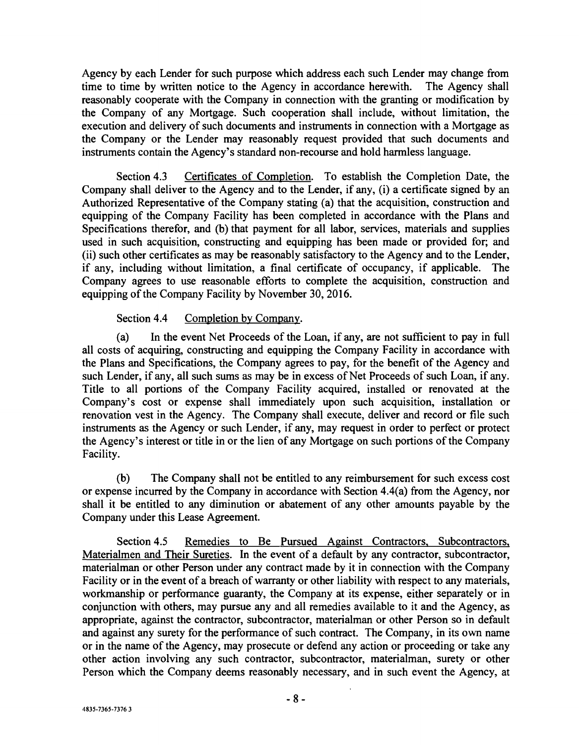Agency by each Lender for such purpose which address each such Lender may change from time to time by written notice to the Agency in accordance herewith. The Agency shall reasonably cooperate with the Company in connection with the granting or modification by the Company of any Mortgage. Such cooperation shall include, without limitation, the execution and delivery of such documents and instruments in connection with a Mortgage as the Company or the Lender may reasonably request provided that such documents and instruments contain the Agency's standard non-recourse and hold harmless language.

Section 4.3 Certificates of Completion. To establish the Completion Date, the Company shall deliver to the Agency and to the Lender, if any, (i) a certificate signed by an Authorized Representative of the Company stating (a) that the acquisition, construction and equipping of the Company Facility has been completed in accordance with the Plans and Specifications therefor, and (b) that payment for all labor, services, materials and supplies used in such acquisition, constructing and equipping has been made or provided for; and (ii) such other certificates as may be reasonably satisfactory to the Agency and to the Lender, if any, including without limitation, a final certificate of occupancy, if applicable. The Company agrees to use reasonable efforts to complete the acquisition, construction and equipping of the Company Facility by November 30, 2016.

Section 4.4 Completion by Company.

(a) In the event Net Proceeds of the Loan, if any, are not sufficient to pay in full all costs of acquiring, constructing and equipping the Company Facility in accordance with the Plans and Specifications, the Company agrees to pay, for the benefit of the Agency and such Lender, if any, all such sums as may be in excess of Net Proceeds of such Loan, if any. Title to all portions of the Company Facility acquired, installed or renovated at the Company's cost or expense shall immediately upon such acquisition, installation or renovation vest in the Agency. The Company shall execute, deliver and record or file such instruments as the Agency or such Lender, if any, may request in order to perfect or protect the Agency's interest or title in or the lien of any Mortgage on such portions of the Company Facility.

(b) The Company shall not be entitled to any reimbursement for such excess cost or expense incurred by the Company in accordance with Section 4.4(a) from the Agency, nor shall it be entitled to any diminution or abatement of any other amounts payable by the Company under this Lease Agreement.

Section 4.5 Remedies to Be Pursued Against Contractors, Subcontractors, Materialmen and Their Sureties. In the event of a default by any contractor, subcontractor, materialman or other Person under any contract made by it in connection with the Company Facility or in the event of a breach of warranty or other liability with respect to any materials, workmanship or performance guaranty, the Company at its expense, either separately or in conjunction with others, may pursue any and all remedies available to it and the Agency, as appropriate, against the contractor, subcontractor, materialman or other Person so in default and against any surety for the performance of such contract. The Company, in its own name or in the name of the Agency, may prosecute or defend any action or proceeding or take any other action involving any such contractor, subcontractor, materialman, surety or other Person which the Company deems reasonably necessary, and in such event the Agency, at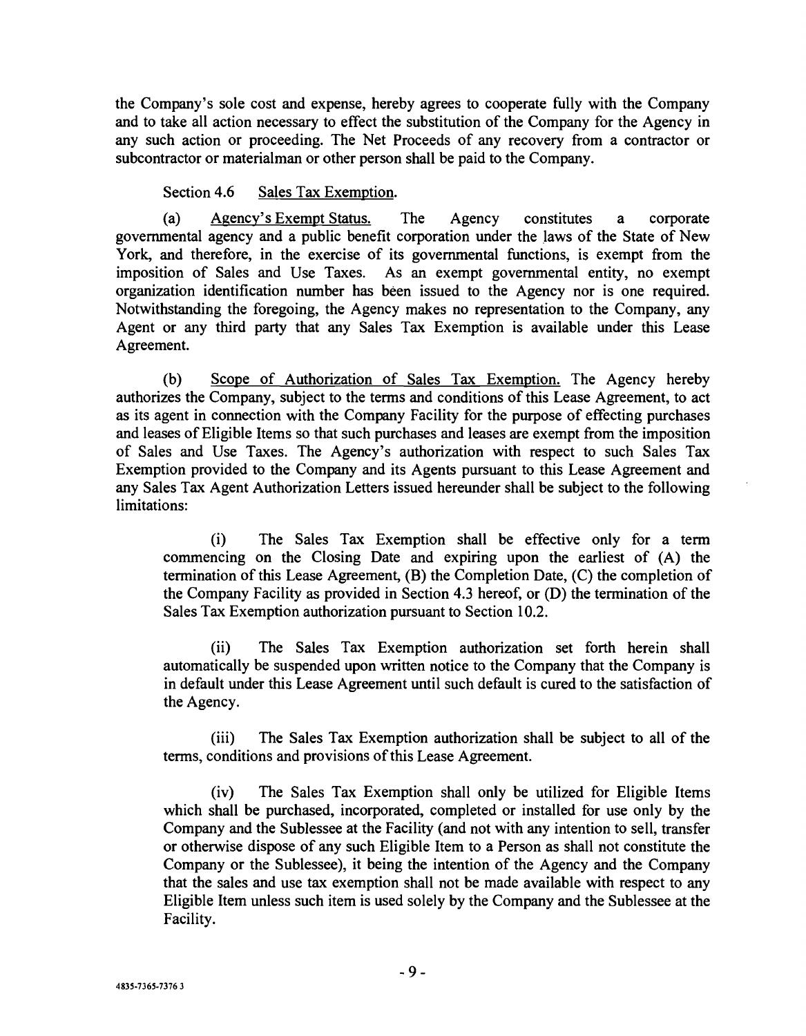the Company's sole cost and expense, hereby agrees to cooperate fully with the Company and to take all action necessary to effect the substitution of the Company for the Agency in any such action or proceeding. The Net Proceeds of any recovery from a contractor or subcontractor or materialman or other person shall be paid to the Company.

Section 4.6 Sales Tax Exemption.

(a) Agency's Exempt Status. The Agency constitutes a corporate governmental agency and a public benefit corporation under the laws of the State of New York, and therefore, in the exercise of its governmental functions, is exempt from the imposition of Sales and Use Taxes. As an exempt governmental entity, no exempt organization identification number has been issued to the Agency nor is one required. Notwithstanding the foregoing, the Agency makes no representation to the Company, any Agent or any third party that any Sales Tax Exemption is available under this Lease Agreement.

(b) Scope of Authorization of Sales Tax Exemption. The Agency hereby authorizes the Company, subject to the terms and conditions of this Lease Agreement, to act as its agent in connection with the Company Facility for the purpose of effecting purchases and leases of Eligible Items so that such purchases and leases are exempt from the imposition of Sales and Use Taxes. The Agency's authorization with respect to such Sales Tax Exemption provided to the Company and its Agents pursuant to this Lease Agreement and any Sales Tax Agent Authorization Letters issued hereunder shall be subject to the following limitations:

(i) The Sales Tax Exemption shall be effective only for a term commencing on the Closing Date and expiring upon the earliest of (A) the termination of this Lease Agreement, (B) the Completion Date, (C) the completion of the Company Facility as provided in Section 4.3 hereof, or (D) the termination of the Sales Tax Exemption authorization pursuant to Section 10.2.

(ii) The Sales Tax Exemption authorization set forth herein shall automatically be suspended upon written notice to the Company that the Company is in default under this Lease Agreement until such default is cured to the satisfaction of the Agency.

(iii) The Sales Tax Exemption authorization shall be subject to all of the terms, conditions and provisions of this Lease Agreement.

(iv) The Sales Tax Exemption shall only be utilized for Eligible Items which shall be purchased, incorporated, completed or installed for use only by the Company and the Sublessee at the Facility (and not with any intention to sell, transfer or otherwise dispose of any such Eligible Item to a Person as shall not constitute the Company or the Sublessee), it being the intention of the Agency and the Company that the sales and use tax exemption shall not be made available with respect to any Eligible Item unless such item is used solely by the Company and the Sublessee at the Facility.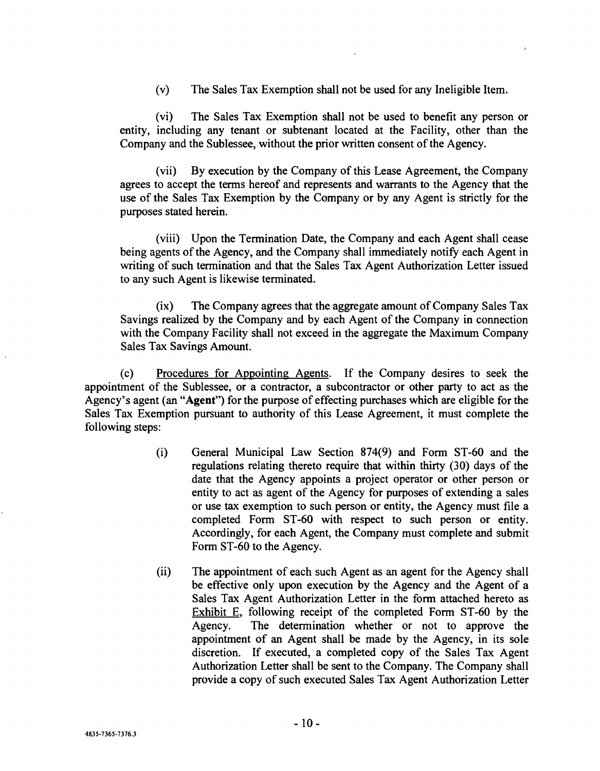(v) The Sales Tax Exemption shall not be used for any Ineligible Item.

(vi) The Sales Tax Exemption shall not be used to benefit any person or entity, including any tenant or subtenant located at the Facility, other than the Company and the Sublessee, without the prior written consent of the Agency.

(vii) By execution by the Company of this Lease Agreement, the Company agrees to accept the terms hereof and represents and warrants to the Agency that the use of the Sales Tax Exemption by the Company or by any Agent is strictly for the purposes stated herein.

(viii) Upon the Termination Date, the Company and each Agent shall cease being agents of the Agency, and the Company shall immediately notify each Agent in writing of such termination and that the Sales Tax Agent Authorization Letter issued to any such Agent is likewise terminated.

(ix) The Company agrees that the aggregate amount of Company Sales Tax Savings realized by the Company and by each Agent of the Company in connection with the Company Facility shall not exceed in the aggregate the Maximum Company Sales Tax Savings Amount.

(c) Procedures for Appointing Agents. If the Company desires to seek the appointment of the Sublessee, or a contractor, a subcontractor or other party to act as the Agency's agent (an "**Agent**") for the purpose of effecting purchases which are eligible for the Sales Tax Exemption pursuant to authority of this Lease Agreement, it must complete the following steps:

(i) General Municipal Law Section 874(9) and Form ST-60 and the regulations relating thereto require that within thirty (30) days of the date that the Agency appoints a project operator or other person or entity to act as agent of the Agency for purposes of extending a sales or use tax exemption to such person or entity, the Agency must file a completed Form ST-60 with respect to such person or entity. Accordingly, for each Agent, the Company must complete and submit Form ST-60 to the Agency.

(ii) The appointment of each such Agent as an agent for the Agency shall be effective only upon execution by the Agency and the Agent of a Sales Tax Agent Authorization Letter in the form attached hereto as Exhibit E, following receipt of the completed Form ST-60 by the Agency. The determination whether or not to approve the appointment of an Agent shall be made by the Agency, in its sole discretion. If executed, a completed copy of the Sales Tax Agent Authorization Letter shall be sent to the Company. The Company shall provide a copy of such executed Sales Tax Agent Authorization Letter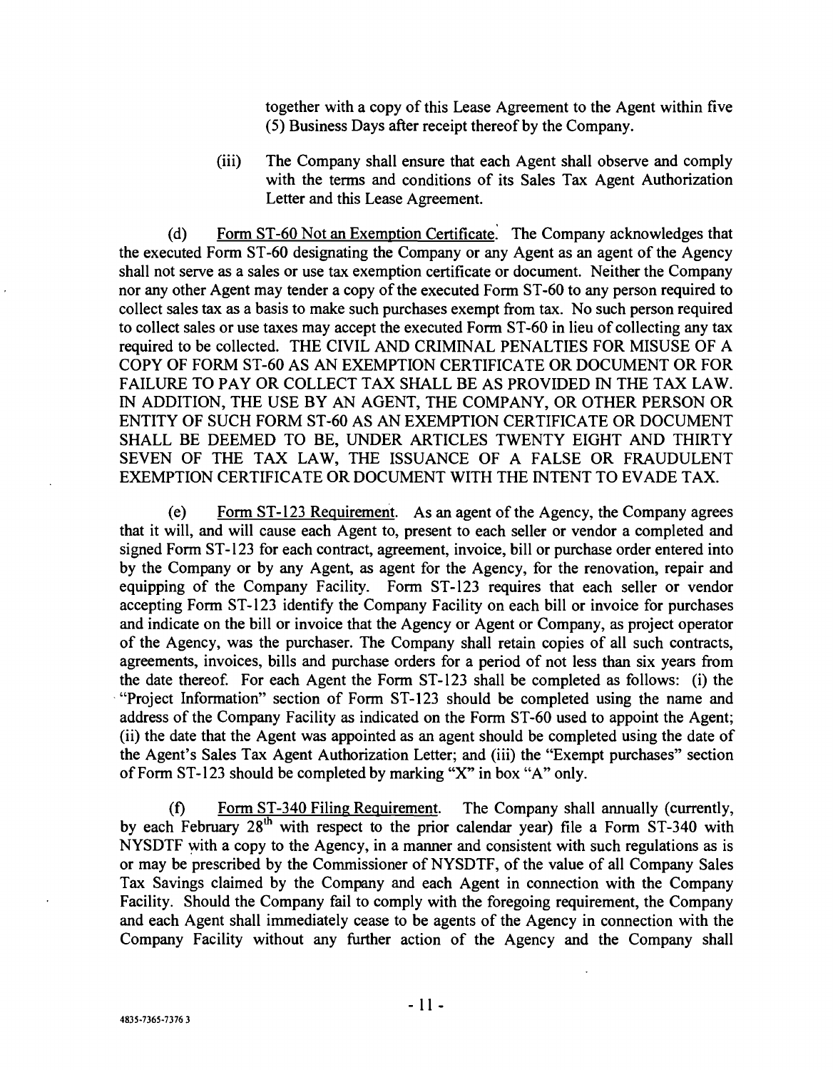together with a copy of this Lease Agreement to the Agent within five (5) Business Days after receipt thereof by the Company.

(iii) The Company shall ensure that each Agent shall observe and comply with the terms and conditions of its Sales Tax Agent Authorization Letter and this Lease Agreement.

(d) Form ST-60 Not an Exemption Certificate. The Company acknowledges that the executed Form ST-60 designating the Company or any Agent as an agent of the Agency shall not serve as a sales or use tax exemption certificate or document. Neither the Company nor any other Agent may tender a copy of the executed Form ST-60 to any person required to collect sales tax as a basis to make such purchases exempt from tax. No such person required to collect sales or use taxes may accept the executed Form ST-60 in lieu of collecting any tax required to be collected. THE CIVIL AND CRIMINAL PENALTIES FOR MISUSE OF A COPY OF FORM ST-60 AS AN EXEMPTION CERTIFICATE OR DOCUMENT OR FOR FAILURE TO PAY OR COLLECT TAX SHALL BE AS PROVIDED IN THE TAX LAW. IN ADDITION, THE USE BY AN AGENT, THE COMPANY, OR OTHER PERSON OR ENTITY OF SUCH FORM ST-60 AS AN EXEMPTION CERTIFICATE OR DOCUMENT SHALL BE DEEMED TO BE, UNDER ARTICLES TWENTY EIGHT AND THIRTY SEVEN OF THE TAX LAW, THE ISSUANCE OF A FALSE OR FRAUDULENT EXEMPTION CERTIFICATE OR DOCUMENT WITH THE INTENT TO EVADE TAX.

(e) Form ST-123 Requirement. As an agent of the Agency, the Company agrees that it will, and will cause each Agent to, present to each seller or vendor a completed and signed Form ST-123 for each contract, agreement, invoice, bill or purchase order entered into by the Company or by any Agent, as agent for the Agency, for the renovation, repair and equipping of the Company Facility. Form ST-123 requires that each seller or vendor accepting Form ST-123 identify the Company Facility on each bill or invoice for purchases and indicate on the bill or invoice that the Agency or Agent or Company, as project operator of the Agency, was the purchaser. The Company shall retain copies of all such contracts, agreements, invoices, bills and purchase orders for a period of not less than six years from the date thereof. For each Agent the Form ST-123 shall be completed as follows: (i) the "Project Information" section of Form ST-123 should be completed using the name and address of the Company Facility as indicated on the Form ST-60 used to appoint the Agent; (ii) the date that the Agent was appointed as an agent should be completed using the date of the Agent's Sales Tax Agent Authorization Letter; and (iii) the "Exempt purchases" section of Form ST-123 should be completed by marking "X" in box "A" only.

(f) Form ST-340 Filing Requirement. The Company shall annually (currently, by each February 28th with respect to the prior calendar year) file a Form ST-340 with NYSDTF with a copy to the Agency, in a manner and consistent with such regulations as is or may be prescribed by the Commissioner of NYSDTF, of the value of all Company Sales Tax Savings claimed by the Company and each Agent in connection with the Company Facility. Should the Company fail to comply with the foregoing requirement, the Company and each Agent shall immediately cease to be agents of the Agency in connection with the Company Facility without any further action of the Agency and the Company shall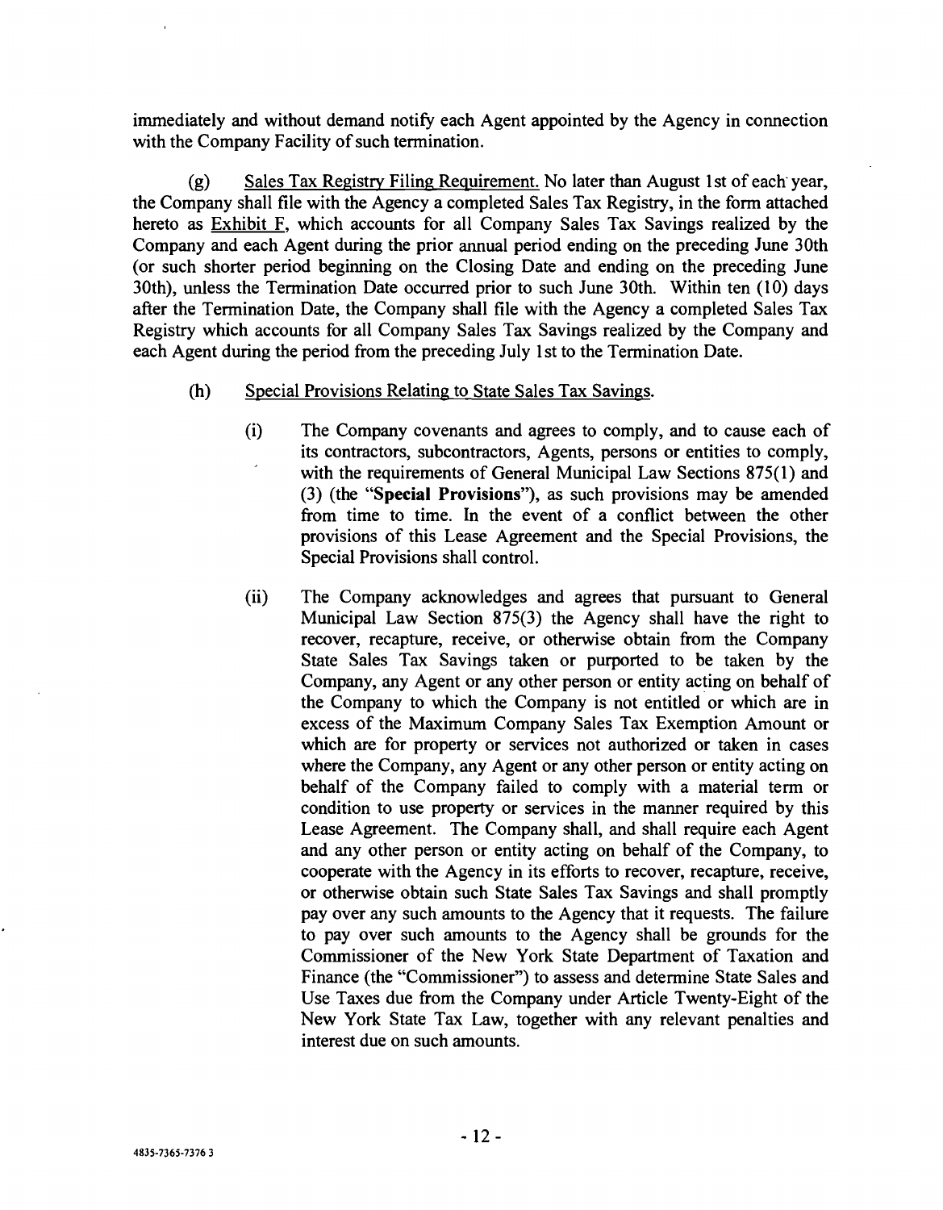immediately and without demand notify each Agent appointed by the Agency in connection with the Company Facility of such termination.

(g) Sales Tax Registry Filing Requirement. No later than August 1st of each year, the Company shall file with the Agency a completed Sales Tax Registry, in the form attached hereto as Exhibit F, which accounts for all Company Sales Tax Savings realized by the Company and each Agent during the prior annual period ending on the preceding June 30th (or such shorter period beginning on the Closing Date and ending on the preceding June 30th), unless the Termination Date occurred prior to such June 30th. Within ten (10) days after the Termination Date, the Company shall file with the Agency a completed Sales Tax Registry which accounts for all Company Sales Tax Savings realized by the Company and each Agent during the period from the preceding July 1st to the Termination Date.

(h) Special Provisions Relating to State Sales Tax Savings.

(i) The Company covenants and agrees to comply, and to cause each of its contractors, subcontractors, Agents, persons or entities to comply, with the requirements of General Municipal Law Sections 875(1) and (3) (the "**Special Provisions**"), as such provisions may be amended from time to time. In the event of a conflict between the other provisions of this Lease Agreement and the Special Provisions, the Special Provisions shall control.

(ii) The Company acknowledges and agrees that pursuant to General Municipal Law Section 875(3) the Agency shall have the right to recover, recapture, receive, or otherwise obtain from the Company State Sales Tax Savings taken or purported to be taken by the Company, any Agent or any other person or entity acting on behalf of the Company to which the Company is not entitled or which are in excess of the Maximum Company Sales Tax Exemption Amount or which are for property or services not authorized or taken in cases where the Company, any Agent or any other person or entity acting on behalf of the Company failed to comply with a material term or condition to use property or services in the manner required by this Lease Agreement. The Company shall, and shall require each Agent and any other person or entity acting on behalf of the Company, to cooperate with the Agency in its efforts to recover, recapture, receive, or otherwise obtain such State Sales Tax Savings and shall promptly pay over any such amounts to the Agency that it requests. The failure to pay over such amounts to the Agency shall be grounds for the Commissioner of the New York State Department of Taxation and Finance (the "Commissioner") to assess and determine State Sales and Use Taxes due from the Company under Article Twenty-Eight of the New York State Tax Law, together with any relevant penalties and interest due on such amounts.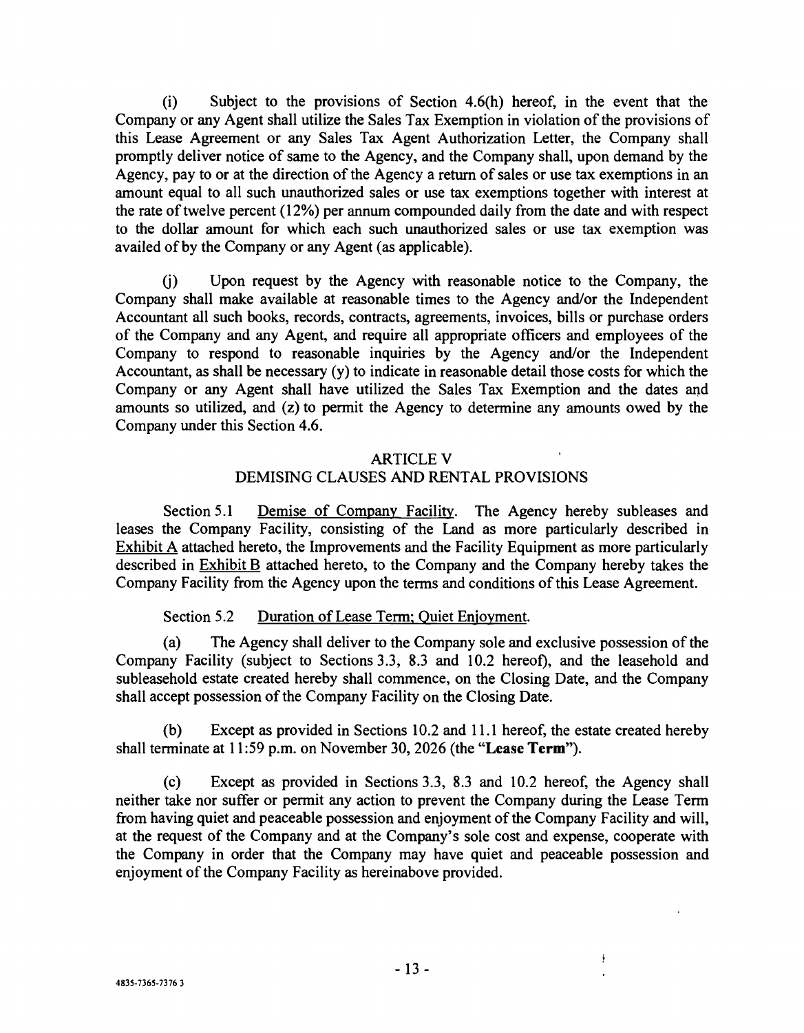(i) Subject to the provisions of Section 4.6(h) hereof, in the event that the Company or any Agent shall utilize the Sales Tax Exemption in violation of the provisions of this Lease Agreement or any Sales Tax Agent Authorization Letter, the Company shall promptly deliver notice of same to the Agency, and the Company shall, upon demand by the Agency, pay to or at the direction of the Agency a return of sales or use tax exemptions in an amount equal to all such unauthorized sales or use tax exemptions together with interest at the rate of twelve percent (12%) per annum compounded daily from the date and with respect to the dollar amount for which each such unauthorized sales or use tax exemption was availed of by the Company or any Agent (as applicable).

(j) Upon request by the Agency with reasonable notice to the Company, the Company shall make available at reasonable times to the Agency and/or the Independent Accountant all such books, records, contracts, agreements, invoices, bills or purchase orders of the Company and any Agent, and require all appropriate officers and employees of the Company to respond to reasonable inquiries by the Agency and/or the Independent Accountant, as shall be necessary (y) to indicate in reasonable detail those costs for which the Company or any Agent shall have utilized the Sales Tax Exemption and the dates and amounts so utilized, and (z) to permit the Agency to determine any amounts owed by the Company under this Section 4.6.

## ARTICLE V
## DEMISING CLAUSES AND RENTAL PROVISIONS

Section 5.1 Demise of Company Facility. The Agency hereby subleases and leases the Company Facility, consisting of the Land as more particularly described in Exhibit A attached hereto, the Improvements and the Facility Equipment as more particularly described in Exhibit B attached hereto, to the Company and the Company hereby takes the Company Facility from the Agency upon the terms and conditions of this Lease Agreement.

Section 5.2 Duration of Lease Term; Quiet Enjoyment.

(a) The Agency shall deliver to the Company sole and exclusive possession of the Company Facility (subject to Sections 3.3, 8.3 and 10.2 hereof), and the leasehold and subleasehold estate created hereby shall commence, on the Closing Date, and the Company shall accept possession of the Company Facility on the Closing Date.

(b) Except as provided in Sections 10.2 and 11.1 hereof, the estate created hereby shall terminate at 11:59 p.m. on November 30, 2026 (the "**Lease Term**").

(c) Except as provided in Sections 3.3, 8.3 and 10.2 hereof, the Agency shall neither take nor suffer or permit any action to prevent the Company during the Lease Term from having quiet and peaceable possession and enjoyment of the Company Facility and will, at the request of the Company and at the Company's sole cost and expense, cooperate with the Company in order that the Company may have quiet and peaceable possession and enjoyment of the Company Facility as hereinabove provided.

4835-7365-7376 3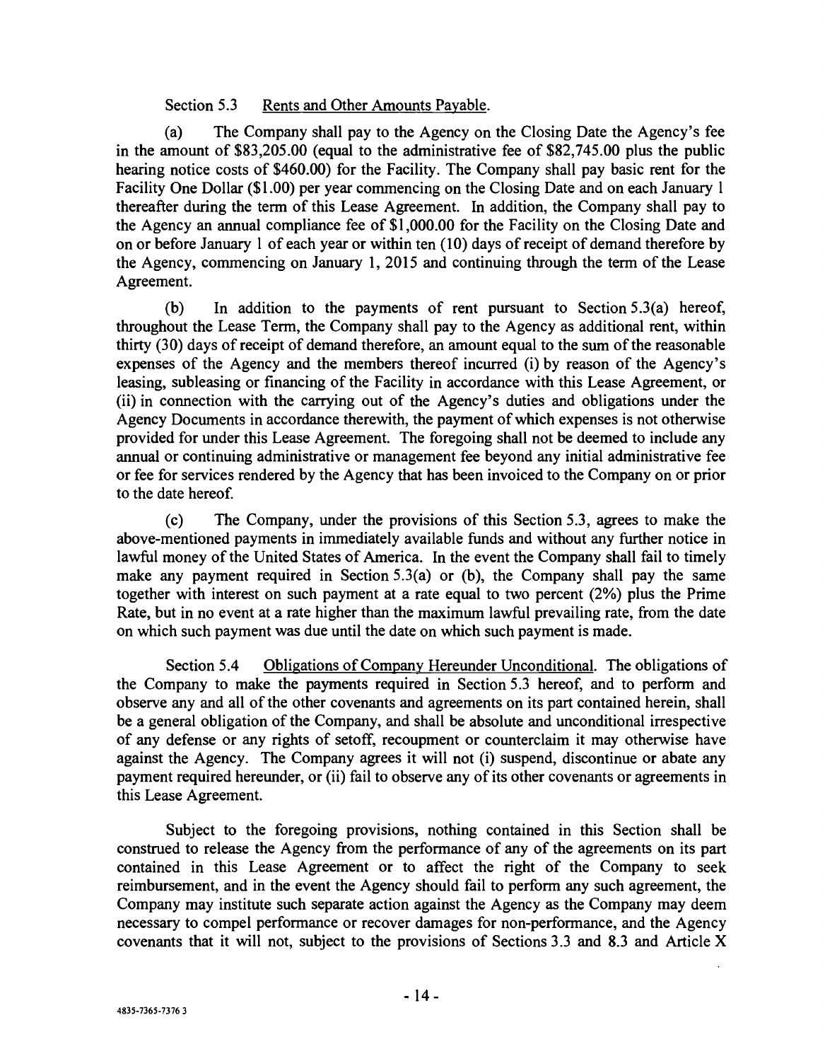Section 5.3 Rents and Other Amounts Payable.

(a) The Company shall pay to the Agency on the Closing Date the Agency's fee in the amount of $83,205.00 (equal to the administrative fee of $82,745.00 plus the public hearing notice costs of $460.00) for the Facility. The Company shall pay basic rent for the Facility One Dollar ($1.00) per year commencing on the Closing Date and on each January 1 thereafter during the term of this Lease Agreement. In addition, the Company shall pay to the Agency an annual compliance fee of $1,000.00 for the Facility on the Closing Date and on or before January 1 of each year or within ten (10) days of receipt of demand therefore by the Agency, commencing on January 1, 2015 and continuing through the term of the Lease Agreement.

(b) In addition to the payments of rent pursuant to Section 5.3(a) hereof, throughout the Lease Term, the Company shall pay to the Agency as additional rent, within thirty (30) days of receipt of demand therefore, an amount equal to the sum of the reasonable expenses of the Agency and the members thereof incurred (i) by reason of the Agency's leasing, subleasing or financing of the Facility in accordance with this Lease Agreement, or (ii) in connection with the carrying out of the Agency's duties and obligations under the Agency Documents in accordance therewith, the payment of which expenses is not otherwise provided for under this Lease Agreement. The foregoing shall not be deemed to include any annual or continuing administrative or management fee beyond any initial administrative fee or fee for services rendered by the Agency that has been invoiced to the Company on or prior to the date hereof.

(c) The Company, under the provisions of this Section 5.3, agrees to make the above-mentioned payments in immediately available funds and without any further notice in lawful money of the United States of America. In the event the Company shall fail to timely make any payment required in Section 5.3(a) or (b), the Company shall pay the same together with interest on such payment at a rate equal to two percent (2%) plus the Prime Rate, but in no event at a rate higher than the maximum lawful prevailing rate, from the date on which such payment was due until the date on which such payment is made.

Section 5.4 Obligations of Company Hereunder Unconditional. The obligations of the Company to make the payments required in Section 5.3 hereof, and to perform and observe any and all of the other covenants and agreements on its part contained herein, shall be a general obligation of the Company, and shall be absolute and unconditional irrespective of any defense or any rights of setoff, recoupment or counterclaim it may otherwise have against the Agency. The Company agrees it will not (i) suspend, discontinue or abate any payment required hereunder, or (ii) fail to observe any of its other covenants or agreements in this Lease Agreement.

Subject to the foregoing provisions, nothing contained in this Section shall be construed to release the Agency from the performance of any of the agreements on its part contained in this Lease Agreement or to affect the right of the Company to seek reimbursement, and in the event the Agency should fail to perform any such agreement, the Company may institute such separate action against the Agency as the Company may deem necessary to compel performance or recover damages for non-performance, and the Agency covenants that it will not, subject to the provisions of Sections 3.3 and 8.3 and Article X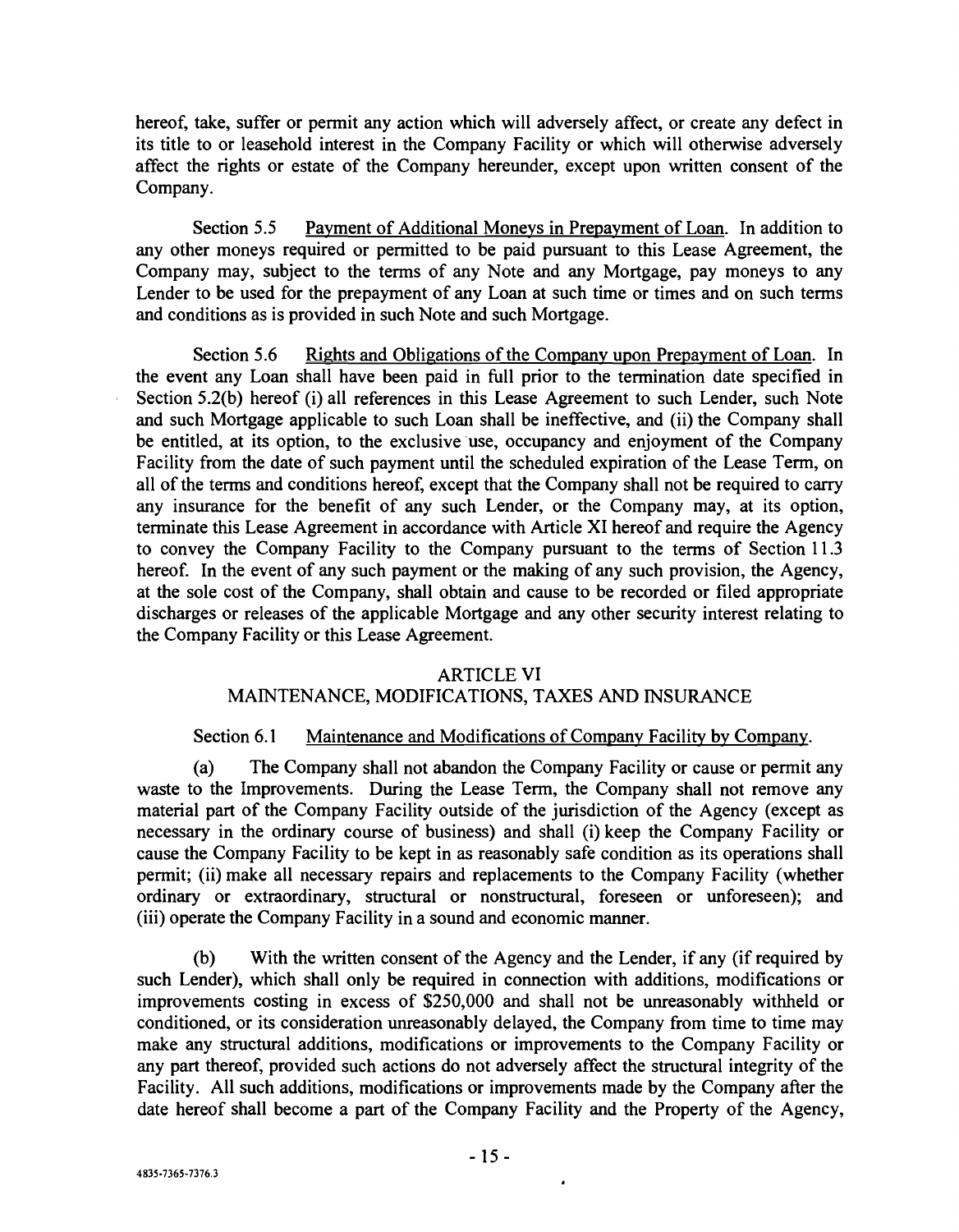hereof, take, suffer or permit any action which will adversely affect, or create any defect in its title to or leasehold interest in the Company Facility or which will otherwise adversely affect the rights or estate of the Company hereunder, except upon written consent of the Company.

Section 5.5 Payment of Additional Moneys in Prepayment of Loan. In addition to any other moneys required or permitted to be paid pursuant to this Lease Agreement, the Company may, subject to the terms of any Note and any Mortgage, pay moneys to any Lender to be used for the prepayment of any Loan at such time or times and on such terms and conditions as is provided in such Note and such Mortgage.

Section 5.6 Rights and Obligations of the Company upon Prepayment of Loan. In the event any Loan shall have been paid in full prior to the termination date specified in Section 5.2(b) hereof (i) all references in this Lease Agreement to such Lender, such Note and such Mortgage applicable to such Loan shall be ineffective, and (ii) the Company shall be entitled, at its option, to the exclusive use, occupancy and enjoyment of the Company Facility from the date of such payment until the scheduled expiration of the Lease Term, on all of the terms and conditions hereof, except that the Company shall not be required to carry any insurance for the benefit of any such Lender, or the Company may, at its option, terminate this Lease Agreement in accordance with Article XI hereof and require the Agency to convey the Company Facility to the Company pursuant to the terms of Section 11.3 hereof. In the event of any such payment or the making of any such provision, the Agency, at the sole cost of the Company, shall obtain and cause to be recorded or filed appropriate discharges or releases of the applicable Mortgage and any other security interest relating to the Company Facility or this Lease Agreement.

## ARTICLE VI
## MAINTENANCE, MODIFICATIONS, TAXES AND INSURANCE

Section 6.1 Maintenance and Modifications of Company Facility by Company.

(a) The Company shall not abandon the Company Facility or cause or permit any waste to the Improvements. During the Lease Term, the Company shall not remove any material part of the Company Facility outside of the jurisdiction of the Agency (except as necessary in the ordinary course of business) and shall (i) keep the Company Facility or cause the Company Facility to be kept in as reasonably safe condition as its operations shall permit; (ii) make all necessary repairs and replacements to the Company Facility (whether ordinary or extraordinary, structural or nonstructural, foreseen or unforeseen); and (iii) operate the Company Facility in a sound and economic manner.

(b) With the written consent of the Agency and the Lender, if any (if required by such Lender), which shall only be required in connection with additions, modifications or improvements costing in excess of $250,000 and shall not be unreasonably withheld or conditioned, or its consideration unreasonably delayed, the Company from time to time may make any structural additions, modifications or improvements to the Company Facility or any part thereof, provided such actions do not adversely affect the structural integrity of the Facility. All such additions, modifications or improvements made by the Company after the date hereof shall become a part of the Company Facility and the Property of the Agency,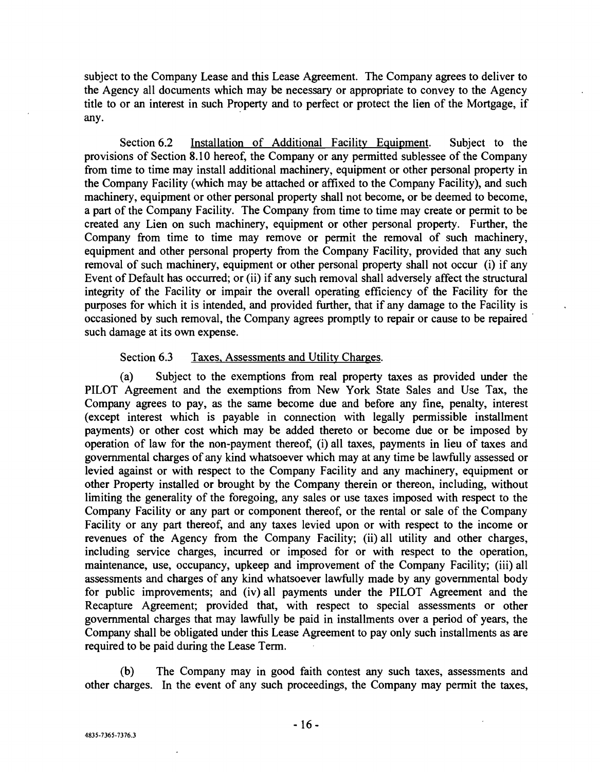subject to the Company Lease and this Lease Agreement. The Company agrees to deliver to the Agency all documents which may be necessary or appropriate to convey to the Agency title to or an interest in such Property and to perfect or protect the lien of the Mortgage, if any.

Section 6.2 Installation of Additional Facility Equipment. Subject to the provisions of Section 8.10 hereof, the Company or any permitted sublessee of the Company from time to time may install additional machinery, equipment or other personal property in the Company Facility (which may be attached or affixed to the Company Facility), and such machinery, equipment or other personal property shall not become, or be deemed to become, a part of the Company Facility. The Company from time to time may create or permit to be created any Lien on such machinery, equipment or other personal property. Further, the Company from time to time may remove or permit the removal of such machinery, equipment and other personal property from the Company Facility, provided that any such removal of such machinery, equipment or other personal property shall not occur (i) if any Event of Default has occurred; or (ii) if any such removal shall adversely affect the structural integrity of the Facility or impair the overall operating efficiency of the Facility for the purposes for which it is intended, and provided further, that if any damage to the Facility is occasioned by such removal, the Company agrees promptly to repair or cause to be repaired such damage at its own expense.

Section 6.3 Taxes, Assessments and Utility Charges.

(a) Subject to the exemptions from real property taxes as provided under the PILOT Agreement and the exemptions from New York State Sales and Use Tax, the Company agrees to pay, as the same become due and before any fine, penalty, interest (except interest which is payable in connection with legally permissible installment payments) or other cost which may be added thereto or become due or be imposed by operation of law for the non-payment thereof, (i) all taxes, payments in lieu of taxes and governmental charges of any kind whatsoever which may at any time be lawfully assessed or levied against or with respect to the Company Facility and any machinery, equipment or other Property installed or brought by the Company therein or thereon, including, without limiting the generality of the foregoing, any sales or use taxes imposed with respect to the Company Facility or any part or component thereof, or the rental or sale of the Company Facility or any part thereof, and any taxes levied upon or with respect to the income or revenues of the Agency from the Company Facility; (ii) all utility and other charges, including service charges, incurred or imposed for or with respect to the operation, maintenance, use, occupancy, upkeep and improvement of the Company Facility; (iii) all assessments and charges of any kind whatsoever lawfully made by any governmental body for public improvements; and (iv) all payments under the PILOT Agreement and the Recapture Agreement; provided that, with respect to special assessments or other governmental charges that may lawfully be paid in installments over a period of years, the Company shall be obligated under this Lease Agreement to pay only such installments as are required to be paid during the Lease Term.

(b) The Company may in good faith contest any such taxes, assessments and other charges. In the event of any such proceedings, the Company may permit the taxes,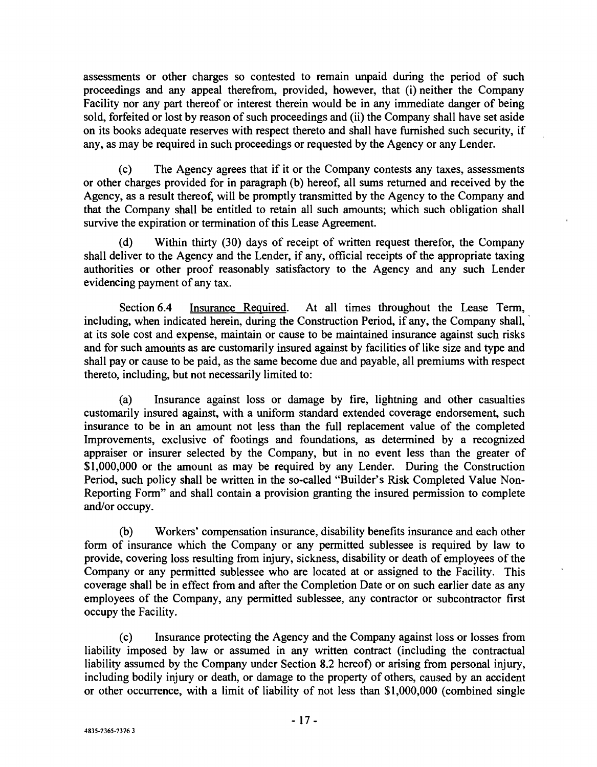assessments or other charges so contested to remain unpaid during the period of such proceedings and any appeal therefrom, provided, however, that (i) neither the Company Facility nor any part thereof or interest therein would be in any immediate danger of being sold, forfeited or lost by reason of such proceedings and (ii) the Company shall have set aside on its books adequate reserves with respect thereto and shall have furnished such security, if any, as may be required in such proceedings or requested by the Agency or any Lender.

(c) The Agency agrees that if it or the Company contests any taxes, assessments or other charges provided for in paragraph (b) hereof, all sums returned and received by the Agency, as a result thereof, will be promptly transmitted by the Agency to the Company and that the Company shall be entitled to retain all such amounts; which such obligation shall survive the expiration or termination of this Lease Agreement.

(d) Within thirty (30) days of receipt of written request therefor, the Company shall deliver to the Agency and the Lender, if any, official receipts of the appropriate taxing authorities or other proof reasonably satisfactory to the Agency and any such Lender evidencing payment of any tax.

Section 6.4 Insurance Required. At all times throughout the Lease Term, including, when indicated herein, during the Construction Period, if any, the Company shall, at its sole cost and expense, maintain or cause to be maintained insurance against such risks and for such amounts as are customarily insured against by facilities of like size and type and shall pay or cause to be paid, as the same become due and payable, all premiums with respect thereto, including, but not necessarily limited to:

(a) Insurance against loss or damage by fire, lightning and other casualties customarily insured against, with a uniform standard extended coverage endorsement, such insurance to be in an amount not less than the full replacement value of the completed Improvements, exclusive of footings and foundations, as determined by a recognized appraiser or insurer selected by the Company, but in no event less than the greater of $1,000,000 or the amount as may be required by any Lender. During the Construction Period, such policy shall be written in the so-called "Builder's Risk Completed Value Non-Reporting Form" and shall contain a provision granting the insured permission to complete and/or occupy.

(b) Workers' compensation insurance, disability benefits insurance and each other form of insurance which the Company or any permitted sublessee is required by law to provide, covering loss resulting from injury, sickness, disability or death of employees of the Company or any permitted sublessee who are located at or assigned to the Facility. This coverage shall be in effect from and after the Completion Date or on such earlier date as any employees of the Company, any permitted sublessee, any contractor or subcontractor first occupy the Facility.

(c) Insurance protecting the Agency and the Company against loss or losses from liability imposed by law or assumed in any written contract (including the contractual liability assumed by the Company under Section 8.2 hereof) or arising from personal injury, including bodily injury or death, or damage to the property of others, caused by an accident or other occurrence, with a limit of liability of not less than $1,000,000 (combined single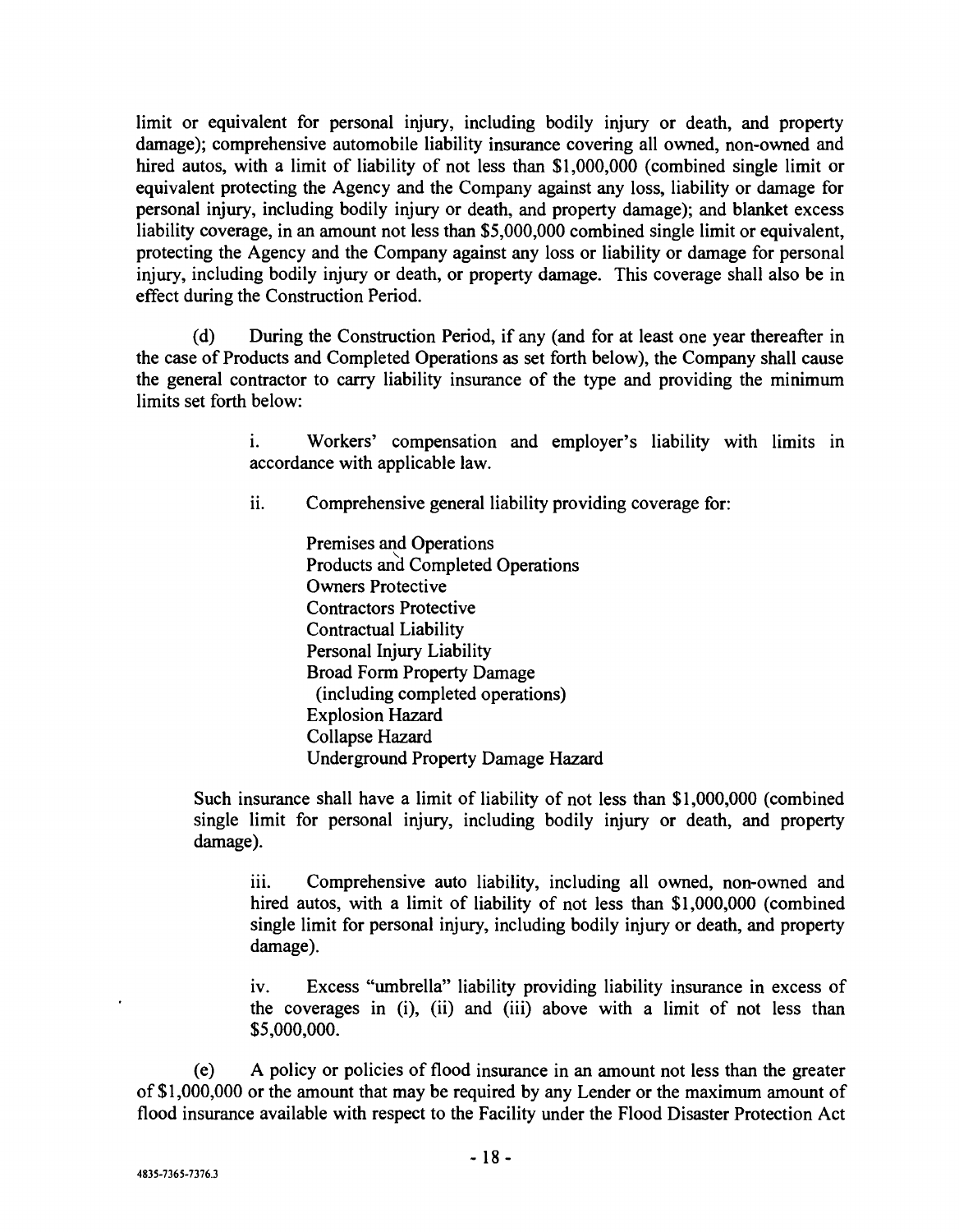limit or equivalent for personal injury, including bodily injury or death, and property damage); comprehensive automobile liability insurance covering all owned, non-owned and hired autos, with a limit of liability of not less than $1,000,000 (combined single limit or equivalent protecting the Agency and the Company against any loss, liability or damage for personal injury, including bodily injury or death, and property damage); and blanket excess liability coverage, in an amount not less than $5,000,000 combined single limit or equivalent, protecting the Agency and the Company against any loss or liability or damage for personal injury, including bodily injury or death, or property damage. This coverage shall also be in effect during the Construction Period.

(d) During the Construction Period, if any (and for at least one year thereafter in the case of Products and Completed Operations as set forth below), the Company shall cause the general contractor to carry liability insurance of the type and providing the minimum limits set forth below:

i. Workers' compensation and employer's liability with limits in accordance with applicable law.

ii. Comprehensive general liability providing coverage for:

Premises and Operations
Products and Completed Operations
Owners Protective
Contractors Protective
Contractual Liability
Personal Injury Liability
Broad Form Property Damage
(including completed operations)
Explosion Hazard
Collapse Hazard
Underground Property Damage Hazard

Such insurance shall have a limit of liability of not less than $1,000,000 (combined single limit for personal injury, including bodily injury or death, and property damage).

iii. Comprehensive auto liability, including all owned, non-owned and hired autos, with a limit of liability of not less than $1,000,000 (combined single limit for personal injury, including bodily injury or death, and property damage).

iv. Excess "umbrella" liability providing liability insurance in excess of the coverages in (i), (ii) and (iii) above with a limit of not less than $5,000,000.

(e) A policy or policies of flood insurance in an amount not less than the greater of $1,000,000 or the amount that may be required by any Lender or the maximum amount of flood insurance available with respect to the Facility under the Flood Disaster Protection Act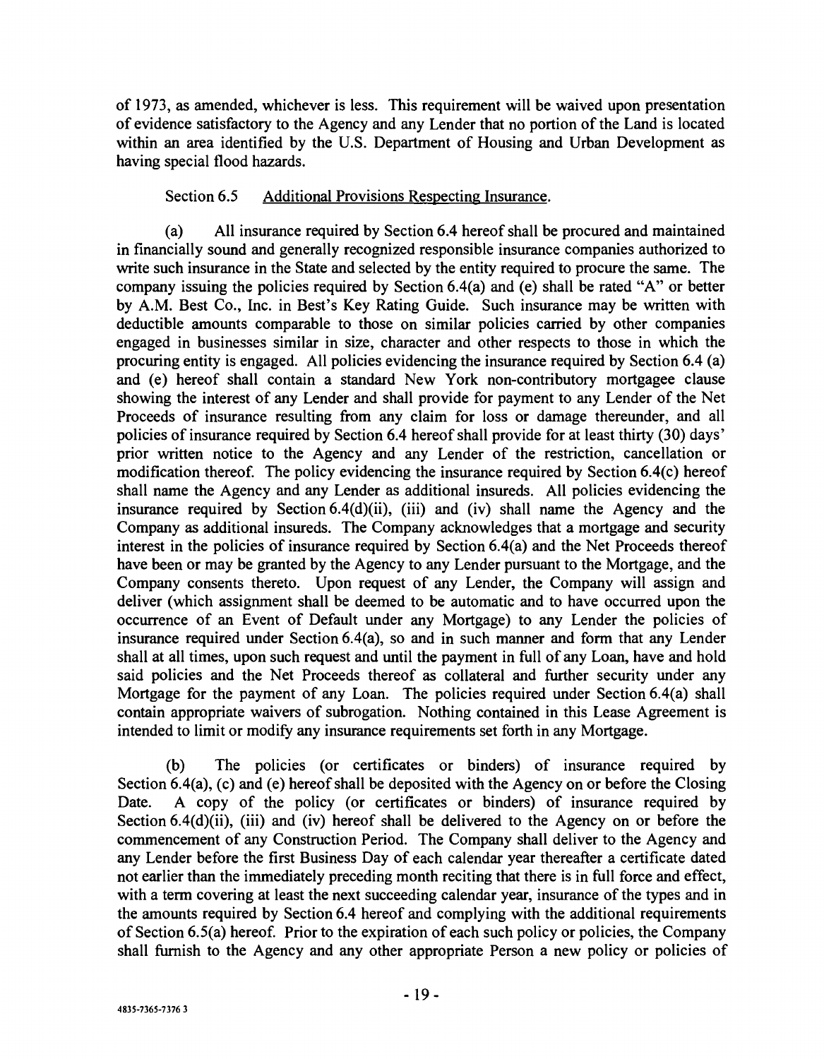of 1973, as amended, whichever is less. This requirement will be waived upon presentation of evidence satisfactory to the Agency and any Lender that no portion of the Land is located within an area identified by the U.S. Department of Housing and Urban Development as having special flood hazards.

Section 6.5 Additional Provisions Respecting Insurance.

(a) All insurance required by Section 6.4 hereof shall be procured and maintained in financially sound and generally recognized responsible insurance companies authorized to write such insurance in the State and selected by the entity required to procure the same. The company issuing the policies required by Section 6.4(a) and (e) shall be rated "A" or better by A.M. Best Co., Inc. in Best's Key Rating Guide. Such insurance may be written with deductible amounts comparable to those on similar policies carried by other companies engaged in businesses similar in size, character and other respects to those in which the procuring entity is engaged. All policies evidencing the insurance required by Section 6.4 (a) and (e) hereof shall contain a standard New York non-contributory mortgagee clause showing the interest of any Lender and shall provide for payment to any Lender of the Net Proceeds of insurance resulting from any claim for loss or damage thereunder, and all policies of insurance required by Section 6.4 hereof shall provide for at least thirty (30) days' prior written notice to the Agency and any Lender of the restriction, cancellation or modification thereof. The policy evidencing the insurance required by Section 6.4(c) hereof shall name the Agency and any Lender as additional insureds. All policies evidencing the insurance required by Section 6.4(d)(ii), (iii) and (iv) shall name the Agency and the Company as additional insureds. The Company acknowledges that a mortgage and security interest in the policies of insurance required by Section 6.4(a) and the Net Proceeds thereof have been or may be granted by the Agency to any Lender pursuant to the Mortgage, and the Company consents thereto. Upon request of any Lender, the Company will assign and deliver (which assignment shall be deemed to be automatic and to have occurred upon the occurrence of an Event of Default under any Mortgage) to any Lender the policies of insurance required under Section 6.4(a), so and in such manner and form that any Lender shall at all times, upon such request and until the payment in full of any Loan, have and hold said policies and the Net Proceeds thereof as collateral and further security under any Mortgage for the payment of any Loan. The policies required under Section 6.4(a) shall contain appropriate waivers of subrogation. Nothing contained in this Lease Agreement is intended to limit or modify any insurance requirements set forth in any Mortgage.

(b) The policies (or certificates or binders) of insurance required by Section 6.4(a), (c) and (e) hereof shall be deposited with the Agency on or before the Closing Date. A copy of the policy (or certificates or binders) of insurance required by Section 6.4(d)(ii), (iii) and (iv) hereof shall be delivered to the Agency on or before the commencement of any Construction Period. The Company shall deliver to the Agency and any Lender before the first Business Day of each calendar year thereafter a certificate dated not earlier than the immediately preceding month reciting that there is in full force and effect, with a term covering at least the next succeeding calendar year, insurance of the types and in the amounts required by Section 6.4 hereof and complying with the additional requirements of Section 6.5(a) hereof. Prior to the expiration of each such policy or policies, the Company shall furnish to the Agency and any other appropriate Person a new policy or policies of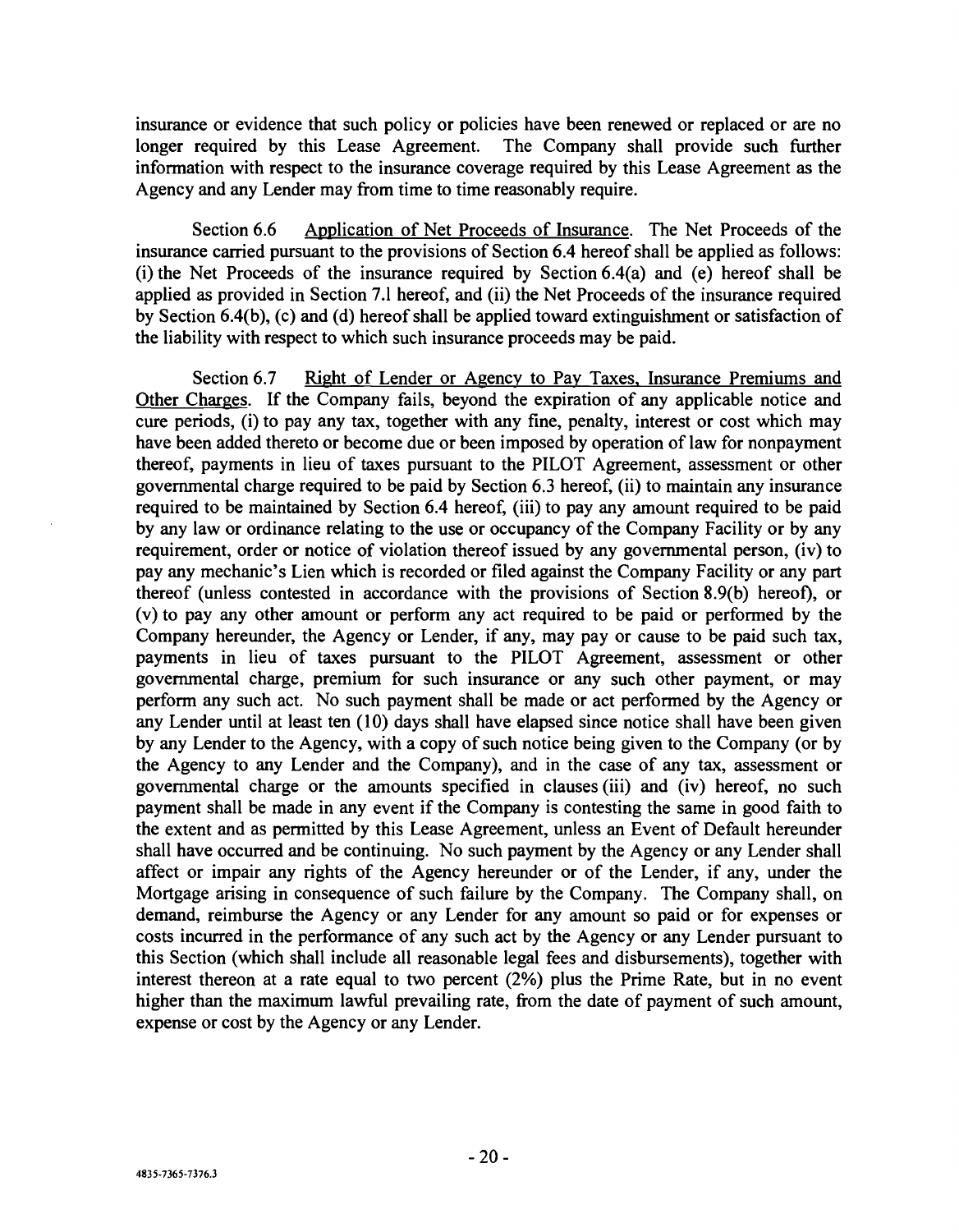insurance or evidence that such policy or policies have been renewed or replaced or are no longer required by this Lease Agreement. The Company shall provide such further information with respect to the insurance coverage required by this Lease Agreement as the Agency and any Lender may from time to time reasonably require.

Section 6.6 Application of Net Proceeds of Insurance. The Net Proceeds of the insurance carried pursuant to the provisions of Section 6.4 hereof shall be applied as follows: (i) the Net Proceeds of the insurance required by Section 6.4(a) and (e) hereof shall be applied as provided in Section 7.1 hereof, and (ii) the Net Proceeds of the insurance required by Section 6.4(b), (c) and (d) hereof shall be applied toward extinguishment or satisfaction of the liability with respect to which such insurance proceeds may be paid.

Section 6.7 Right of Lender or Agency to Pay Taxes, Insurance Premiums and Other Charges. If the Company fails, beyond the expiration of any applicable notice and cure periods, (i) to pay any tax, together with any fine, penalty, interest or cost which may have been added thereto or become due or been imposed by operation of law for nonpayment thereof, payments in lieu of taxes pursuant to the PILOT Agreement, assessment or other governmental charge required to be paid by Section 6.3 hereof, (ii) to maintain any insurance required to be maintained by Section 6.4 hereof, (iii) to pay any amount required to be paid by any law or ordinance relating to the use or occupancy of the Company Facility or by any requirement, order or notice of violation thereof issued by any governmental person, (iv) to pay any mechanic's Lien which is recorded or filed against the Company Facility or any part thereof (unless contested in accordance with the provisions of Section 8.9(b) hereof), or (v) to pay any other amount or perform any act required to be paid or performed by the Company hereunder, the Agency or Lender, if any, may pay or cause to be paid such tax, payments in lieu of taxes pursuant to the PILOT Agreement, assessment or other governmental charge, premium for such insurance or any such other payment, or may perform any such act. No such payment shall be made or act performed by the Agency or any Lender until at least ten (10) days shall have elapsed since notice shall have been given by any Lender to the Agency, with a copy of such notice being given to the Company (or by the Agency to any Lender and the Company), and in the case of any tax, assessment or governmental charge or the amounts specified in clauses (iii) and (iv) hereof, no such payment shall be made in any event if the Company is contesting the same in good faith to the extent and as permitted by this Lease Agreement, unless an Event of Default hereunder shall have occurred and be continuing. No such payment by the Agency or any Lender shall affect or impair any rights of the Agency hereunder or of the Lender, if any, under the Mortgage arising in consequence of such failure by the Company. The Company shall, on demand, reimburse the Agency or any Lender for any amount so paid or for expenses or costs incurred in the performance of any such act by the Agency or any Lender pursuant to this Section (which shall include all reasonable legal fees and disbursements), together with interest thereon at a rate equal to two percent (2%) plus the Prime Rate, but in no event higher than the maximum lawful prevailing rate, from the date of payment of such amount, expense or cost by the Agency or any Lender.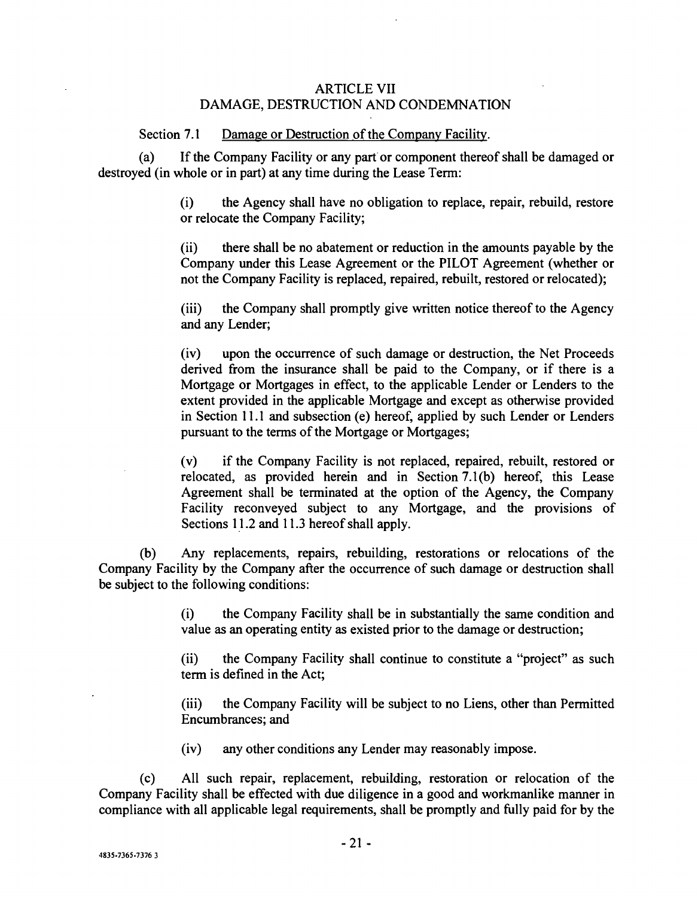## ARTICLE VII
## DAMAGE, DESTRUCTION AND CONDEMNATION

Section 7.1 Damage or Destruction of the Company Facility.

(a) If the Company Facility or any part or component thereof shall be damaged or destroyed (in whole or in part) at any time during the Lease Term:

(i) the Agency shall have no obligation to replace, repair, rebuild, restore or relocate the Company Facility;

(ii) there shall be no abatement or reduction in the amounts payable by the Company under this Lease Agreement or the PILOT Agreement (whether or not the Company Facility is replaced, repaired, rebuilt, restored or relocated);

(iii) the Company shall promptly give written notice thereof to the Agency and any Lender;

(iv) upon the occurrence of such damage or destruction, the Net Proceeds derived from the insurance shall be paid to the Company, or if there is a Mortgage or Mortgages in effect, to the applicable Lender or Lenders to the extent provided in the applicable Mortgage and except as otherwise provided in Section 11.1 and subsection (e) hereof, applied by such Lender or Lenders pursuant to the terms of the Mortgage or Mortgages;

(v) if the Company Facility is not replaced, repaired, rebuilt, restored or relocated, as provided herein and in Section 7.1(b) hereof, this Lease Agreement shall be terminated at the option of the Agency, the Company Facility reconveyed subject to any Mortgage, and the provisions of Sections 11.2 and 11.3 hereof shall apply.

(b) Any replacements, repairs, rebuilding, restorations or relocations of the Company Facility by the Company after the occurrence of such damage or destruction shall be subject to the following conditions:

(i) the Company Facility shall be in substantially the same condition and value as an operating entity as existed prior to the damage or destruction;

(ii) the Company Facility shall continue to constitute a "project" as such term is defined in the Act;

(iii) the Company Facility will be subject to no Liens, other than Permitted Encumbrances; and

(iv) any other conditions any Lender may reasonably impose.

(c) All such repair, replacement, rebuilding, restoration or relocation of the Company Facility shall be effected with due diligence in a good and workmanlike manner in compliance with all applicable legal requirements, shall be promptly and fully paid for by the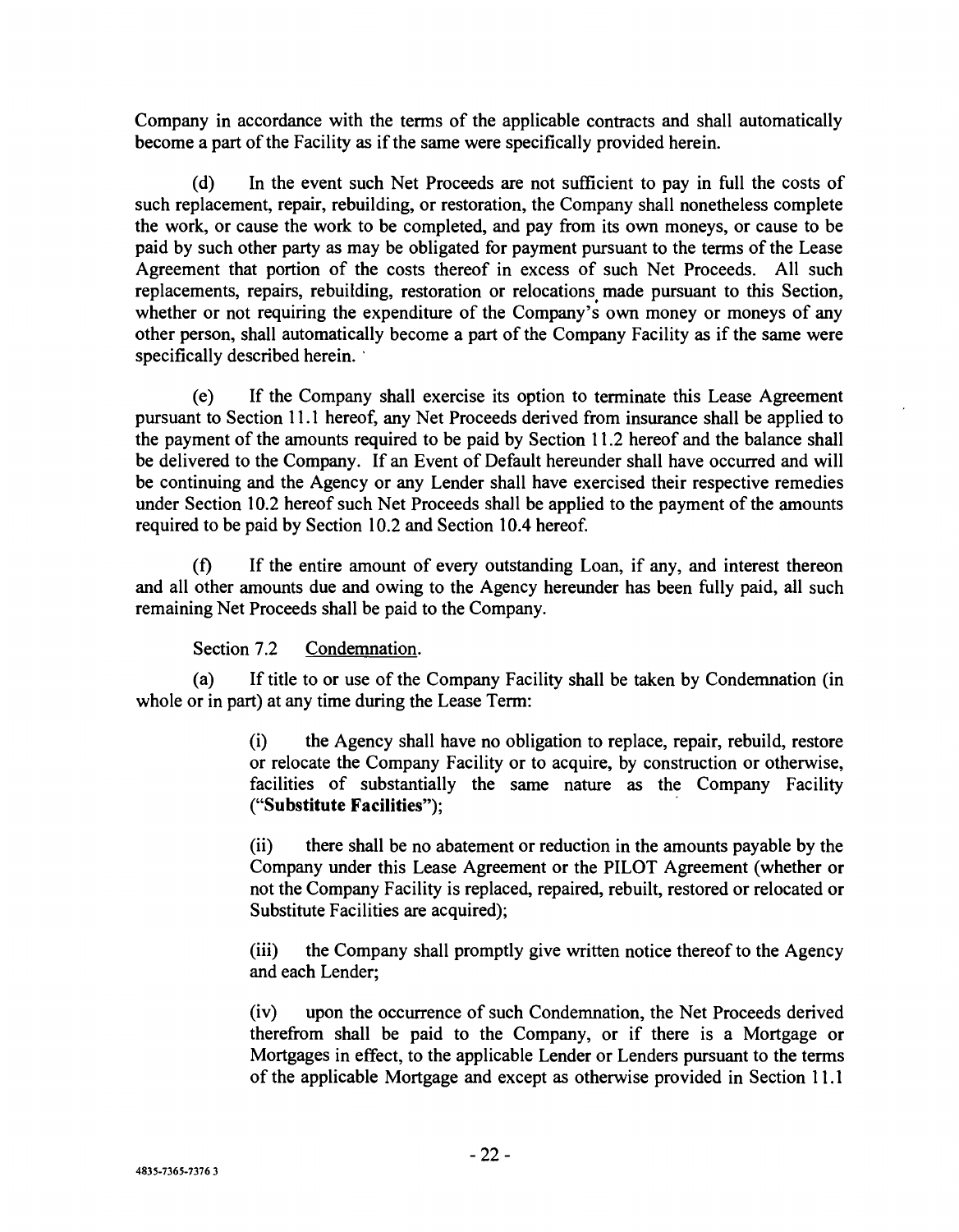Company in accordance with the terms of the applicable contracts and shall automatically become a part of the Facility as if the same were specifically provided herein.

(d) In the event such Net Proceeds are not sufficient to pay in full the costs of such replacement, repair, rebuilding, or restoration, the Company shall nonetheless complete the work, or cause the work to be completed, and pay from its own moneys, or cause to be paid by such other party as may be obligated for payment pursuant to the terms of the Lease Agreement that portion of the costs thereof in excess of such Net Proceeds. All such replacements, repairs, rebuilding, restoration or relocations made pursuant to this Section, whether or not requiring the expenditure of the Company's own money or moneys of any other person, shall automatically become a part of the Company Facility as if the same were specifically described herein.

(e) If the Company shall exercise its option to terminate this Lease Agreement pursuant to Section 11.1 hereof, any Net Proceeds derived from insurance shall be applied to the payment of the amounts required to be paid by Section 11.2 hereof and the balance shall be delivered to the Company. If an Event of Default hereunder shall have occurred and will be continuing and the Agency or any Lender shall have exercised their respective remedies under Section 10.2 hereof such Net Proceeds shall be applied to the payment of the amounts required to be paid by Section 10.2 and Section 10.4 hereof.

(f) If the entire amount of every outstanding Loan, if any, and interest thereon and all other amounts due and owing to the Agency hereunder has been fully paid, all such remaining Net Proceeds shall be paid to the Company.

Section 7.2 Condemnation.

(a) If title to or use of the Company Facility shall be taken by Condemnation (in whole or in part) at any time during the Lease Term:

(i) the Agency shall have no obligation to replace, repair, rebuild, restore or relocate the Company Facility or to acquire, by construction or otherwise, facilities of substantially the same nature as the Company Facility ("**Substitute Facilities**");

(ii) there shall be no abatement or reduction in the amounts payable by the Company under this Lease Agreement or the PILOT Agreement (whether or not the Company Facility is replaced, repaired, rebuilt, restored or relocated or Substitute Facilities are acquired);

(iii) the Company shall promptly give written notice thereof to the Agency and each Lender;

(iv) upon the occurrence of such Condemnation, the Net Proceeds derived therefrom shall be paid to the Company, or if there is a Mortgage or Mortgages in effect, to the applicable Lender or Lenders pursuant to the terms of the applicable Mortgage and except as otherwise provided in Section 11.1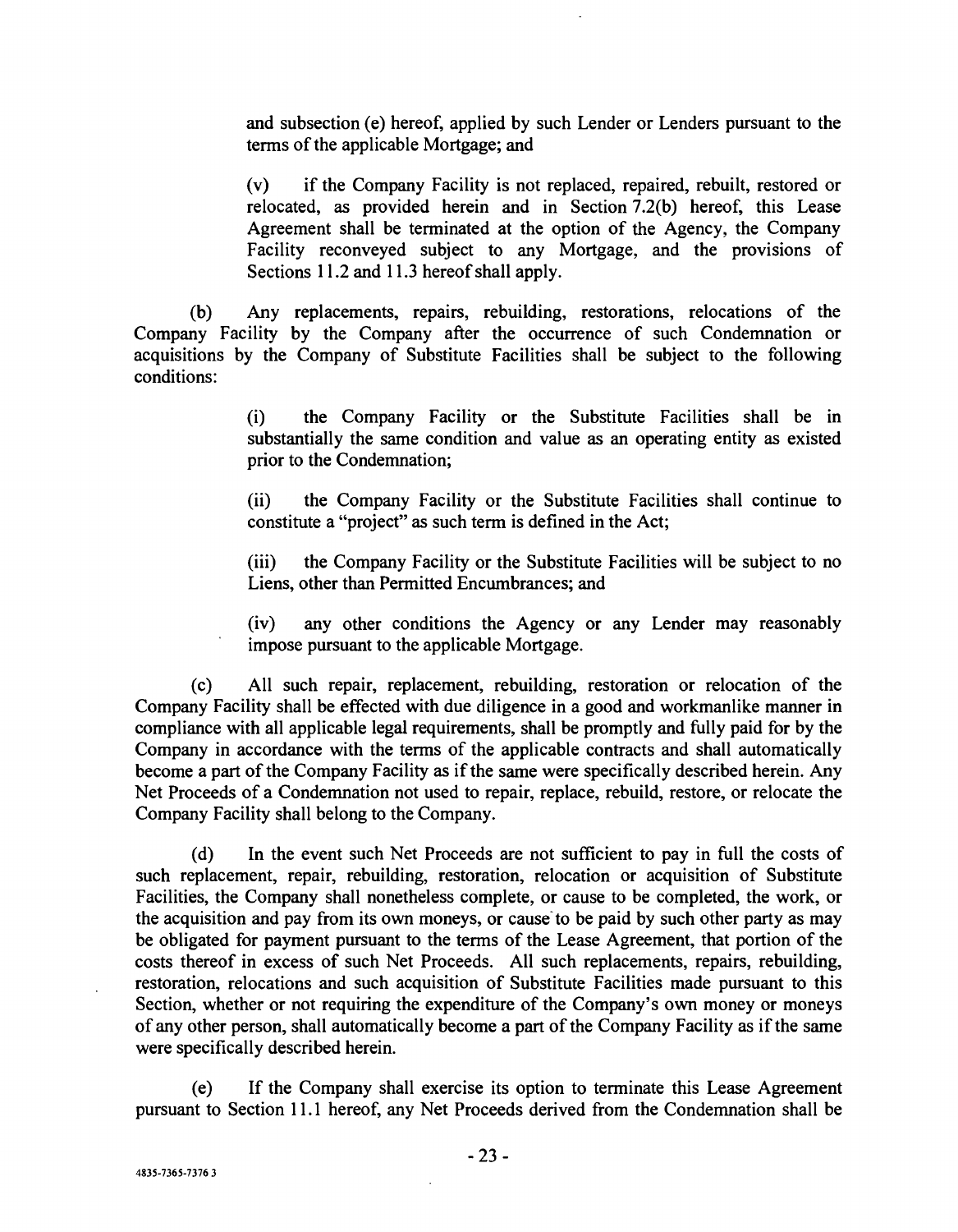and subsection (e) hereof, applied by such Lender or Lenders pursuant to the terms of the applicable Mortgage; and

(v) if the Company Facility is not replaced, repaired, rebuilt, restored or relocated, as provided herein and in Section 7.2(b) hereof, this Lease Agreement shall be terminated at the option of the Agency, the Company Facility reconveyed subject to any Mortgage, and the provisions of Sections 11.2 and 11.3 hereof shall apply.

(b) Any replacements, repairs, rebuilding, restorations, relocations of the Company Facility by the Company after the occurrence of such Condemnation or acquisitions by the Company of Substitute Facilities shall be subject to the following conditions:

(i) the Company Facility or the Substitute Facilities shall be in substantially the same condition and value as an operating entity as existed prior to the Condemnation;

(ii) the Company Facility or the Substitute Facilities shall continue to constitute a "project" as such term is defined in the Act;

(iii) the Company Facility or the Substitute Facilities will be subject to no Liens, other than Permitted Encumbrances; and

(iv) any other conditions the Agency or any Lender may reasonably impose pursuant to the applicable Mortgage.

(c) All such repair, replacement, rebuilding, restoration or relocation of the Company Facility shall be effected with due diligence in a good and workmanlike manner in compliance with all applicable legal requirements, shall be promptly and fully paid for by the Company in accordance with the terms of the applicable contracts and shall automatically become a part of the Company Facility as if the same were specifically described herein. Any Net Proceeds of a Condemnation not used to repair, replace, rebuild, restore, or relocate the Company Facility shall belong to the Company.

(d) In the event such Net Proceeds are not sufficient to pay in full the costs of such replacement, repair, rebuilding, restoration, relocation or acquisition of Substitute Facilities, the Company shall nonetheless complete, or cause to be completed, the work, or the acquisition and pay from its own moneys, or cause to be paid by such other party as may be obligated for payment pursuant to the terms of the Lease Agreement, that portion of the costs thereof in excess of such Net Proceeds. All such replacements, repairs, rebuilding, restoration, relocations and such acquisition of Substitute Facilities made pursuant to this Section, whether or not requiring the expenditure of the Company's own money or moneys of any other person, shall automatically become a part of the Company Facility as if the same were specifically described herein.

(e) If the Company shall exercise its option to terminate this Lease Agreement pursuant to Section 11.1 hereof, any Net Proceeds derived from the Condemnation shall be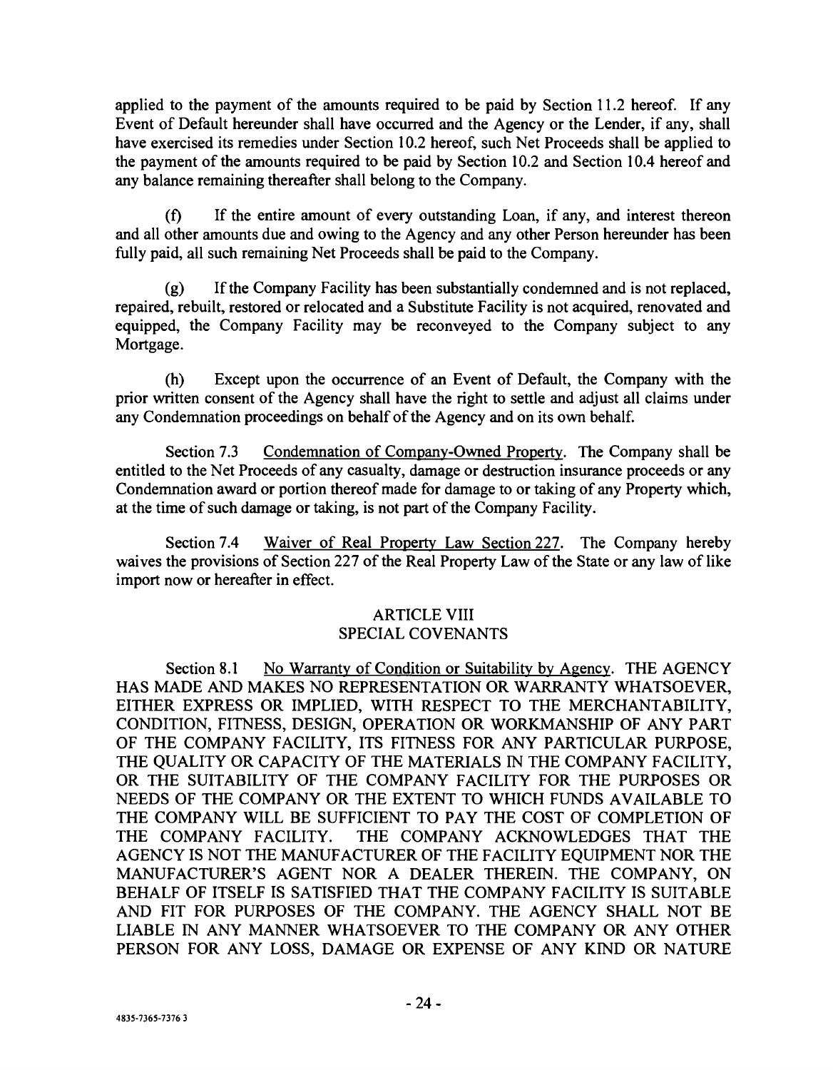applied to the payment of the amounts required to be paid by Section 11.2 hereof. If any Event of Default hereunder shall have occurred and the Agency or the Lender, if any, shall have exercised its remedies under Section 10.2 hereof, such Net Proceeds shall be applied to the payment of the amounts required to be paid by Section 10.2 and Section 10.4 hereof and any balance remaining thereafter shall belong to the Company.

(f) If the entire amount of every outstanding Loan, if any, and interest thereon and all other amounts due and owing to the Agency and any other Person hereunder has been fully paid, all such remaining Net Proceeds shall be paid to the Company.

(g) If the Company Facility has been substantially condemned and is not replaced, repaired, rebuilt, restored or relocated and a Substitute Facility is not acquired, renovated and equipped, the Company Facility may be reconveyed to the Company subject to any Mortgage.

(h) Except upon the occurrence of an Event of Default, the Company with the prior written consent of the Agency shall have the right to settle and adjust all claims under any Condemnation proceedings on behalf of the Agency and on its own behalf.

Section 7.3 Condemnation of Company-Owned Property. The Company shall be entitled to the Net Proceeds of any casualty, damage or destruction insurance proceeds or any Condemnation award or portion thereof made for damage to or taking of any Property which, at the time of such damage or taking, is not part of the Company Facility.

Section 7.4 Waiver of Real Property Law Section 227. The Company hereby waives the provisions of Section 227 of the Real Property Law of the State or any law of like import now or hereafter in effect.

## ARTICLE VIII
## SPECIAL COVENANTS

Section 8.1 No Warranty of Condition or Suitability by Agency. THE AGENCY HAS MADE AND MAKES NO REPRESENTATION OR WARRANTY WHATSOEVER, EITHER EXPRESS OR IMPLIED, WITH RESPECT TO THE MERCHANTABILITY, CONDITION, FITNESS, DESIGN, OPERATION OR WORKMANSHIP OF ANY PART OF THE COMPANY FACILITY, ITS FITNESS FOR ANY PARTICULAR PURPOSE, THE QUALITY OR CAPACITY OF THE MATERIALS IN THE COMPANY FACILITY, OR THE SUITABILITY OF THE COMPANY FACILITY FOR THE PURPOSES OR NEEDS OF THE COMPANY OR THE EXTENT TO WHICH FUNDS AVAILABLE TO THE COMPANY WILL BE SUFFICIENT TO PAY THE COST OF COMPLETION OF THE COMPANY FACILITY. THE COMPANY ACKNOWLEDGES THAT THE AGENCY IS NOT THE MANUFACTURER OF THE FACILITY EQUIPMENT NOR THE MANUFACTURER'S AGENT NOR A DEALER THEREIN. THE COMPANY, ON BEHALF OF ITSELF IS SATISFIED THAT THE COMPANY FACILITY IS SUITABLE AND FIT FOR PURPOSES OF THE COMPANY. THE AGENCY SHALL NOT BE LIABLE IN ANY MANNER WHATSOEVER TO THE COMPANY OR ANY OTHER PERSON FOR ANY LOSS, DAMAGE OR EXPENSE OF ANY KIND OR NATURE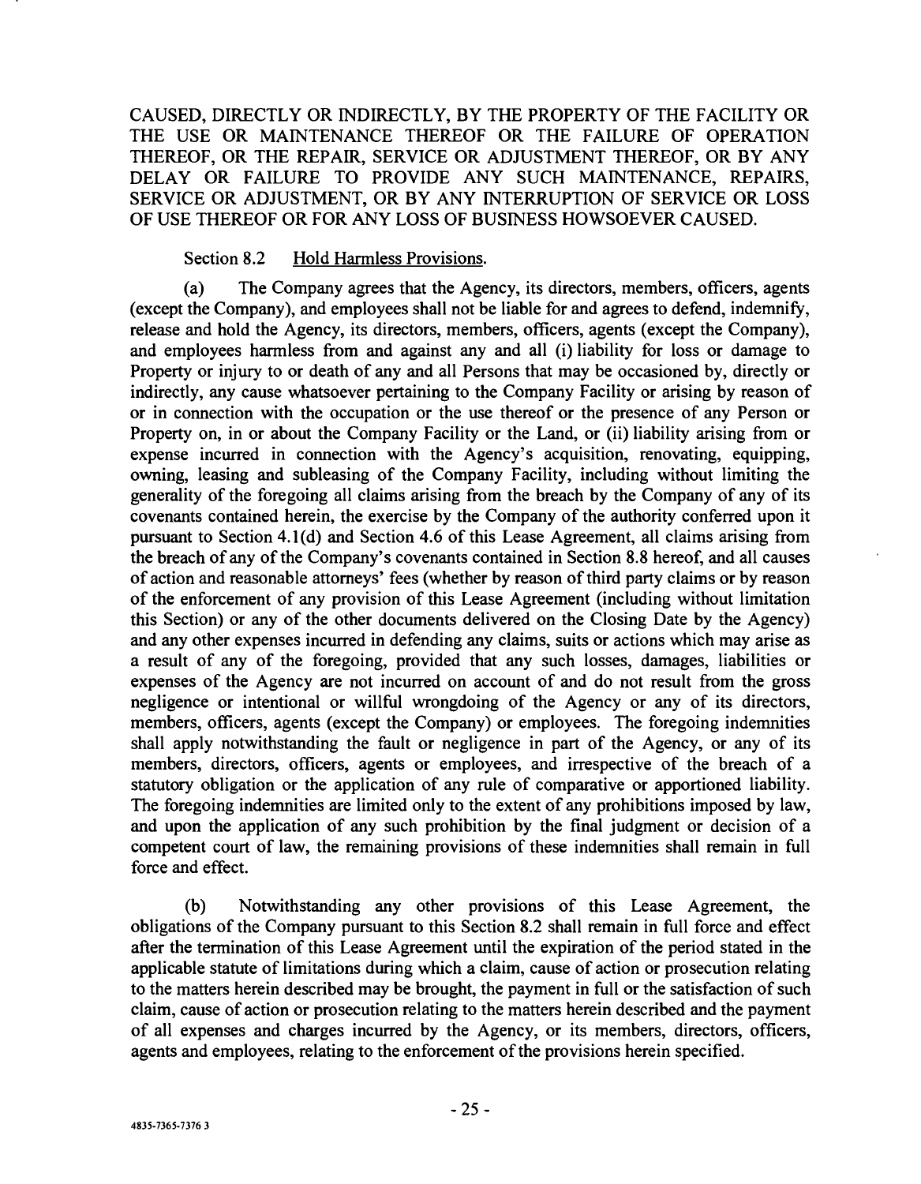CAUSED, DIRECTLY OR INDIRECTLY, BY THE PROPERTY OF THE FACILITY OR THE USE OR MAINTENANCE THEREOF OR THE FAILURE OF OPERATION THEREOF, OR THE REPAIR, SERVICE OR ADJUSTMENT THEREOF, OR BY ANY DELAY OR FAILURE TO PROVIDE ANY SUCH MAINTENANCE, REPAIRS, SERVICE OR ADJUSTMENT, OR BY ANY INTERRUPTION OF SERVICE OR LOSS OF USE THEREOF OR FOR ANY LOSS OF BUSINESS HOWSOEVER CAUSED.

Section 8.2 Hold Harmless Provisions.

(a) The Company agrees that the Agency, its directors, members, officers, agents (except the Company), and employees shall not be liable for and agrees to defend, indemnify, release and hold the Agency, its directors, members, officers, agents (except the Company), and employees harmless from and against any and all (i) liability for loss or damage to Property or injury to or death of any and all Persons that may be occasioned by, directly or indirectly, any cause whatsoever pertaining to the Company Facility or arising by reason of or in connection with the occupation or the use thereof or the presence of any Person or Property on, in or about the Company Facility or the Land, or (ii) liability arising from or expense incurred in connection with the Agency's acquisition, renovating, equipping, owning, leasing and subleasing of the Company Facility, including without limiting the generality of the foregoing all claims arising from the breach by the Company of any of its covenants contained herein, the exercise by the Company of the authority conferred upon it pursuant to Section 4.1(d) and Section 4.6 of this Lease Agreement, all claims arising from the breach of any of the Company's covenants contained in Section 8.8 hereof, and all causes of action and reasonable attorneys' fees (whether by reason of third party claims or by reason of the enforcement of any provision of this Lease Agreement (including without limitation this Section) or any of the other documents delivered on the Closing Date by the Agency) and any other expenses incurred in defending any claims, suits or actions which may arise as a result of any of the foregoing, provided that any such losses, damages, liabilities or expenses of the Agency are not incurred on account of and do not result from the gross negligence or intentional or willful wrongdoing of the Agency or any of its directors, members, officers, agents (except the Company) or employees. The foregoing indemnities shall apply notwithstanding the fault or negligence in part of the Agency, or any of its members, directors, officers, agents or employees, and irrespective of the breach of a statutory obligation or the application of any rule of comparative or apportioned liability. The foregoing indemnities are limited only to the extent of any prohibitions imposed by law, and upon the application of any such prohibition by the final judgment or decision of a competent court of law, the remaining provisions of these indemnities shall remain in full force and effect.

(b) Notwithstanding any other provisions of this Lease Agreement, the obligations of the Company pursuant to this Section 8.2 shall remain in full force and effect after the termination of this Lease Agreement until the expiration of the period stated in the applicable statute of limitations during which a claim, cause of action or prosecution relating to the matters herein described may be brought, the payment in full or the satisfaction of such claim, cause of action or prosecution relating to the matters herein described and the payment of all expenses and charges incurred by the Agency, or its members, directors, officers, agents and employees, relating to the enforcement of the provisions herein specified.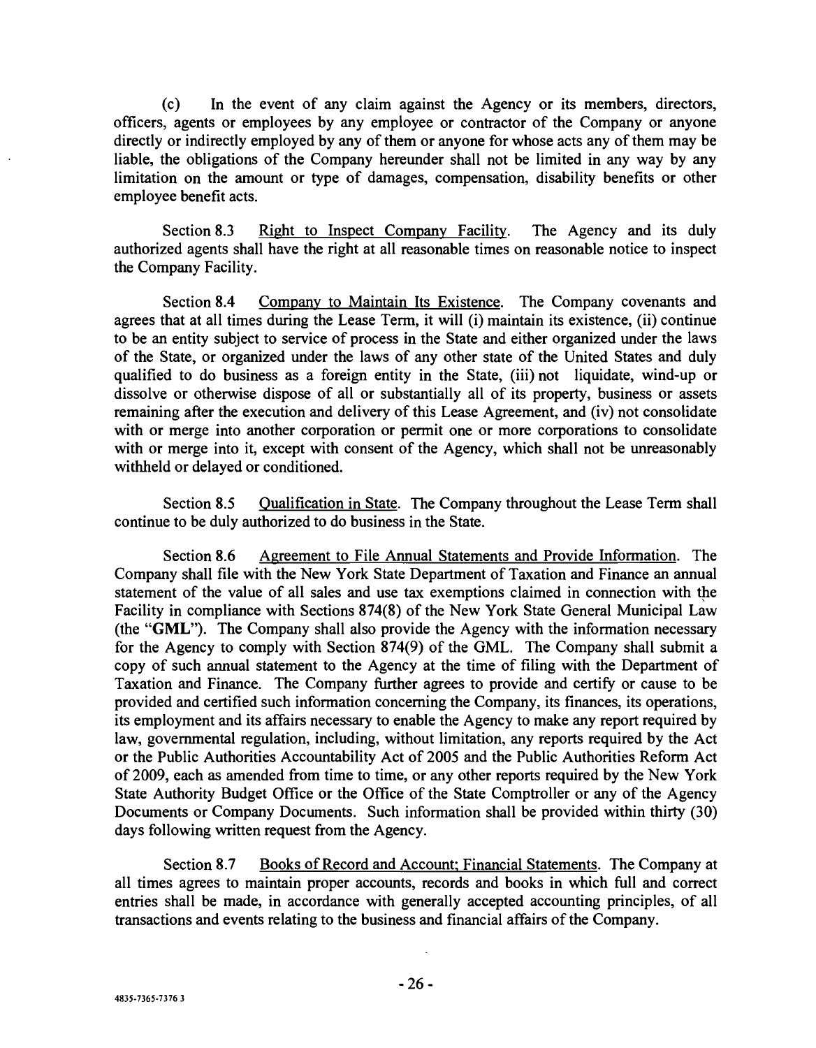(c) In the event of any claim against the Agency or its members, directors, officers, agents or employees by any employee or contractor of the Company or anyone directly or indirectly employed by any of them or anyone for whose acts any of them may be liable, the obligations of the Company hereunder shall not be limited in any way by any limitation on the amount or type of damages, compensation, disability benefits or other employee benefit acts.

Section 8.3 Right to Inspect Company Facility. The Agency and its duly authorized agents shall have the right at all reasonable times on reasonable notice to inspect the Company Facility.

Section 8.4 Company to Maintain Its Existence. The Company covenants and agrees that at all times during the Lease Term, it will (i) maintain its existence, (ii) continue to be an entity subject to service of process in the State and either organized under the laws of the State, or organized under the laws of any other state of the United States and duly qualified to do business as a foreign entity in the State, (iii) not liquidate, wind-up or dissolve or otherwise dispose of all or substantially all of its property, business or assets remaining after the execution and delivery of this Lease Agreement, and (iv) not consolidate with or merge into another corporation or permit one or more corporations to consolidate with or merge into it, except with consent of the Agency, which shall not be unreasonably withheld or delayed or conditioned.

Section 8.5 Qualification in State. The Company throughout the Lease Term shall continue to be duly authorized to do business in the State.

Section 8.6 Agreement to File Annual Statements and Provide Information. The Company shall file with the New York State Department of Taxation and Finance an annual statement of the value of all sales and use tax exemptions claimed in connection with the Facility in compliance with Sections 874(8) of the New York State General Municipal Law (the "**GML**"). The Company shall also provide the Agency with the information necessary for the Agency to comply with Section 874(9) of the GML. The Company shall submit a copy of such annual statement to the Agency at the time of filing with the Department of Taxation and Finance. The Company further agrees to provide and certify or cause to be provided and certified such information concerning the Company, its finances, its operations, its employment and its affairs necessary to enable the Agency to make any report required by law, governmental regulation, including, without limitation, any reports required by the Act or the Public Authorities Accountability Act of 2005 and the Public Authorities Reform Act of 2009, each as amended from time to time, or any other reports required by the New York State Authority Budget Office or the Office of the State Comptroller or any of the Agency Documents or Company Documents. Such information shall be provided within thirty (30) days following written request from the Agency.

Section 8.7 Books of Record and Account; Financial Statements. The Company at all times agrees to maintain proper accounts, records and books in which full and correct entries shall be made, in accordance with generally accepted accounting principles, of all transactions and events relating to the business and financial affairs of the Company.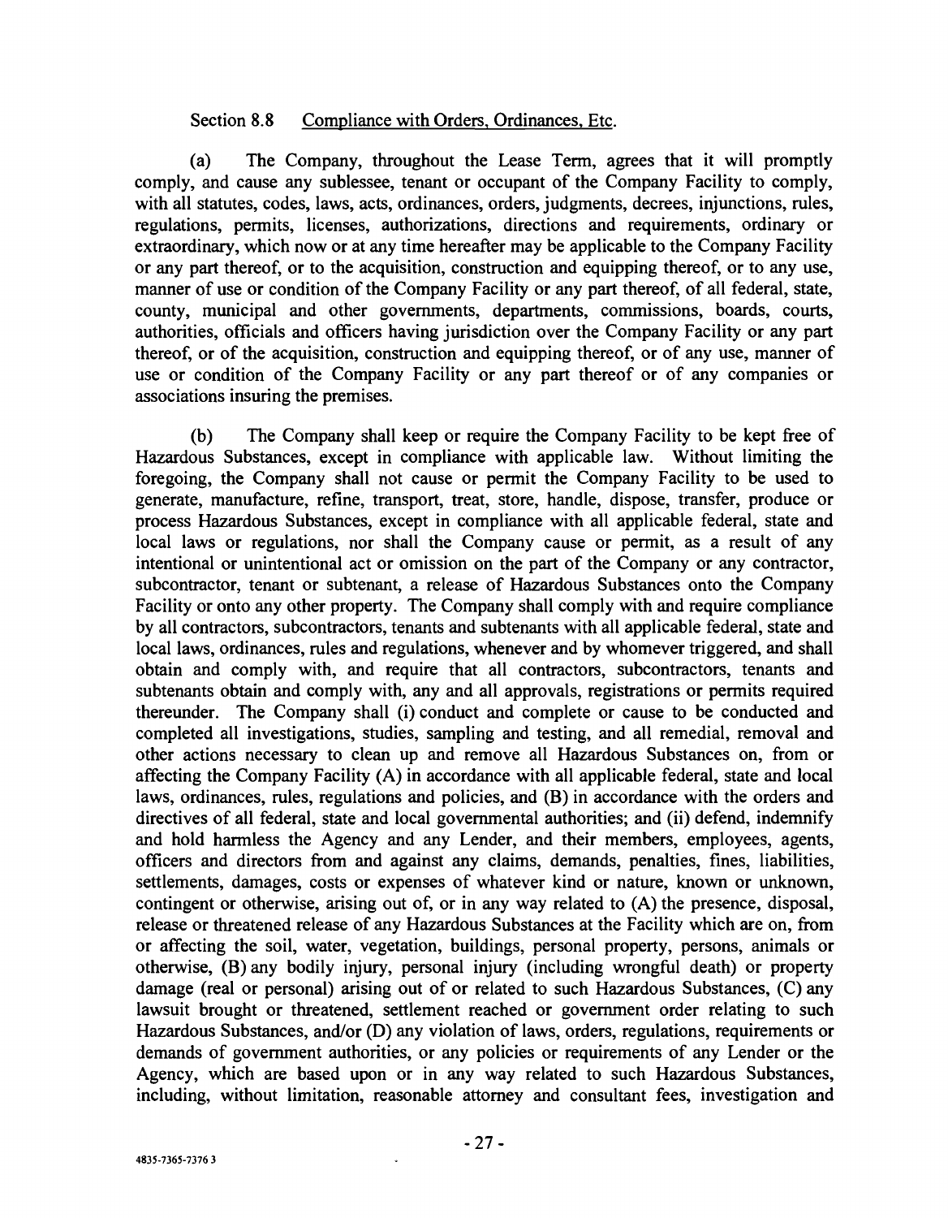Section 8.8 Compliance with Orders, Ordinances, Etc.

(a) The Company, throughout the Lease Term, agrees that it will promptly comply, and cause any sublessee, tenant or occupant of the Company Facility to comply, with all statutes, codes, laws, acts, ordinances, orders, judgments, decrees, injunctions, rules, regulations, permits, licenses, authorizations, directions and requirements, ordinary or extraordinary, which now or at any time hereafter may be applicable to the Company Facility or any part thereof, or to the acquisition, construction and equipping thereof, or to any use, manner of use or condition of the Company Facility or any part thereof, of all federal, state, county, municipal and other governments, departments, commissions, boards, courts, authorities, officials and officers having jurisdiction over the Company Facility or any part thereof, or of the acquisition, construction and equipping thereof, or of any use, manner of use or condition of the Company Facility or any part thereof or of any companies or associations insuring the premises.

(b) The Company shall keep or require the Company Facility to be kept free of Hazardous Substances, except in compliance with applicable law. Without limiting the foregoing, the Company shall not cause or permit the Company Facility to be used to generate, manufacture, refine, transport, treat, store, handle, dispose, transfer, produce or process Hazardous Substances, except in compliance with all applicable federal, state and local laws or regulations, nor shall the Company cause or permit, as a result of any intentional or unintentional act or omission on the part of the Company or any contractor, subcontractor, tenant or subtenant, a release of Hazardous Substances onto the Company Facility or onto any other property. The Company shall comply with and require compliance by all contractors, subcontractors, tenants and subtenants with all applicable federal, state and local laws, ordinances, rules and regulations, whenever and by whomever triggered, and shall obtain and comply with, and require that all contractors, subcontractors, tenants and subtenants obtain and comply with, any and all approvals, registrations or permits required thereunder. The Company shall (i) conduct and complete or cause to be conducted and completed all investigations, studies, sampling and testing, and all remedial, removal and other actions necessary to clean up and remove all Hazardous Substances on, from or affecting the Company Facility (A) in accordance with all applicable federal, state and local laws, ordinances, rules, regulations and policies, and (B) in accordance with the orders and directives of all federal, state and local governmental authorities; and (ii) defend, indemnify and hold harmless the Agency and any Lender, and their members, employees, agents, officers and directors from and against any claims, demands, penalties, fines, liabilities, settlements, damages, costs or expenses of whatever kind or nature, known or unknown, contingent or otherwise, arising out of, or in any way related to (A) the presence, disposal, release or threatened release of any Hazardous Substances at the Facility which are on, from or affecting the soil, water, vegetation, buildings, personal property, persons, animals or otherwise, (B) any bodily injury, personal injury (including wrongful death) or property damage (real or personal) arising out of or related to such Hazardous Substances, (C) any lawsuit brought or threatened, settlement reached or government order relating to such Hazardous Substances, and/or (D) any violation of laws, orders, regulations, requirements or demands of government authorities, or any policies or requirements of any Lender or the Agency, which are based upon or in any way related to such Hazardous Substances, including, without limitation, reasonable attorney and consultant fees, investigation and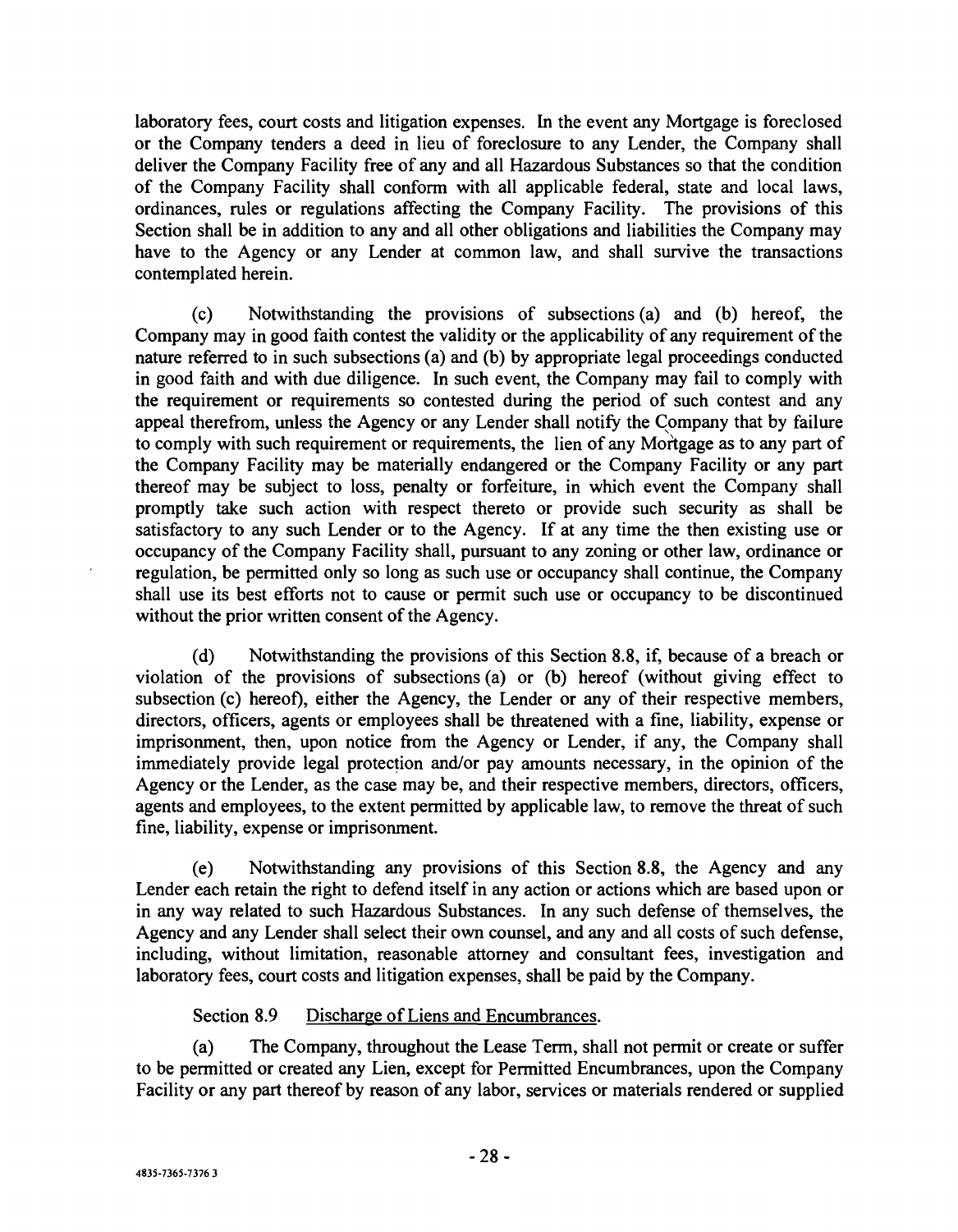laboratory fees, court costs and litigation expenses. In the event any Mortgage is foreclosed or the Company tenders a deed in lieu of foreclosure to any Lender, the Company shall deliver the Company Facility free of any and all Hazardous Substances so that the condition of the Company Facility shall conform with all applicable federal, state and local laws, ordinances, rules or regulations affecting the Company Facility. The provisions of this Section shall be in addition to any and all other obligations and liabilities the Company may have to the Agency or any Lender at common law, and shall survive the transactions contemplated herein.

(c) Notwithstanding the provisions of subsections (a) and (b) hereof, the Company may in good faith contest the validity or the applicability of any requirement of the nature referred to in such subsections (a) and (b) by appropriate legal proceedings conducted in good faith and with due diligence. In such event, the Company may fail to comply with the requirement or requirements so contested during the period of such contest and any appeal therefrom, unless the Agency or any Lender shall notify the Company that by failure to comply with such requirement or requirements, the lien of any Mortgage as to any part of the Company Facility may be materially endangered or the Company Facility or any part thereof may be subject to loss, penalty or forfeiture, in which event the Company shall promptly take such action with respect thereto or provide such security as shall be satisfactory to any such Lender or to the Agency. If at any time the then existing use or occupancy of the Company Facility shall, pursuant to any zoning or other law, ordinance or regulation, be permitted only so long as such use or occupancy shall continue, the Company shall use its best efforts not to cause or permit such use or occupancy to be discontinued without the prior written consent of the Agency.

(d) Notwithstanding the provisions of this Section 8.8, if, because of a breach or violation of the provisions of subsections (a) or (b) hereof (without giving effect to subsection (c) hereof), either the Agency, the Lender or any of their respective members, directors, officers, agents or employees shall be threatened with a fine, liability, expense or imprisonment, then, upon notice from the Agency or Lender, if any, the Company shall immediately provide legal protection and/or pay amounts necessary, in the opinion of the Agency or the Lender, as the case may be, and their respective members, directors, officers, agents and employees, to the extent permitted by applicable law, to remove the threat of such fine, liability, expense or imprisonment.

(e) Notwithstanding any provisions of this Section 8.8, the Agency and any Lender each retain the right to defend itself in any action or actions which are based upon or in any way related to such Hazardous Substances. In any such defense of themselves, the Agency and any Lender shall select their own counsel, and any and all costs of such defense, including, without limitation, reasonable attorney and consultant fees, investigation and laboratory fees, court costs and litigation expenses, shall be paid by the Company.

Section 8.9 Discharge of Liens and Encumbrances.

(a) The Company, throughout the Lease Term, shall not permit or create or suffer to be permitted or created any Lien, except for Permitted Encumbrances, upon the Company Facility or any part thereof by reason of any labor, services or materials rendered or supplied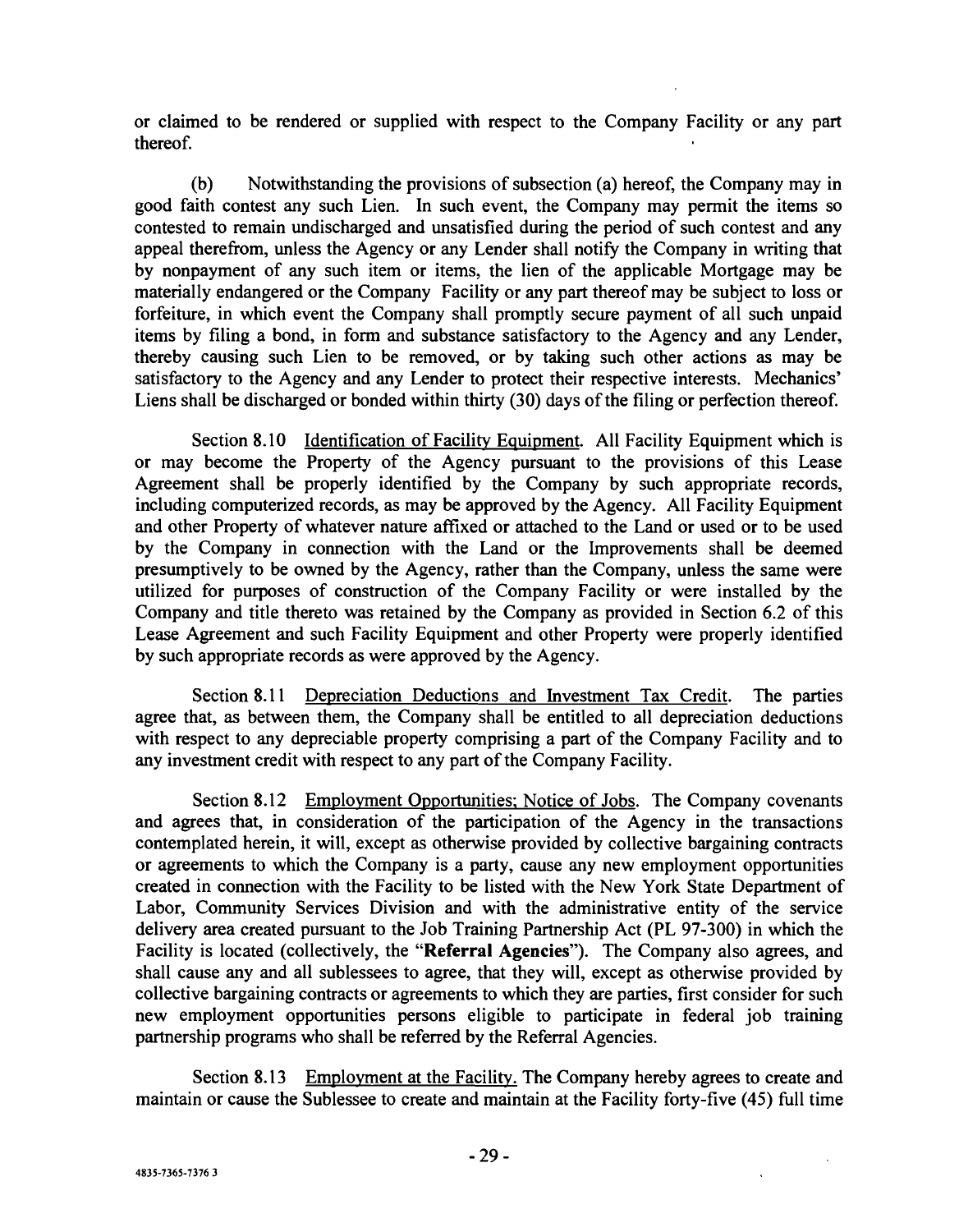or claimed to be rendered or supplied with respect to the Company Facility or any part thereof.

(b) Notwithstanding the provisions of subsection (a) hereof, the Company may in good faith contest any such Lien. In such event, the Company may permit the items so contested to remain undischarged and unsatisfied during the period of such contest and any appeal therefrom, unless the Agency or any Lender shall notify the Company in writing that by nonpayment of any such item or items, the lien of the applicable Mortgage may be materially endangered or the Company Facility or any part thereof may be subject to loss or forfeiture, in which event the Company shall promptly secure payment of all such unpaid items by filing a bond, in form and substance satisfactory to the Agency and any Lender, thereby causing such Lien to be removed, or by taking such other actions as may be satisfactory to the Agency and any Lender to protect their respective interests. Mechanics' Liens shall be discharged or bonded within thirty (30) days of the filing or perfection thereof.

Section 8.10 Identification of Facility Equipment. All Facility Equipment which is or may become the Property of the Agency pursuant to the provisions of this Lease Agreement shall be properly identified by the Company by such appropriate records, including computerized records, as may be approved by the Agency. All Facility Equipment and other Property of whatever nature affixed or attached to the Land or used or to be used by the Company in connection with the Land or the Improvements shall be deemed presumptively to be owned by the Agency, rather than the Company, unless the same were utilized for purposes of construction of the Company Facility or were installed by the Company and title thereto was retained by the Company as provided in Section 6.2 of this Lease Agreement and such Facility Equipment and other Property were properly identified by such appropriate records as were approved by the Agency.

Section 8.11 Depreciation Deductions and Investment Tax Credit. The parties agree that, as between them, the Company shall be entitled to all depreciation deductions with respect to any depreciable property comprising a part of the Company Facility and to any investment credit with respect to any part of the Company Facility.

Section 8.12 Employment Opportunities; Notice of Jobs. The Company covenants and agrees that, in consideration of the participation of the Agency in the transactions contemplated herein, it will, except as otherwise provided by collective bargaining contracts or agreements to which the Company is a party, cause any new employment opportunities created in connection with the Facility to be listed with the New York State Department of Labor, Community Services Division and with the administrative entity of the service delivery area created pursuant to the Job Training Partnership Act (PL 97-300) in which the Facility is located (collectively, the "**Referral Agencies**"). The Company also agrees, and shall cause any and all sublessees to agree, that they will, except as otherwise provided by collective bargaining contracts or agreements to which they are parties, first consider for such new employment opportunities persons eligible to participate in federal job training partnership programs who shall be referred by the Referral Agencies.

Section 8.13 Employment at the Facility. The Company hereby agrees to create and maintain or cause the Sublessee to create and maintain at the Facility forty-five (45) full time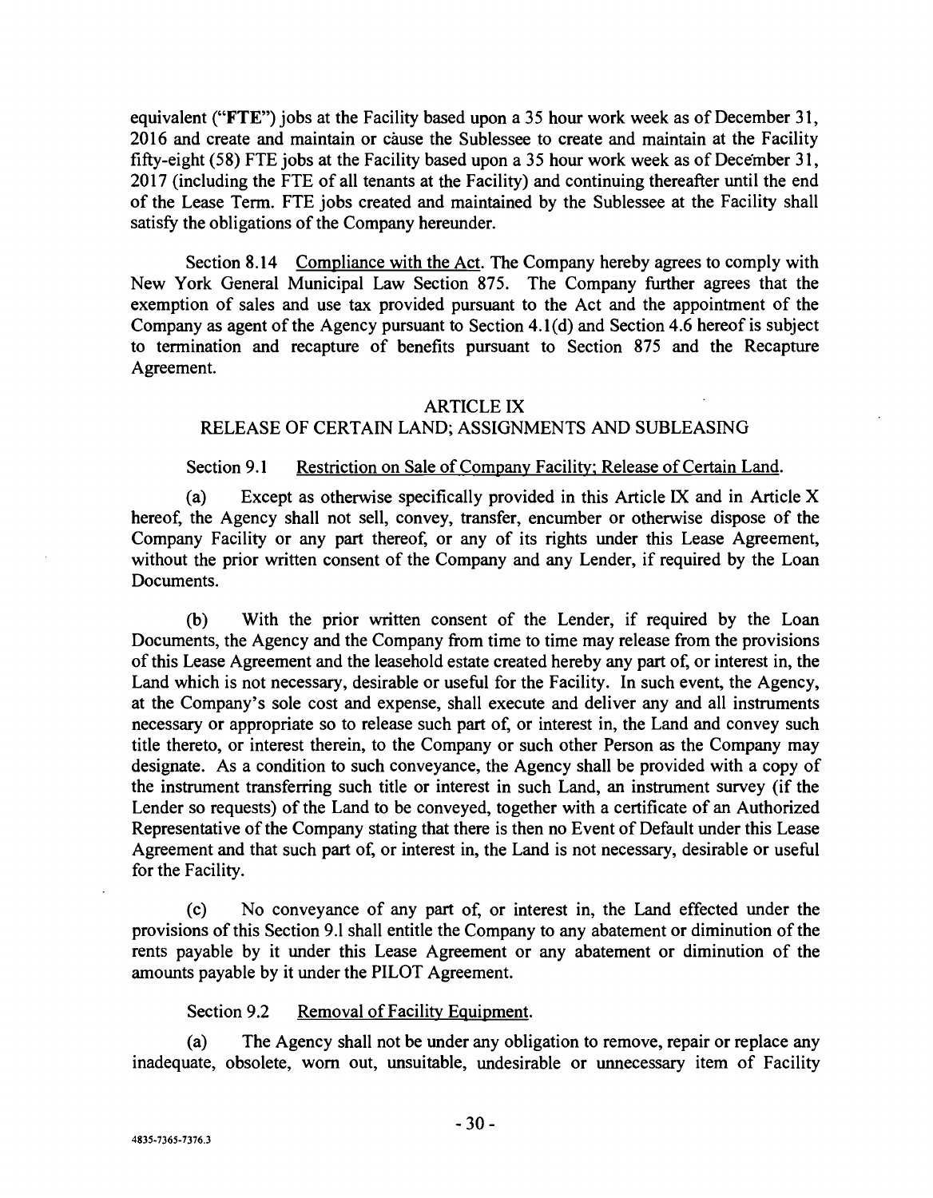equivalent ("**FTE**") jobs at the Facility based upon a 35 hour work week as of December 31, 2016 and create and maintain or cause the Sublessee to create and maintain at the Facility fifty-eight (58) FTE jobs at the Facility based upon a 35 hour work week as of December 31, 2017 (including the FTE of all tenants at the Facility) and continuing thereafter until the end of the Lease Term. FTE jobs created and maintained by the Sublessee at the Facility shall satisfy the obligations of the Company hereunder.

Section 8.14 Compliance with the Act. The Company hereby agrees to comply with New York General Municipal Law Section 875. The Company further agrees that the exemption of sales and use tax provided pursuant to the Act and the appointment of the Company as agent of the Agency pursuant to Section 4.1(d) and Section 4.6 hereof is subject to termination and recapture of benefits pursuant to Section 875 and the Recapture Agreement.

## ARTICLE IX
## RELEASE OF CERTAIN LAND; ASSIGNMENTS AND SUBLEASING

Section 9.1 Restriction on Sale of Company Facility; Release of Certain Land.

(a) Except as otherwise specifically provided in this Article IX and in Article X hereof, the Agency shall not sell, convey, transfer, encumber or otherwise dispose of the Company Facility or any part thereof, or any of its rights under this Lease Agreement, without the prior written consent of the Company and any Lender, if required by the Loan Documents.

(b) With the prior written consent of the Lender, if required by the Loan Documents, the Agency and the Company from time to time may release from the provisions of this Lease Agreement and the leasehold estate created hereby any part of, or interest in, the Land which is not necessary, desirable or useful for the Facility. In such event, the Agency, at the Company's sole cost and expense, shall execute and deliver any and all instruments necessary or appropriate so to release such part of, or interest in, the Land and convey such title thereto, or interest therein, to the Company or such other Person as the Company may designate. As a condition to such conveyance, the Agency shall be provided with a copy of the instrument transferring such title or interest in such Land, an instrument survey (if the Lender so requests) of the Land to be conveyed, together with a certificate of an Authorized Representative of the Company stating that there is then no Event of Default under this Lease Agreement and that such part of, or interest in, the Land is not necessary, desirable or useful for the Facility.

(c) No conveyance of any part of, or interest in, the Land effected under the provisions of this Section 9.1 shall entitle the Company to any abatement or diminution of the rents payable by it under this Lease Agreement or any abatement or diminution of the amounts payable by it under the PILOT Agreement.

Section 9.2 Removal of Facility Equipment.

(a) The Agency shall not be under any obligation to remove, repair or replace any inadequate, obsolete, worn out, unsuitable, undesirable or unnecessary item of Facility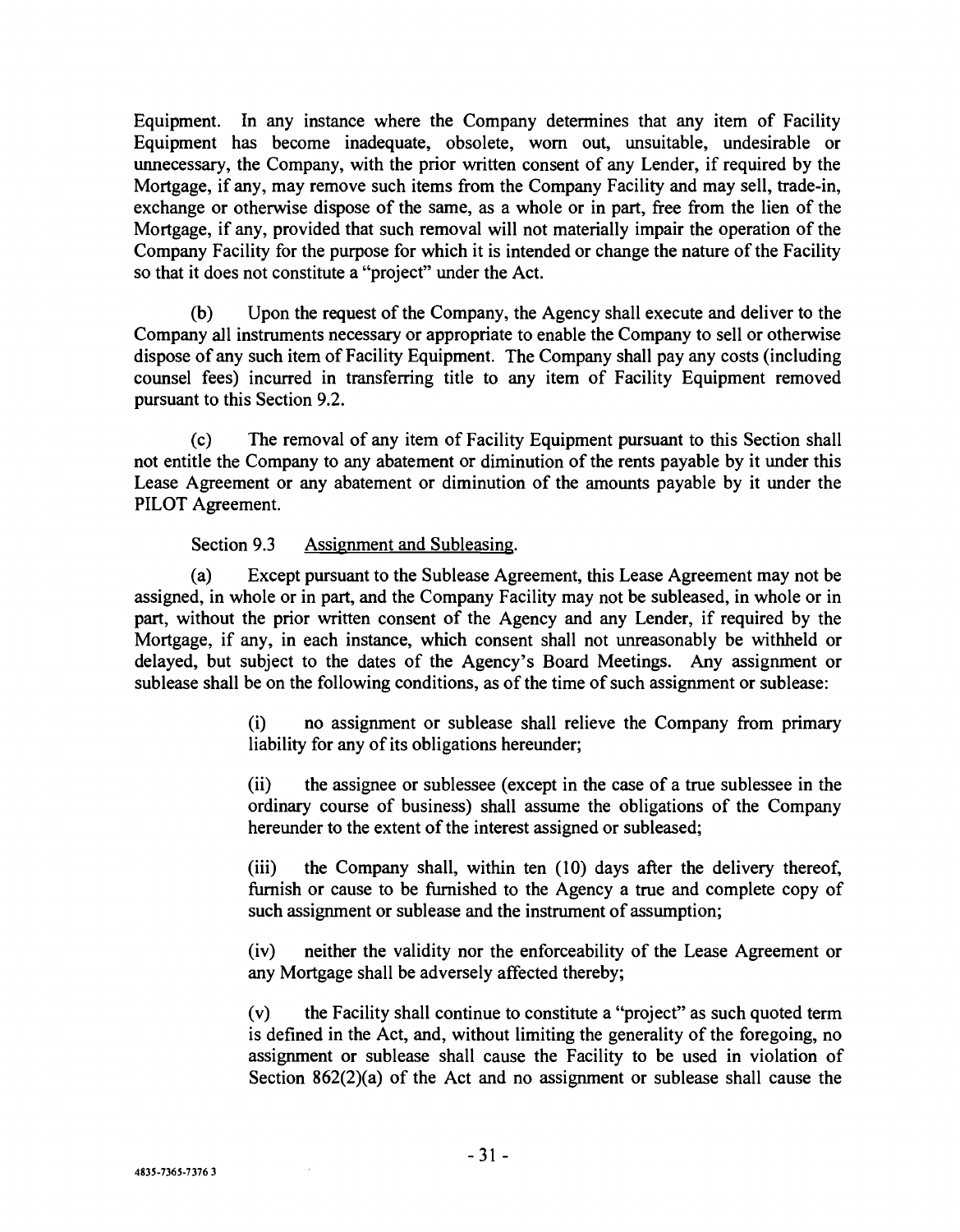Equipment. In any instance where the Company determines that any item of Facility Equipment has become inadequate, obsolete, worn out, unsuitable, undesirable or unnecessary, the Company, with the prior written consent of any Lender, if required by the Mortgage, if any, may remove such items from the Company Facility and may sell, trade-in, exchange or otherwise dispose of the same, as a whole or in part, free from the lien of the Mortgage, if any, provided that such removal will not materially impair the operation of the Company Facility for the purpose for which it is intended or change the nature of the Facility so that it does not constitute a "project" under the Act.

(b) Upon the request of the Company, the Agency shall execute and deliver to the Company all instruments necessary or appropriate to enable the Company to sell or otherwise dispose of any such item of Facility Equipment. The Company shall pay any costs (including counsel fees) incurred in transferring title to any item of Facility Equipment removed pursuant to this Section 9.2.

(c) The removal of any item of Facility Equipment pursuant to this Section shall not entitle the Company to any abatement or diminution of the rents payable by it under this Lease Agreement or any abatement or diminution of the amounts payable by it under the PILOT Agreement.

Section 9.3 Assignment and Subleasing.

(a) Except pursuant to the Sublease Agreement, this Lease Agreement may not be assigned, in whole or in part, and the Company Facility may not be subleased, in whole or in part, without the prior written consent of the Agency and any Lender, if required by the Mortgage, if any, in each instance, which consent shall not unreasonably be withheld or delayed, but subject to the dates of the Agency's Board Meetings. Any assignment or sublease shall be on the following conditions, as of the time of such assignment or sublease:

(i) no assignment or sublease shall relieve the Company from primary liability for any of its obligations hereunder;

(ii) the assignee or sublessee (except in the case of a true sublessee in the ordinary course of business) shall assume the obligations of the Company hereunder to the extent of the interest assigned or subleased;

(iii) the Company shall, within ten (10) days after the delivery thereof, furnish or cause to be furnished to the Agency a true and complete copy of such assignment or sublease and the instrument of assumption;

(iv) neither the validity nor the enforceability of the Lease Agreement or any Mortgage shall be adversely affected thereby;

(v) the Facility shall continue to constitute a "project" as such quoted term is defined in the Act, and, without limiting the generality of the foregoing, no assignment or sublease shall cause the Facility to be used in violation of Section 862(2)(a) of the Act and no assignment or sublease shall cause the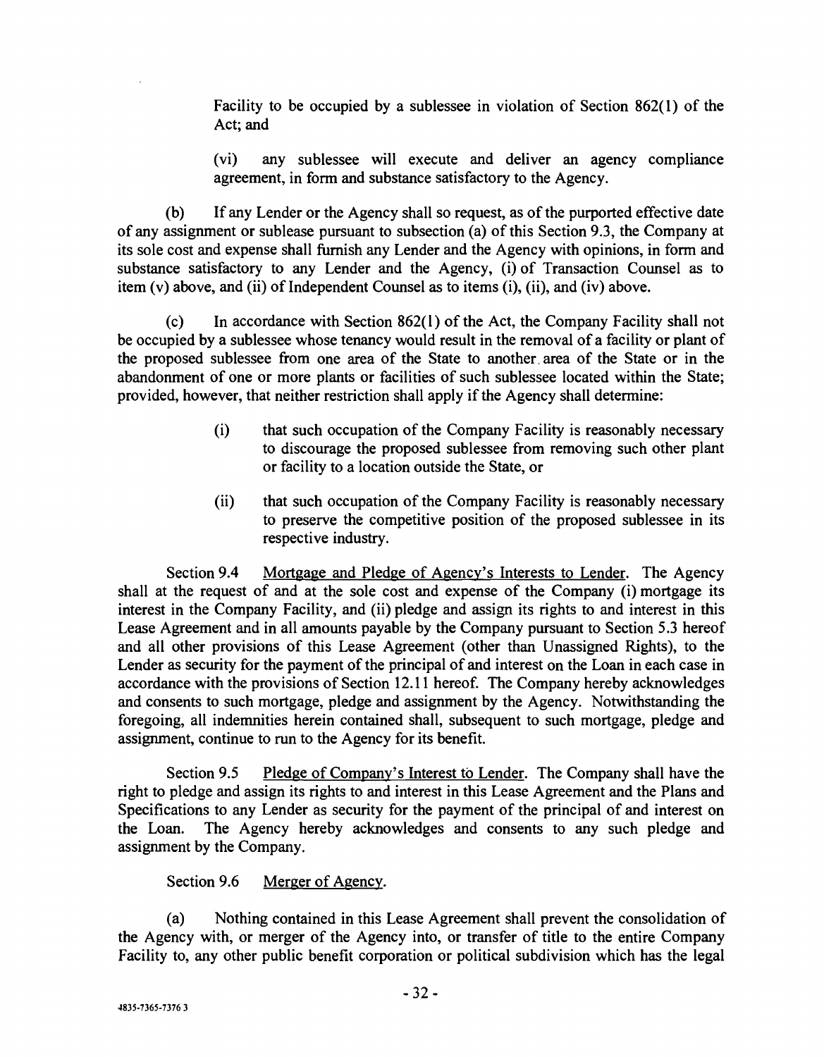Facility to be occupied by a sublessee in violation of Section 862(1) of the Act; and

(vi) any sublessee will execute and deliver an agency compliance agreement, in form and substance satisfactory to the Agency.

(b) If any Lender or the Agency shall so request, as of the purported effective date of any assignment or sublease pursuant to subsection (a) of this Section 9.3, the Company at its sole cost and expense shall furnish any Lender and the Agency with opinions, in form and substance satisfactory to any Lender and the Agency, (i) of Transaction Counsel as to item (v) above, and (ii) of Independent Counsel as to items (i), (ii), and (iv) above.

(c) In accordance with Section 862(1) of the Act, the Company Facility shall not be occupied by a sublessee whose tenancy would result in the removal of a facility or plant of the proposed sublessee from one area of the State to another area of the State or in the abandonment of one or more plants or facilities of such sublessee located within the State; provided, however, that neither restriction shall apply if the Agency shall determine:

(i) that such occupation of the Company Facility is reasonably necessary to discourage the proposed sublessee from removing such other plant or facility to a location outside the State, or

(ii) that such occupation of the Company Facility is reasonably necessary to preserve the competitive position of the proposed sublessee in its respective industry.

Section 9.4 Mortgage and Pledge of Agency's Interests to Lender. The Agency shall at the request of and at the sole cost and expense of the Company (i) mortgage its interest in the Company Facility, and (ii) pledge and assign its rights to and interest in this Lease Agreement and in all amounts payable by the Company pursuant to Section 5.3 hereof and all other provisions of this Lease Agreement (other than Unassigned Rights), to the Lender as security for the payment of the principal of and interest on the Loan in each case in accordance with the provisions of Section 12.11 hereof. The Company hereby acknowledges and consents to such mortgage, pledge and assignment by the Agency. Notwithstanding the foregoing, all indemnities herein contained shall, subsequent to such mortgage, pledge and assignment, continue to run to the Agency for its benefit.

Section 9.5 Pledge of Company's Interest to Lender. The Company shall have the right to pledge and assign its rights to and interest in this Lease Agreement and the Plans and Specifications to any Lender as security for the payment of the principal of and interest on the Loan. The Agency hereby acknowledges and consents to any such pledge and assignment by the Company.

Section 9.6 Merger of Agency.

(a) Nothing contained in this Lease Agreement shall prevent the consolidation of the Agency with, or merger of the Agency into, or transfer of title to the entire Company Facility to, any other public benefit corporation or political subdivision which has the legal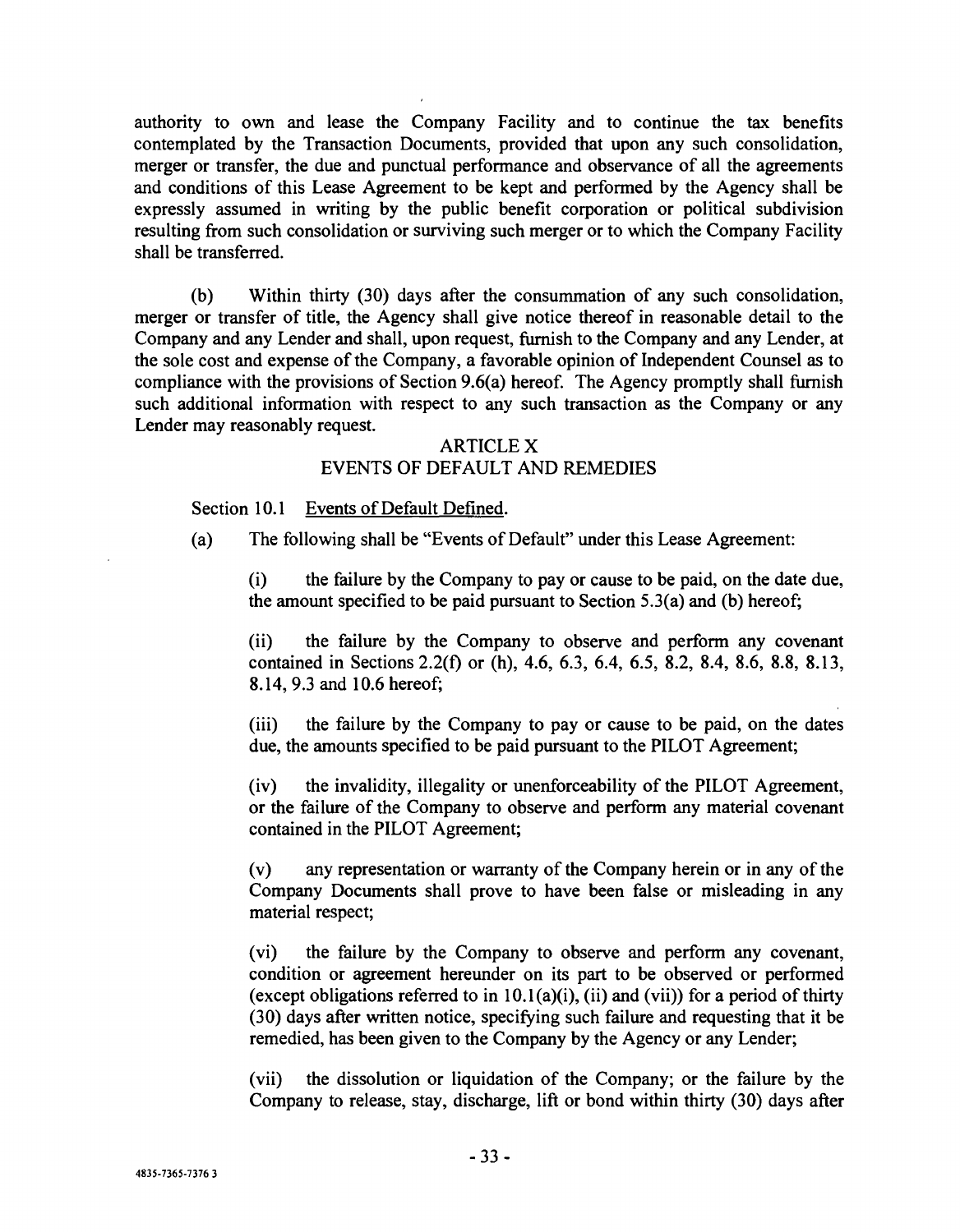authority to own and lease the Company Facility and to continue the tax benefits contemplated by the Transaction Documents, provided that upon any such consolidation, merger or transfer, the due and punctual performance and observance of all the agreements and conditions of this Lease Agreement to be kept and performed by the Agency shall be expressly assumed in writing by the public benefit corporation or political subdivision resulting from such consolidation or surviving such merger or to which the Company Facility shall be transferred.

(b) Within thirty (30) days after the consummation of any such consolidation, merger or transfer of title, the Agency shall give notice thereof in reasonable detail to the Company and any Lender and shall, upon request, furnish to the Company and any Lender, at the sole cost and expense of the Company, a favorable opinion of Independent Counsel as to compliance with the provisions of Section 9.6(a) hereof. The Agency promptly shall furnish such additional information with respect to any such transaction as the Company or any Lender may reasonably request.

## ARTICLE X
## EVENTS OF DEFAULT AND REMEDIES

Section 10.1 Events of Default Defined.

(a) The following shall be "Events of Default" under this Lease Agreement:

(i) the failure by the Company to pay or cause to be paid, on the date due, the amount specified to be paid pursuant to Section 5.3(a) and (b) hereof;

(ii) the failure by the Company to observe and perform any covenant contained in Sections 2.2(f) or (h), 4.6, 6.3, 6.4, 6.5, 8.2, 8.4, 8.6, 8.8, 8.13, 8.14, 9.3 and 10.6 hereof;

(iii) the failure by the Company to pay or cause to be paid, on the dates due, the amounts specified to be paid pursuant to the PILOT Agreement;

(iv) the invalidity, illegality or unenforceability of the PILOT Agreement, or the failure of the Company to observe and perform any material covenant contained in the PILOT Agreement;

(v) any representation or warranty of the Company herein or in any of the Company Documents shall prove to have been false or misleading in any material respect;

(vi) the failure by the Company to observe and perform any covenant, condition or agreement hereunder on its part to be observed or performed (except obligations referred to in 10.1(a)(i), (ii) and (vii)) for a period of thirty (30) days after written notice, specifying such failure and requesting that it be remedied, has been given to the Company by the Agency or any Lender;

(vii) the dissolution or liquidation of the Company; or the failure by the Company to release, stay, discharge, lift or bond within thirty (30) days after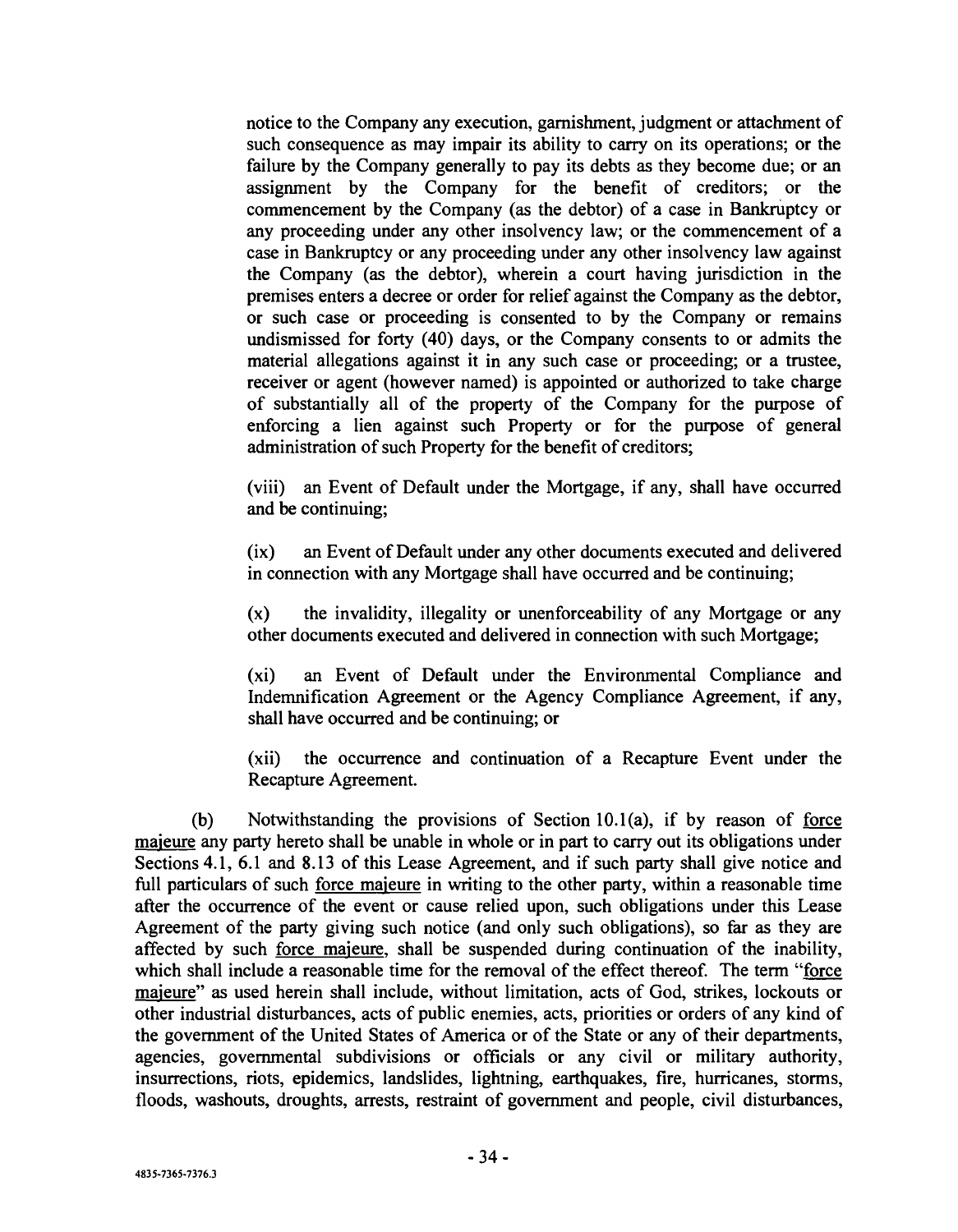notice to the Company any execution, garnishment, judgment or attachment of such consequence as may impair its ability to carry on its operations; or the failure by the Company generally to pay its debts as they become due; or an assignment by the Company for the benefit of creditors; or the commencement by the Company (as the debtor) of a case in Bankruptcy or any proceeding under any other insolvency law; or the commencement of a case in Bankruptcy or any proceeding under any other insolvency law against the Company (as the debtor), wherein a court having jurisdiction in the premises enters a decree or order for relief against the Company as the debtor, or such case or proceeding is consented to by the Company or remains undismissed for forty (40) days, or the Company consents to or admits the material allegations against it in any such case or proceeding; or a trustee, receiver or agent (however named) is appointed or authorized to take charge of substantially all of the property of the Company for the purpose of enforcing a lien against such Property or for the purpose of general administration of such Property for the benefit of creditors;

(viii) an Event of Default under the Mortgage, if any, shall have occurred and be continuing;

(ix) an Event of Default under any other documents executed and delivered in connection with any Mortgage shall have occurred and be continuing;

(x) the invalidity, illegality or unenforceability of any Mortgage or any other documents executed and delivered in connection with such Mortgage;

(xi) an Event of Default under the Environmental Compliance and Indemnification Agreement or the Agency Compliance Agreement, if any, shall have occurred and be continuing; or

(xii) the occurrence and continuation of a Recapture Event under the Recapture Agreement.

(b) Notwithstanding the provisions of Section 10.1(a), if by reason of force majeure any party hereto shall be unable in whole or in part to carry out its obligations under Sections 4.1, 6.1 and 8.13 of this Lease Agreement, and if such party shall give notice and full particulars of such force majeure in writing to the other party, within a reasonable time after the occurrence of the event or cause relied upon, such obligations under this Lease Agreement of the party giving such notice (and only such obligations), so far as they are affected by such force majeure, shall be suspended during continuation of the inability, which shall include a reasonable time for the removal of the effect thereof. The term "force majeure" as used herein shall include, without limitation, acts of God, strikes, lockouts or other industrial disturbances, acts of public enemies, acts, priorities or orders of any kind of the government of the United States of America or of the State or any of their departments, agencies, governmental subdivisions or officials or any civil or military authority, insurrections, riots, epidemics, landslides, lightning, earthquakes, fire, hurricanes, storms, floods, washouts, droughts, arrests, restraint of government and people, civil disturbances,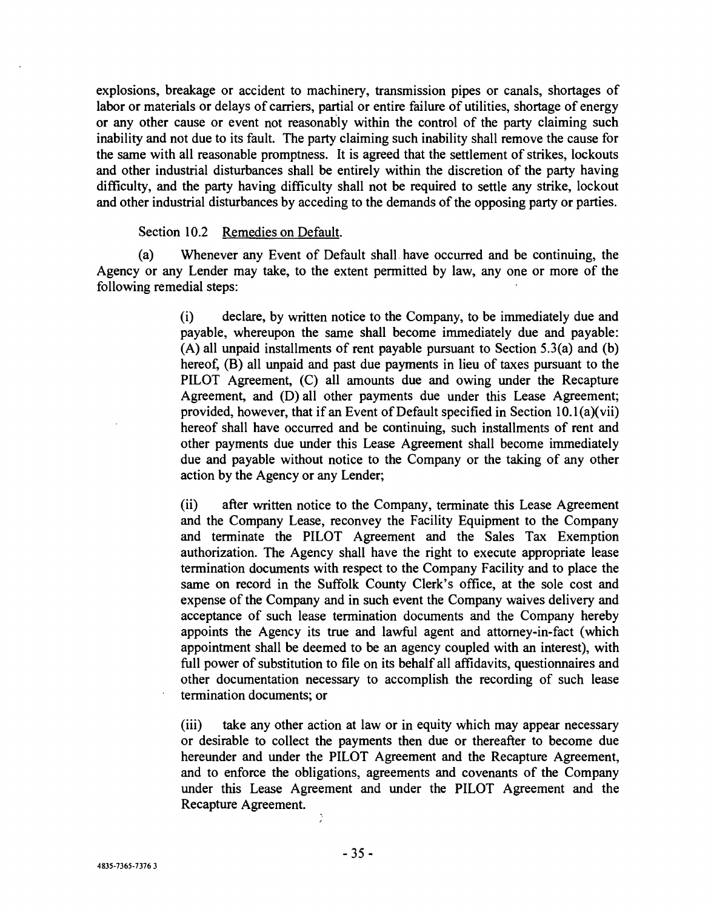explosions, breakage or accident to machinery, transmission pipes or canals, shortages of labor or materials or delays of carriers, partial or entire failure of utilities, shortage of energy or any other cause or event not reasonably within the control of the party claiming such inability and not due to its fault. The party claiming such inability shall remove the cause for the same with all reasonable promptness. It is agreed that the settlement of strikes, lockouts and other industrial disturbances shall be entirely within the discretion of the party having difficulty, and the party having difficulty shall not be required to settle any strike, lockout and other industrial disturbances by acceding to the demands of the opposing party or parties.

Section 10.2 Remedies on Default.

(a) Whenever any Event of Default shall have occurred and be continuing, the Agency or any Lender may take, to the extent permitted by law, any one or more of the following remedial steps:

> (i) declare, by written notice to the Company, to be immediately due and payable, whereupon the same shall become immediately due and payable: (A) all unpaid installments of rent payable pursuant to Section 5.3(a) and (b) hereof, (B) all unpaid and past due payments in lieu of taxes pursuant to the PILOT Agreement, (C) all amounts due and owing under the Recapture Agreement, and (D) all other payments due under this Lease Agreement; provided, however, that if an Event of Default specified in Section 10.1(a)(vii) hereof shall have occurred and be continuing, such installments of rent and other payments due under this Lease Agreement shall become immediately due and payable without notice to the Company or the taking of any other action by the Agency or any Lender;
>
> (ii) after written notice to the Company, terminate this Lease Agreement and the Company Lease, reconvey the Facility Equipment to the Company and terminate the PILOT Agreement and the Sales Tax Exemption authorization. The Agency shall have the right to execute appropriate lease termination documents with respect to the Company Facility and to place the same on record in the Suffolk County Clerk's office, at the sole cost and expense of the Company and in such event the Company waives delivery and acceptance of such lease termination documents and the Company hereby appoints the Agency its true and lawful agent and attorney-in-fact (which appointment shall be deemed to be an agency coupled with an interest), with full power of substitution to file on its behalf all affidavits, questionnaires and other documentation necessary to accomplish the recording of such lease termination documents; or
>
> (iii) take any other action at law or in equity which may appear necessary or desirable to collect the payments then due or thereafter to become due hereunder and under the PILOT Agreement and the Recapture Agreement, and to enforce the obligations, agreements and covenants of the Company under this Lease Agreement and under the PILOT Agreement and the Recapture Agreement.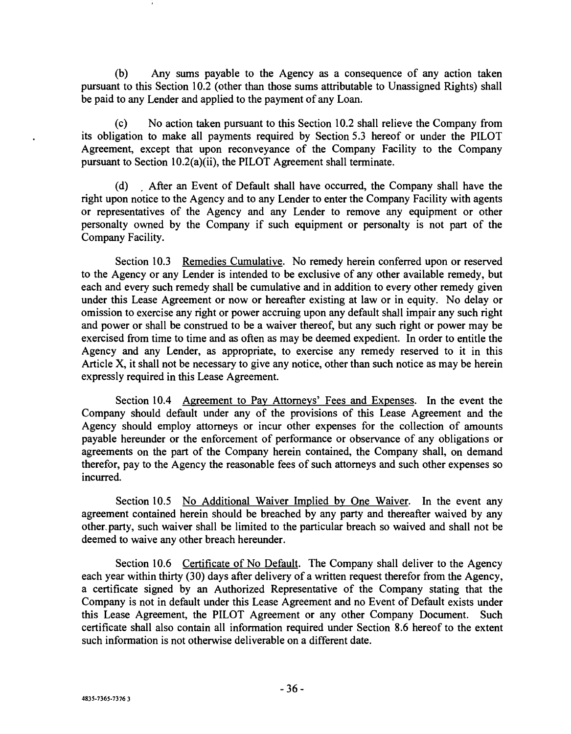(b) Any sums payable to the Agency as a consequence of any action taken pursuant to this Section 10.2 (other than those sums attributable to Unassigned Rights) shall be paid to any Lender and applied to the payment of any Loan.

(c) No action taken pursuant to this Section 10.2 shall relieve the Company from its obligation to make all payments required by Section 5.3 hereof or under the PILOT Agreement, except that upon reconveyance of the Company Facility to the Company pursuant to Section 10.2(a)(ii), the PILOT Agreement shall terminate.

(d) After an Event of Default shall have occurred, the Company shall have the right upon notice to the Agency and to any Lender to enter the Company Facility with agents or representatives of the Agency and any Lender to remove any equipment or other personalty owned by the Company if such equipment or personalty is not part of the Company Facility.

Section 10.3 Remedies Cumulative. No remedy herein conferred upon or reserved to the Agency or any Lender is intended to be exclusive of any other available remedy, but each and every such remedy shall be cumulative and in addition to every other remedy given under this Lease Agreement or now or hereafter existing at law or in equity. No delay or omission to exercise any right or power accruing upon any default shall impair any such right and power or shall be construed to be a waiver thereof, but any such right or power may be exercised from time to time and as often as may be deemed expedient. In order to entitle the Agency and any Lender, as appropriate, to exercise any remedy reserved to it in this Article X, it shall not be necessary to give any notice, other than such notice as may be herein expressly required in this Lease Agreement.

Section 10.4 Agreement to Pay Attorneys' Fees and Expenses. In the event the Company should default under any of the provisions of this Lease Agreement and the Agency should employ attorneys or incur other expenses for the collection of amounts payable hereunder or the enforcement of performance or observance of any obligations or agreements on the part of the Company herein contained, the Company shall, on demand therefor, pay to the Agency the reasonable fees of such attorneys and such other expenses so incurred.

Section 10.5 No Additional Waiver Implied by One Waiver. In the event any agreement contained herein should be breached by any party and thereafter waived by any other party, such waiver shall be limited to the particular breach so waived and shall not be deemed to waive any other breach hereunder.

Section 10.6 Certificate of No Default. The Company shall deliver to the Agency each year within thirty (30) days after delivery of a written request therefor from the Agency, a certificate signed by an Authorized Representative of the Company stating that the Company is not in default under this Lease Agreement and no Event of Default exists under this Lease Agreement, the PILOT Agreement or any other Company Document. Such certificate shall also contain all information required under Section 8.6 hereof to the extent such information is not otherwise deliverable on a different date.

4835-7365-7376 3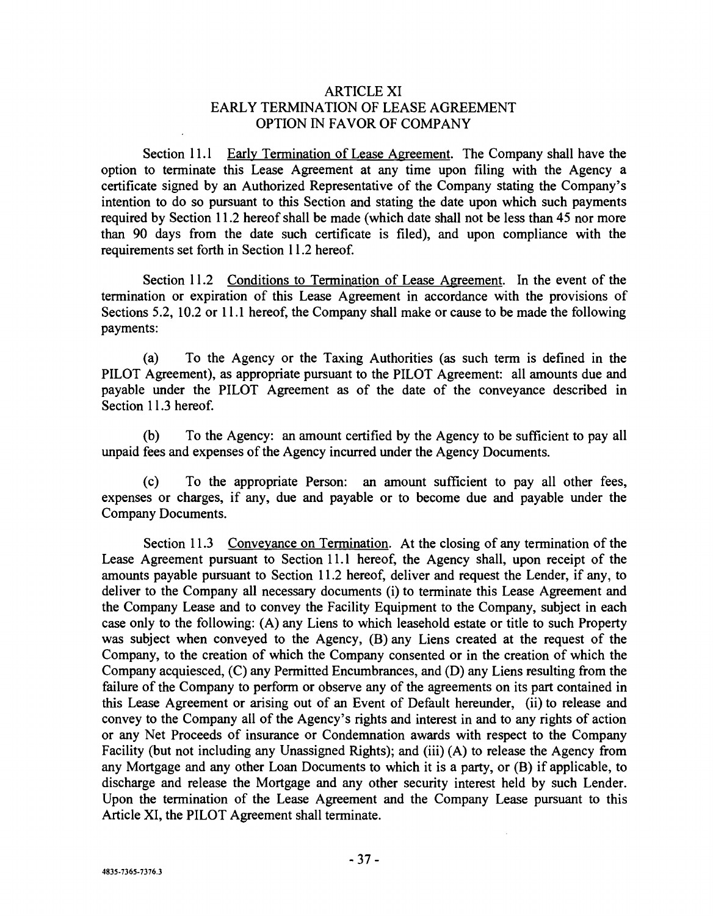## ARTICLE XI
## EARLY TERMINATION OF LEASE AGREEMENT
## OPTION IN FAVOR OF COMPANY

Section 11.1 Early Termination of Lease Agreement. The Company shall have the option to terminate this Lease Agreement at any time upon filing with the Agency a certificate signed by an Authorized Representative of the Company stating the Company's intention to do so pursuant to this Section and stating the date upon which such payments required by Section 11.2 hereof shall be made (which date shall not be less than 45 nor more than 90 days from the date such certificate is filed), and upon compliance with the requirements set forth in Section 11.2 hereof.

Section 11.2 Conditions to Termination of Lease Agreement. In the event of the termination or expiration of this Lease Agreement in accordance with the provisions of Sections 5.2, 10.2 or 11.1 hereof, the Company shall make or cause to be made the following payments:

(a) To the Agency or the Taxing Authorities (as such term is defined in the PILOT Agreement), as appropriate pursuant to the PILOT Agreement: all amounts due and payable under the PILOT Agreement as of the date of the conveyance described in Section 11.3 hereof.

(b) To the Agency: an amount certified by the Agency to be sufficient to pay all unpaid fees and expenses of the Agency incurred under the Agency Documents.

(c) To the appropriate Person: an amount sufficient to pay all other fees, expenses or charges, if any, due and payable or to become due and payable under the Company Documents.

Section 11.3 Conveyance on Termination. At the closing of any termination of the Lease Agreement pursuant to Section 11.1 hereof, the Agency shall, upon receipt of the amounts payable pursuant to Section 11.2 hereof, deliver and request the Lender, if any, to deliver to the Company all necessary documents (i) to terminate this Lease Agreement and the Company Lease and to convey the Facility Equipment to the Company, subject in each case only to the following: (A) any Liens to which leasehold estate or title to such Property was subject when conveyed to the Agency, (B) any Liens created at the request of the Company, to the creation of which the Company consented or in the creation of which the Company acquiesced, (C) any Permitted Encumbrances, and (D) any Liens resulting from the failure of the Company to perform or observe any of the agreements on its part contained in this Lease Agreement or arising out of an Event of Default hereunder, (ii) to release and convey to the Company all of the Agency's rights and interest in and to any rights of action or any Net Proceeds of insurance or Condemnation awards with respect to the Company Facility (but not including any Unassigned Rights); and (iii) (A) to release the Agency from any Mortgage and any other Loan Documents to which it is a party, or (B) if applicable, to discharge and release the Mortgage and any other security interest held by such Lender. Upon the termination of the Lease Agreement and the Company Lease pursuant to this Article XI, the PILOT Agreement shall terminate.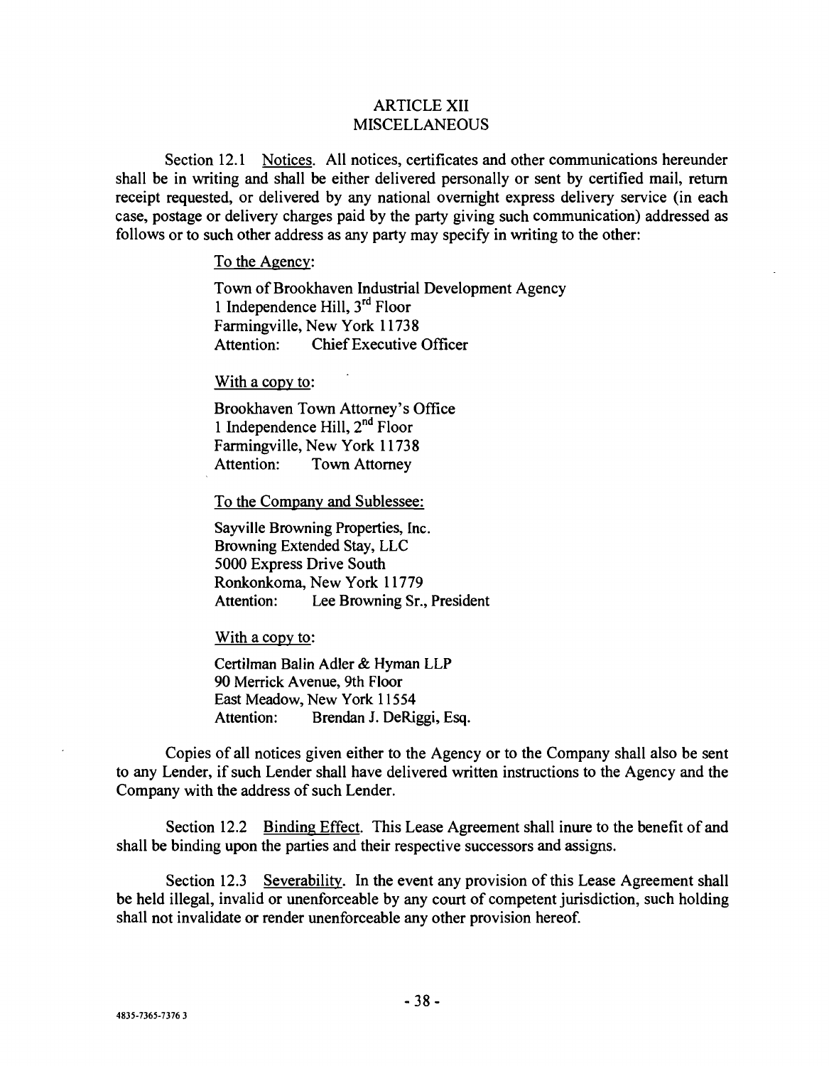## ARTICLE XII
## MISCELLANEOUS

Section 12.1 Notices. All notices, certificates and other communications hereunder shall be in writing and shall be either delivered personally or sent by certified mail, return receipt requested, or delivered by any national overnight express delivery service (in each case, postage or delivery charges paid by the party giving such communication) addressed as follows or to such other address as any party may specify in writing to the other:

To the Agency:

Town of Brookhaven Industrial Development Agency
1 Independence Hill, 3rd Floor
Farmingville, New York 11738
Attention: Chief Executive Officer

With a copy to:

Brookhaven Town Attorney's Office
1 Independence Hill, 2nd Floor
Farmingville, New York 11738
Attention: Town Attorney

To the Company and Sublessee:

Sayville Browning Properties, Inc.
Browning Extended Stay, LLC
5000 Express Drive South
Ronkonkoma, New York 11779
Attention: Lee Browning Sr., President

With a copy to:

Certilman Balin Adler & Hyman LLP
90 Merrick Avenue, 9th Floor
East Meadow, New York 11554
Attention: Brendan J. DeRiggi, Esq.

Copies of all notices given either to the Agency or to the Company shall also be sent to any Lender, if such Lender shall have delivered written instructions to the Agency and the Company with the address of such Lender.

Section 12.2 Binding Effect. This Lease Agreement shall inure to the benefit of and shall be binding upon the parties and their respective successors and assigns.

Section 12.3 Severability. In the event any provision of this Lease Agreement shall be held illegal, invalid or unenforceable by any court of competent jurisdiction, such holding shall not invalidate or render unenforceable any other provision hereof.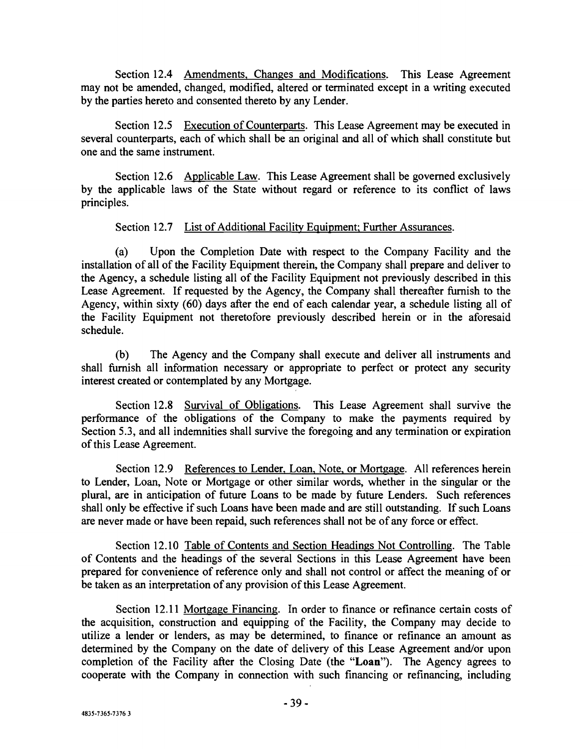Section 12.4 Amendments, Changes and Modifications. This Lease Agreement may not be amended, changed, modified, altered or terminated except in a writing executed by the parties hereto and consented thereto by any Lender.

Section 12.5 Execution of Counterparts. This Lease Agreement may be executed in several counterparts, each of which shall be an original and all of which shall constitute but one and the same instrument.

Section 12.6 Applicable Law. This Lease Agreement shall be governed exclusively by the applicable laws of the State without regard or reference to its conflict of laws principles.

Section 12.7 List of Additional Facility Equipment; Further Assurances.

(a) Upon the Completion Date with respect to the Company Facility and the installation of all of the Facility Equipment therein, the Company shall prepare and deliver to the Agency, a schedule listing all of the Facility Equipment not previously described in this Lease Agreement. If requested by the Agency, the Company shall thereafter furnish to the Agency, within sixty (60) days after the end of each calendar year, a schedule listing all of the Facility Equipment not theretofore previously described herein or in the aforesaid schedule.

(b) The Agency and the Company shall execute and deliver all instruments and shall furnish all information necessary or appropriate to perfect or protect any security interest created or contemplated by any Mortgage.

Section 12.8 Survival of Obligations. This Lease Agreement shall survive the performance of the obligations of the Company to make the payments required by Section 5.3, and all indemnities shall survive the foregoing and any termination or expiration of this Lease Agreement.

Section 12.9 References to Lender, Loan, Note, or Mortgage. All references herein to Lender, Loan, Note or Mortgage or other similar words, whether in the singular or the plural, are in anticipation of future Loans to be made by future Lenders. Such references shall only be effective if such Loans have been made and are still outstanding. If such Loans are never made or have been repaid, such references shall not be of any force or effect.

Section 12.10 Table of Contents and Section Headings Not Controlling. The Table of Contents and the headings of the several Sections in this Lease Agreement have been prepared for convenience of reference only and shall not control or affect the meaning of or be taken as an interpretation of any provision of this Lease Agreement.

Section 12.11 Mortgage Financing. In order to finance or refinance certain costs of the acquisition, construction and equipping of the Facility, the Company may decide to utilize a lender or lenders, as may be determined, to finance or refinance an amount as determined by the Company on the date of delivery of this Lease Agreement and/or upon completion of the Facility after the Closing Date (the "**Loan**"). The Agency agrees to cooperate with the Company in connection with such financing or refinancing, including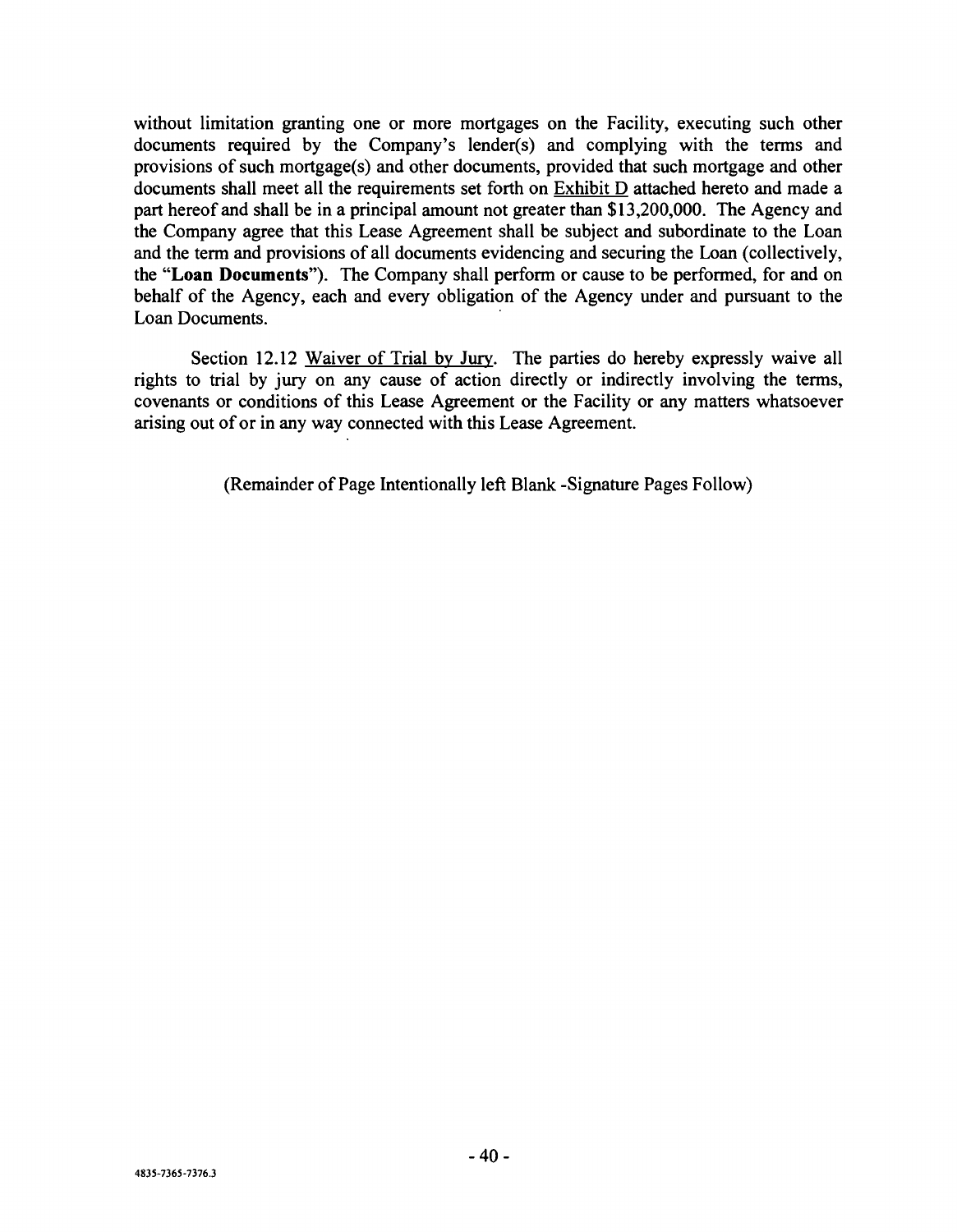without limitation granting one or more mortgages on the Facility, executing such other documents required by the Company's lender(s) and complying with the terms and provisions of such mortgage(s) and other documents, provided that such mortgage and other documents shall meet all the requirements set forth on Exhibit D attached hereto and made a part hereof and shall be in a principal amount not greater than $13,200,000. The Agency and the Company agree that this Lease Agreement shall be subject and subordinate to the Loan and the term and provisions of all documents evidencing and securing the Loan (collectively, the "**Loan Documents**"). The Company shall perform or cause to be performed, for and on behalf of the Agency, each and every obligation of the Agency under and pursuant to the Loan Documents.

Section 12.12 Waiver of Trial by Jury. The parties do hereby expressly waive all rights to trial by jury on any cause of action directly or indirectly involving the terms, covenants or conditions of this Lease Agreement or the Facility or any matters whatsoever arising out of or in any way connected with this Lease Agreement.

(Remainder of Page Intentionally left Blank -Signature Pages Follow)

4835-7365-7376.3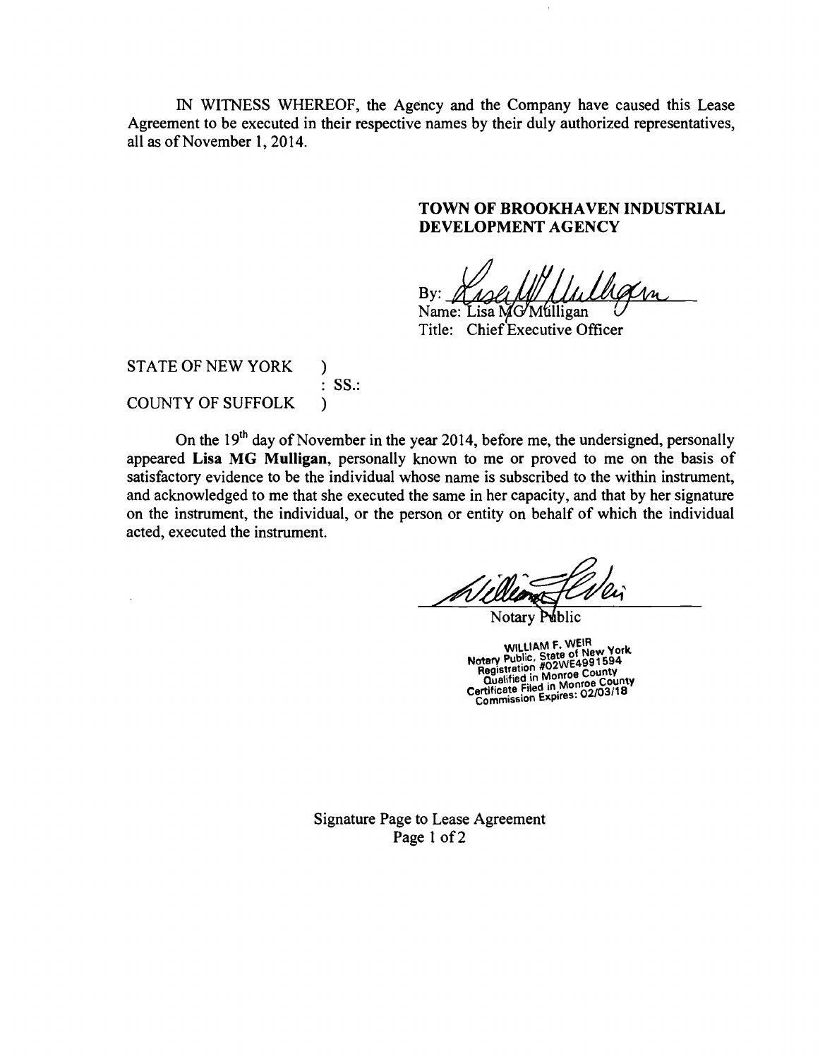IN WITNESS WHEREOF, the Agency and the Company have caused this Lease Agreement to be executed in their respective names by their duly authorized representatives, all as of November 1, 2014.

**TOWN OF BROOKHAVEN INDUSTRIAL DEVELOPMENT AGENCY**

By: ______________________
Name: Lisa MG Mulligan
Title: Chief Executive Officer

STATE OF NEW YORK )
: SS.:
COUNTY OF SUFFOLK )

On the 19th day of November in the year 2014, before me, the undersigned, personally appeared **Lisa MG Mulligan**, personally known to me or proved to me on the basis of satisfactory evidence to be the individual whose name is subscribed to the within instrument, and acknowledged to me that she executed the same in her capacity, and that by her signature on the instrument, the individual, or the person or entity on behalf of which the individual acted, executed the instrument.

______________________
Notary Public

WILLIAM F. WEIR
Notary Public, State of New York
Registration #02WE4991594
Qualified in Monroe County
Certificate Filed in Monroe County
Commission Expires: 02/03/18

Signature Page to Lease Agreement
Page 1 of 2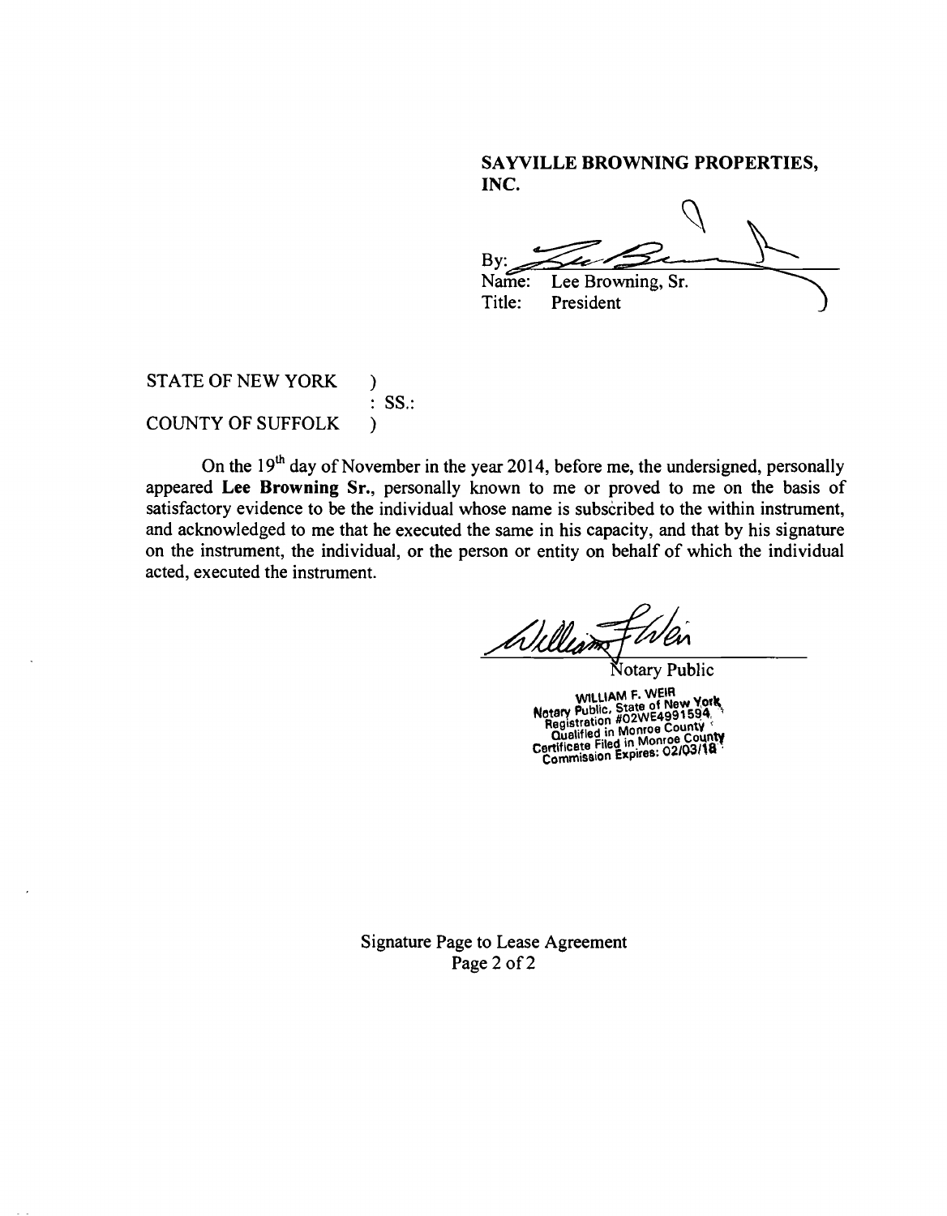**SAYVILLE BROWNING PROPERTIES, INC.**

By: ______________________

Name: Lee Browning, Sr.

Title: President

STATE OF NEW YORK )
: SS.:
COUNTY OF SUFFOLK )

On the 19th day of November in the year 2014, before me, the undersigned, personally appeared **Lee Browning Sr.**, personally known to me or proved to me on the basis of satisfactory evidence to be the individual whose name is subscribed to the within instrument, and acknowledged to me that he executed the same in his capacity, and that by his signature on the instrument, the individual, or the person or entity on behalf of which the individual acted, executed the instrument.

______________________

Notary Public

WILLIAM F. WEIR
Notary Public, State of New York
Registration #02WE4991594
Qualified in Monroe County
Certificate Filed in Monroe County
Commission Expires: 02/03/18

Signature Page to Lease Agreement
Page 2 of 2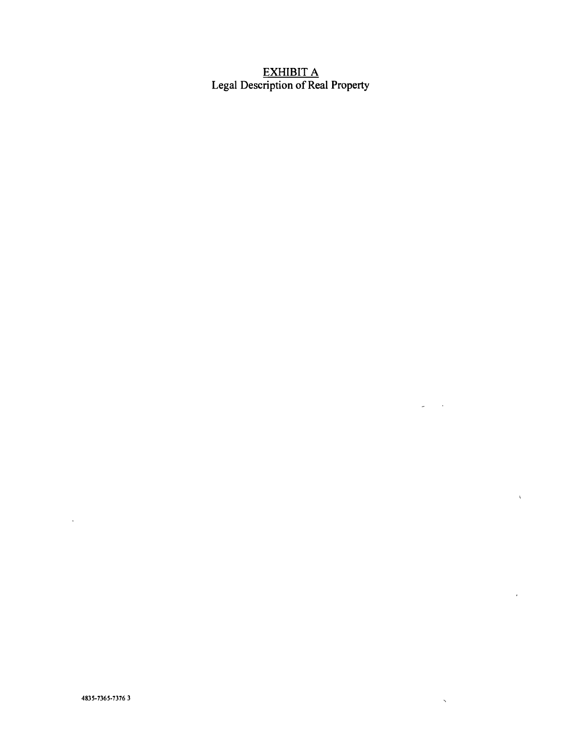# EXHIBIT A

Legal Description of Real Property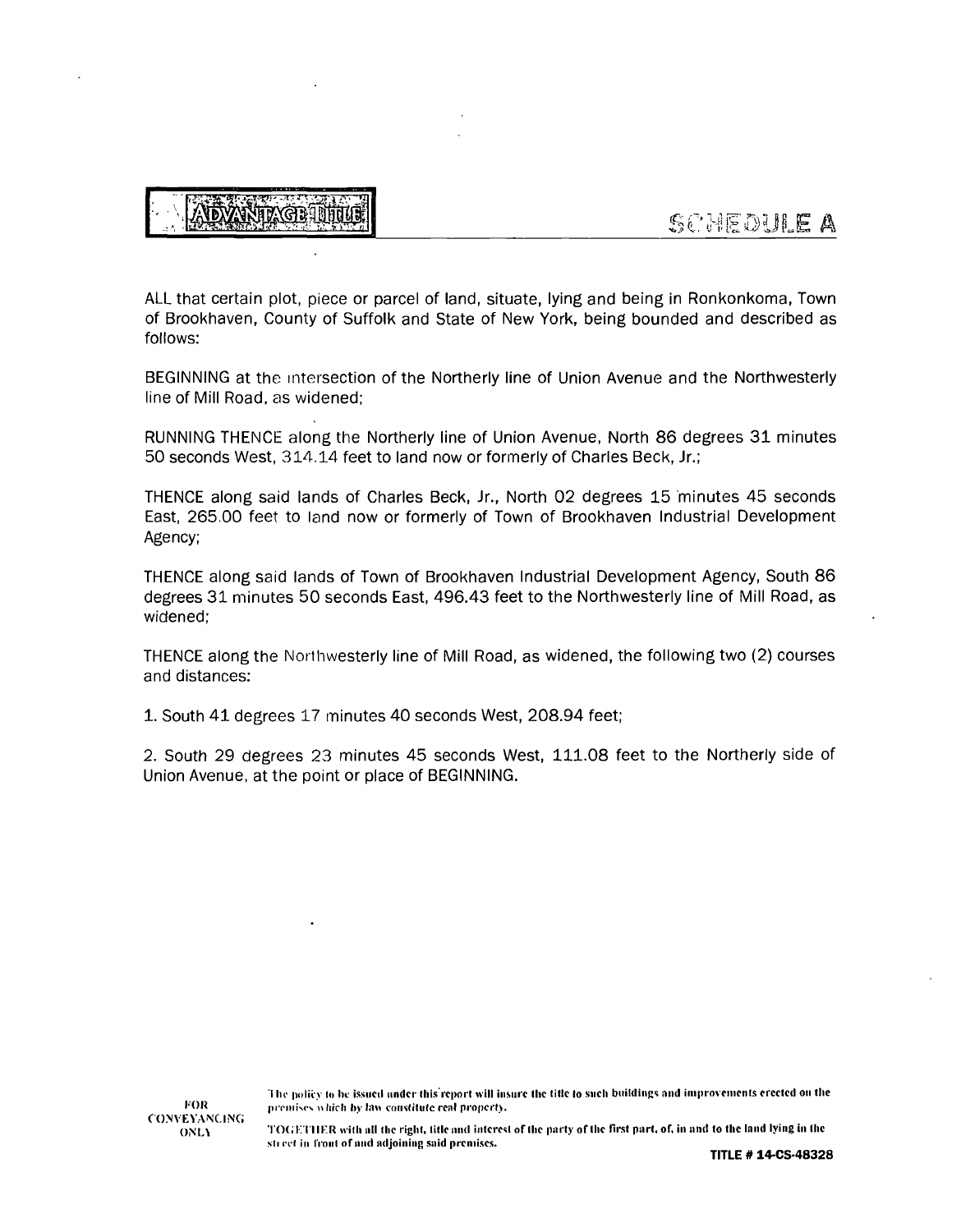ADVANTAGE TITLE

# SCHEDULE A

ALL that certain plot, piece or parcel of land, situate, lying and being in Ronkonkoma, Town of Brookhaven, County of Suffolk and State of New York, being bounded and described as follows:

BEGINNING at the intersection of the Northerly line of Union Avenue and the Northwesterly line of Mill Road, as widened;

RUNNING THENCE along the Northerly line of Union Avenue, North 86 degrees 31 minutes 50 seconds West, 314.14 feet to land now or formerly of Charles Beck, Jr.;

THENCE along said lands of Charles Beck, Jr., North 02 degrees 15 minutes 45 seconds East, 265.00 feet to land now or formerly of Town of Brookhaven Industrial Development Agency;

THENCE along said lands of Town of Brookhaven Industrial Development Agency, South 86 degrees 31 minutes 50 seconds East, 496.43 feet to the Northwesterly line of Mill Road, as widened;

THENCE along the Northwesterly line of Mill Road, as widened, the following two (2) courses and distances:

1. South 41 degrees 17 minutes 40 seconds West, 208.94 feet;

2. South 29 degrees 23 minutes 45 seconds West, 111.08 feet to the Northerly side of Union Avenue, at the point or place of BEGINNING.

FOR CONVEYANCING ONLY

The policy to be issued under this report will insure the title to such buildings and improvements erected on the premises which by law constitute real property.

TOGETHER with all the right, title and interest of the party of the first part, of, in and to the land lying in the street in front of and adjoining said premises.

TITLE # 14-CS-48328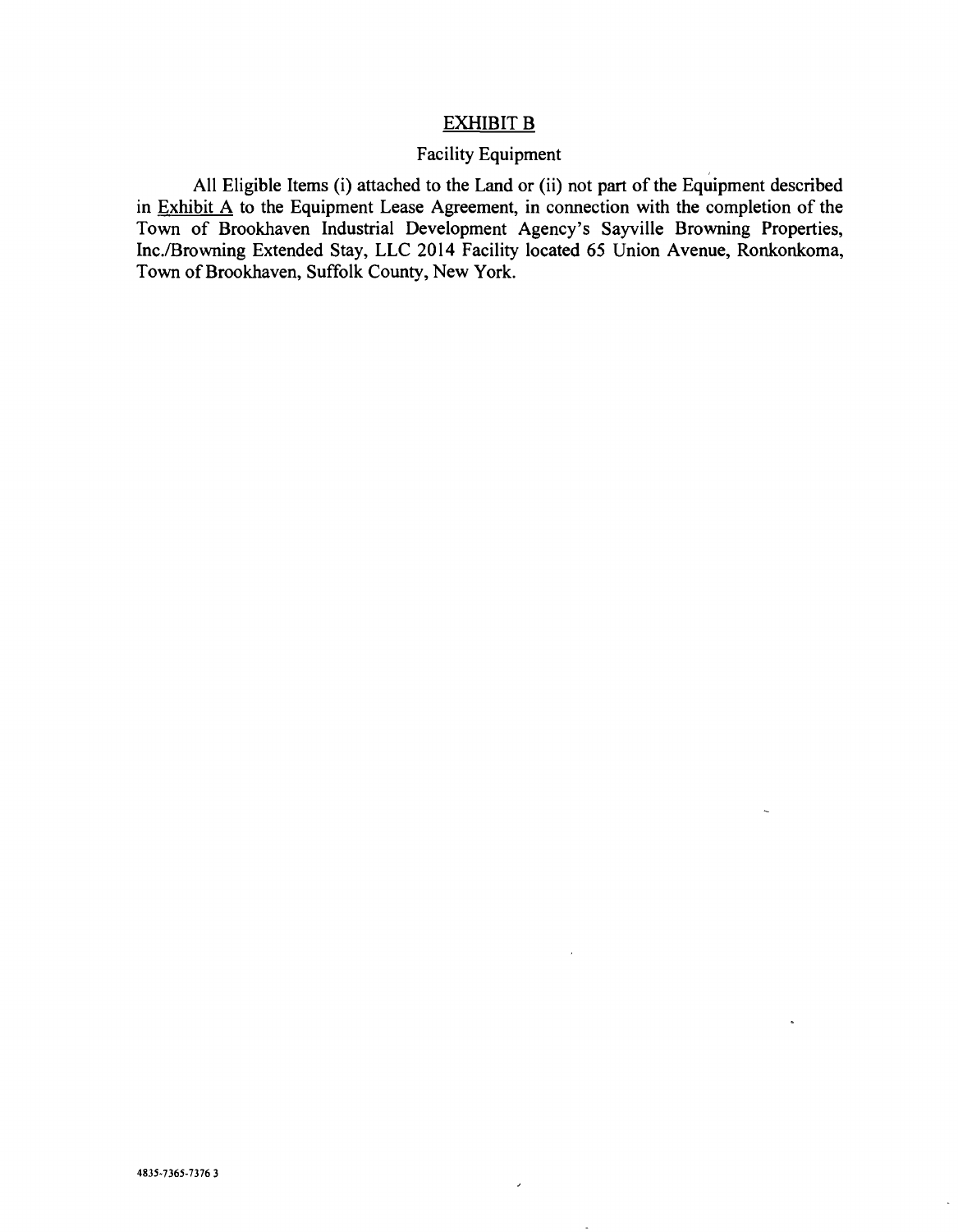## EXHIBIT B

### Facility Equipment

All Eligible Items (i) attached to the Land or (ii) not part of the Equipment described in Exhibit A to the Equipment Lease Agreement, in connection with the completion of the Town of Brookhaven Industrial Development Agency's Sayville Browning Properties, Inc./Browning Extended Stay, LLC 2014 Facility located 65 Union Avenue, Ronkonkoma, Town of Brookhaven, Suffolk County, New York.

4835-7365-7376 3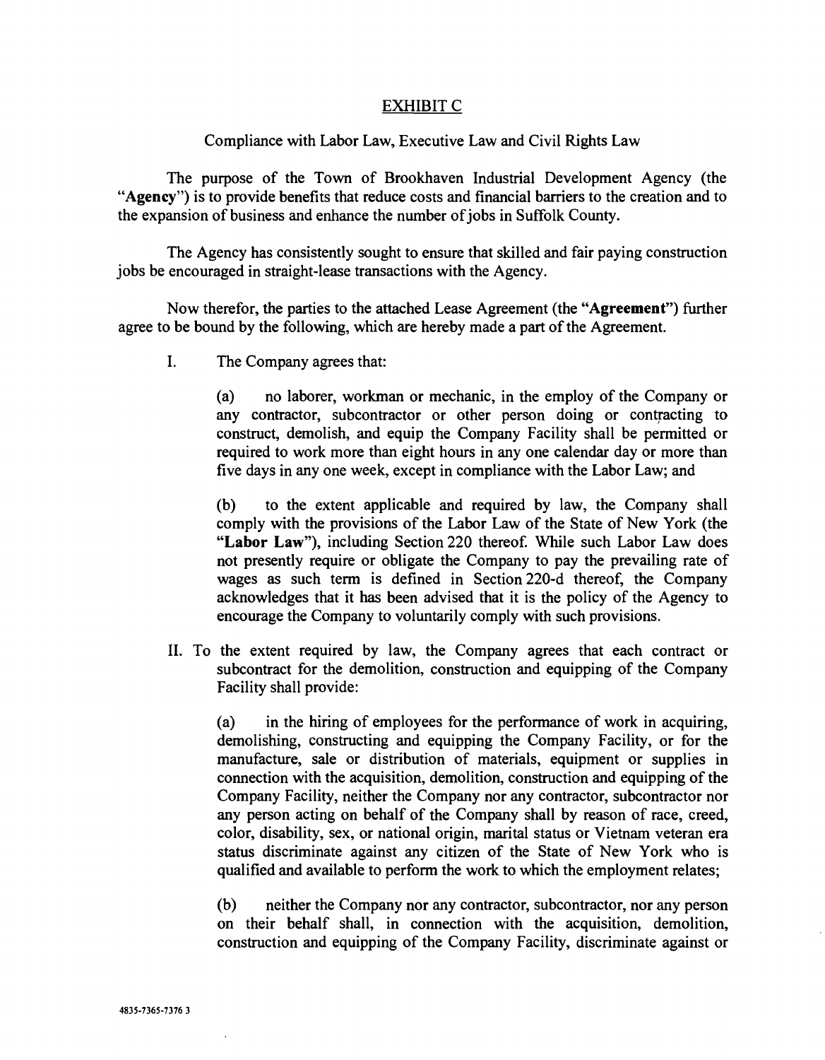# EXHIBIT C

Compliance with Labor Law, Executive Law and Civil Rights Law

The purpose of the Town of Brookhaven Industrial Development Agency (the "**Agency**") is to provide benefits that reduce costs and financial barriers to the creation and to the expansion of business and enhance the number of jobs in Suffolk County.

The Agency has consistently sought to ensure that skilled and fair paying construction jobs be encouraged in straight-lease transactions with the Agency.

Now therefor, the parties to the attached Lease Agreement (the "**Agreement**") further agree to be bound by the following, which are hereby made a part of the Agreement.

I. The Company agrees that:

> (a) no laborer, workman or mechanic, in the employ of the Company or any contractor, subcontractor or other person doing or contracting to construct, demolish, and equip the Company Facility shall be permitted or required to work more than eight hours in any one calendar day or more than five days in any one week, except in compliance with the Labor Law; and
>
> (b) to the extent applicable and required by law, the Company shall comply with the provisions of the Labor Law of the State of New York (the "**Labor Law**"), including Section 220 thereof. While such Labor Law does not presently require or obligate the Company to pay the prevailing rate of wages as such term is defined in Section 220-d thereof, the Company acknowledges that it has been advised that it is the policy of the Agency to encourage the Company to voluntarily comply with such provisions.

II. To the extent required by law, the Company agrees that each contract or subcontract for the demolition, construction and equipping of the Company Facility shall provide:

> (a) in the hiring of employees for the performance of work in acquiring, demolishing, constructing and equipping the Company Facility, or for the manufacture, sale or distribution of materials, equipment or supplies in connection with the acquisition, demolition, construction and equipping of the Company Facility, neither the Company nor any contractor, subcontractor nor any person acting on behalf of the Company shall by reason of race, creed, color, disability, sex, or national origin, marital status or Vietnam veteran era status discriminate against any citizen of the State of New York who is qualified and available to perform the work to which the employment relates;
>
> (b) neither the Company nor any contractor, subcontractor, nor any person on their behalf shall, in connection with the acquisition, demolition, construction and equipping of the Company Facility, discriminate against or

4835-7365-7376 3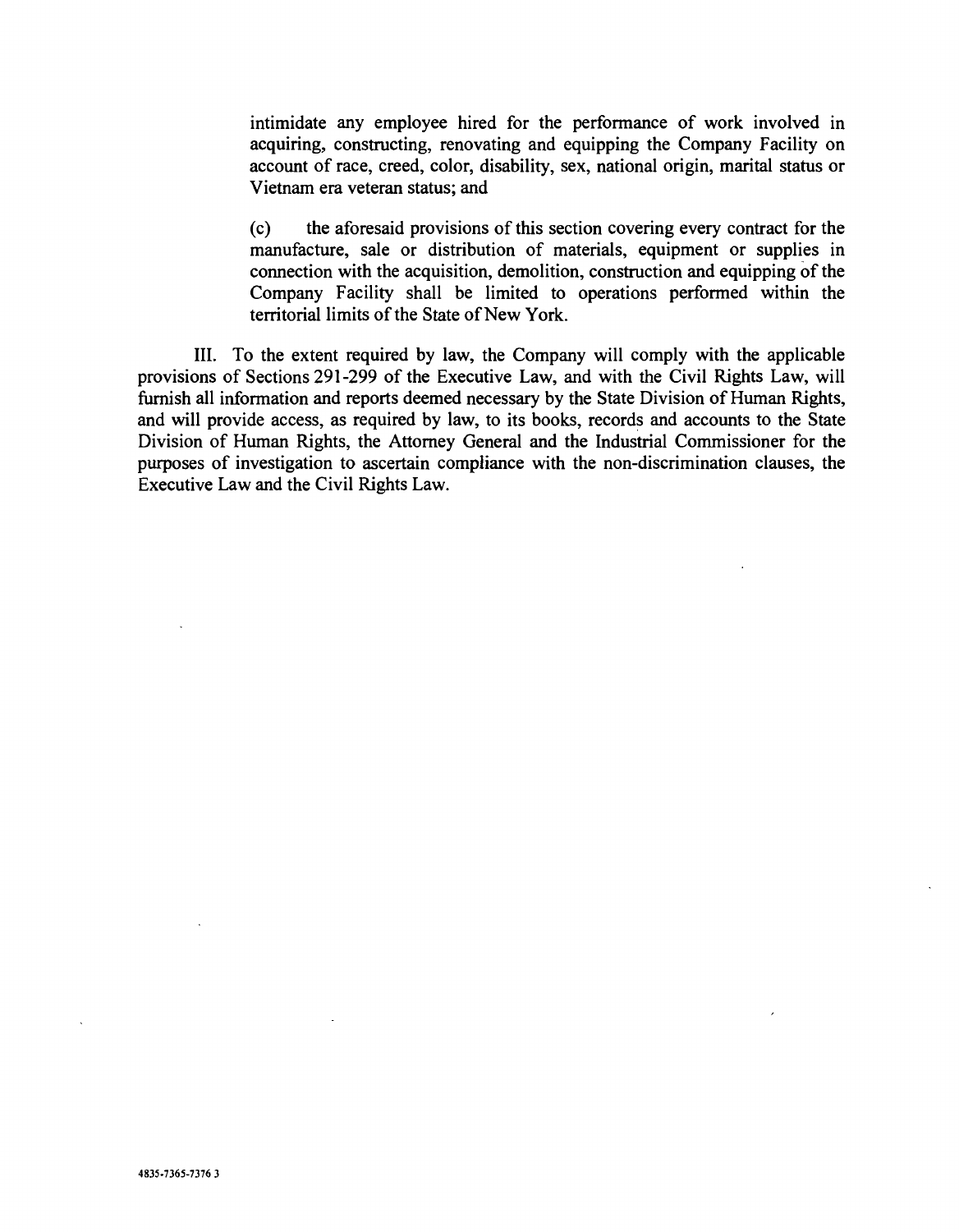intimidate any employee hired for the performance of work involved in acquiring, constructing, renovating and equipping the Company Facility on account of race, creed, color, disability, sex, national origin, marital status or Vietnam era veteran status; and

(c) the aforesaid provisions of this section covering every contract for the manufacture, sale or distribution of materials, equipment or supplies in connection with the acquisition, demolition, construction and equipping of the Company Facility shall be limited to operations performed within the territorial limits of the State of New York.

III. To the extent required by law, the Company will comply with the applicable provisions of Sections 291-299 of the Executive Law, and with the Civil Rights Law, will furnish all information and reports deemed necessary by the State Division of Human Rights, and will provide access, as required by law, to its books, records and accounts to the State Division of Human Rights, the Attorney General and the Industrial Commissioner for the purposes of investigation to ascertain compliance with the non-discrimination clauses, the Executive Law and the Civil Rights Law.

4835-7365-7376 3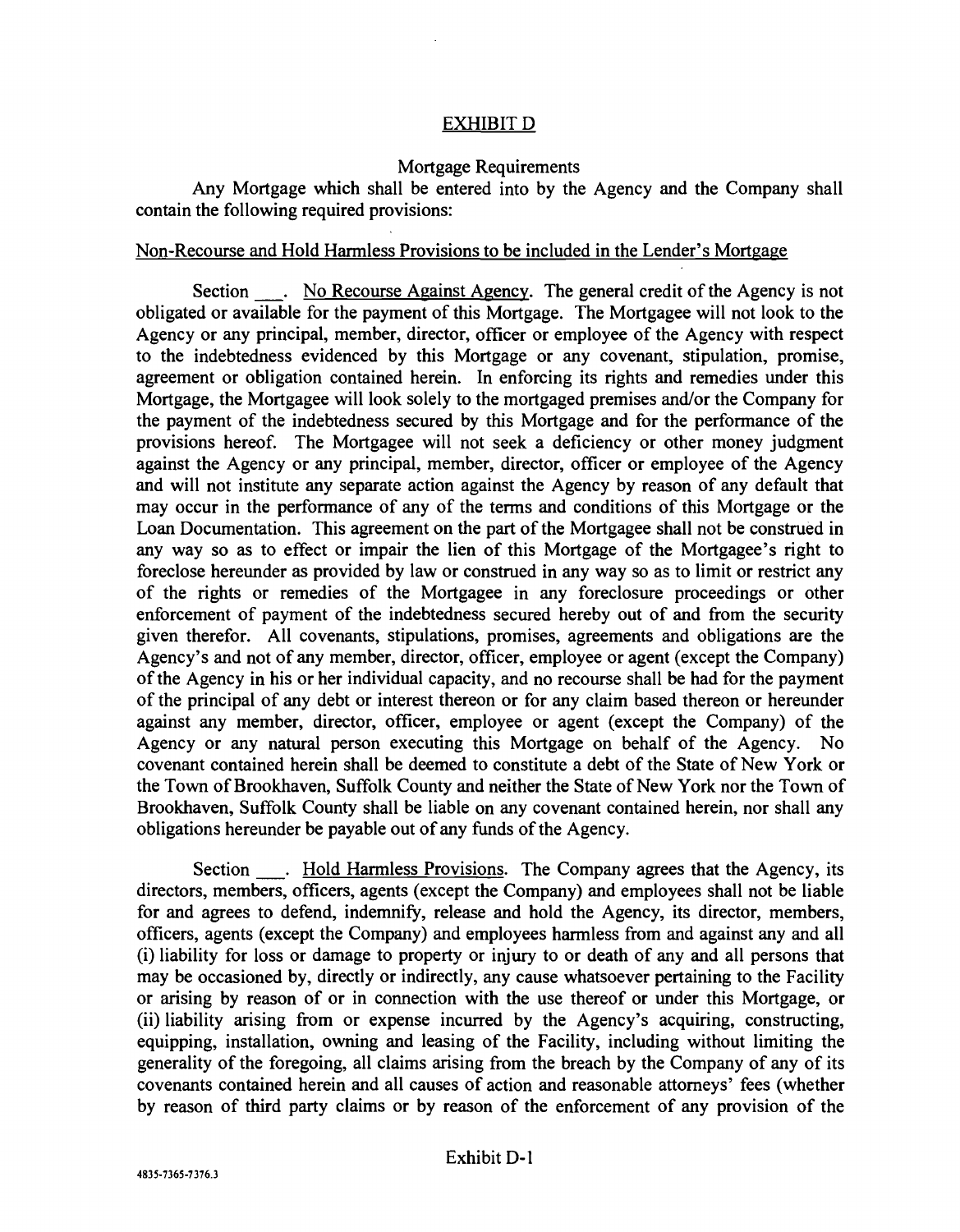# EXHIBIT D

Mortgage Requirements

Any Mortgage which shall be entered into by the Agency and the Company shall contain the following required provisions:

Non-Recourse and Hold Harmless Provisions to be included in the Lender's Mortgage

Section ___. No Recourse Against Agency. The general credit of the Agency is not obligated or available for the payment of this Mortgage. The Mortgagee will not look to the Agency or any principal, member, director, officer or employee of the Agency with respect to the indebtedness evidenced by this Mortgage or any covenant, stipulation, promise, agreement or obligation contained herein. In enforcing its rights and remedies under this Mortgage, the Mortgagee will look solely to the mortgaged premises and/or the Company for the payment of the indebtedness secured by this Mortgage and for the performance of the provisions hereof. The Mortgagee will not seek a deficiency or other money judgment against the Agency or any principal, member, director, officer or employee of the Agency and will not institute any separate action against the Agency by reason of any default that may occur in the performance of any of the terms and conditions of this Mortgage or the Loan Documentation. This agreement on the part of the Mortgagee shall not be construed in any way so as to effect or impair the lien of this Mortgage of the Mortgagee's right to foreclose hereunder as provided by law or construed in any way so as to limit or restrict any of the rights or remedies of the Mortgagee in any foreclosure proceedings or other enforcement of payment of the indebtedness secured hereby out of and from the security given therefor. All covenants, stipulations, promises, agreements and obligations are the Agency's and not of any member, director, officer, employee or agent (except the Company) of the Agency in his or her individual capacity, and no recourse shall be had for the payment of the principal of any debt or interest thereon or for any claim based thereon or hereunder against any member, director, officer, employee or agent (except the Company) of the Agency or any natural person executing this Mortgage on behalf of the Agency. No covenant contained herein shall be deemed to constitute a debt of the State of New York or the Town of Brookhaven, Suffolk County and neither the State of New York nor the Town of Brookhaven, Suffolk County shall be liable on any covenant contained herein, nor shall any obligations hereunder be payable out of any funds of the Agency.

Section ___. Hold Harmless Provisions. The Company agrees that the Agency, its directors, members, officers, agents (except the Company) and employees shall not be liable for and agrees to defend, indemnify, release and hold the Agency, its director, members, officers, agents (except the Company) and employees harmless from and against any and all (i) liability for loss or damage to property or injury to or death of any and all persons that may be occasioned by, directly or indirectly, any cause whatsoever pertaining to the Facility or arising by reason of or in connection with the use thereof or under this Mortgage, or (ii) liability arising from or expense incurred by the Agency's acquiring, constructing, equipping, installation, owning and leasing of the Facility, including without limiting the generality of the foregoing, all claims arising from the breach by the Company of any of its covenants contained herein and all causes of action and reasonable attorneys' fees (whether by reason of third party claims or by reason of the enforcement of any provision of the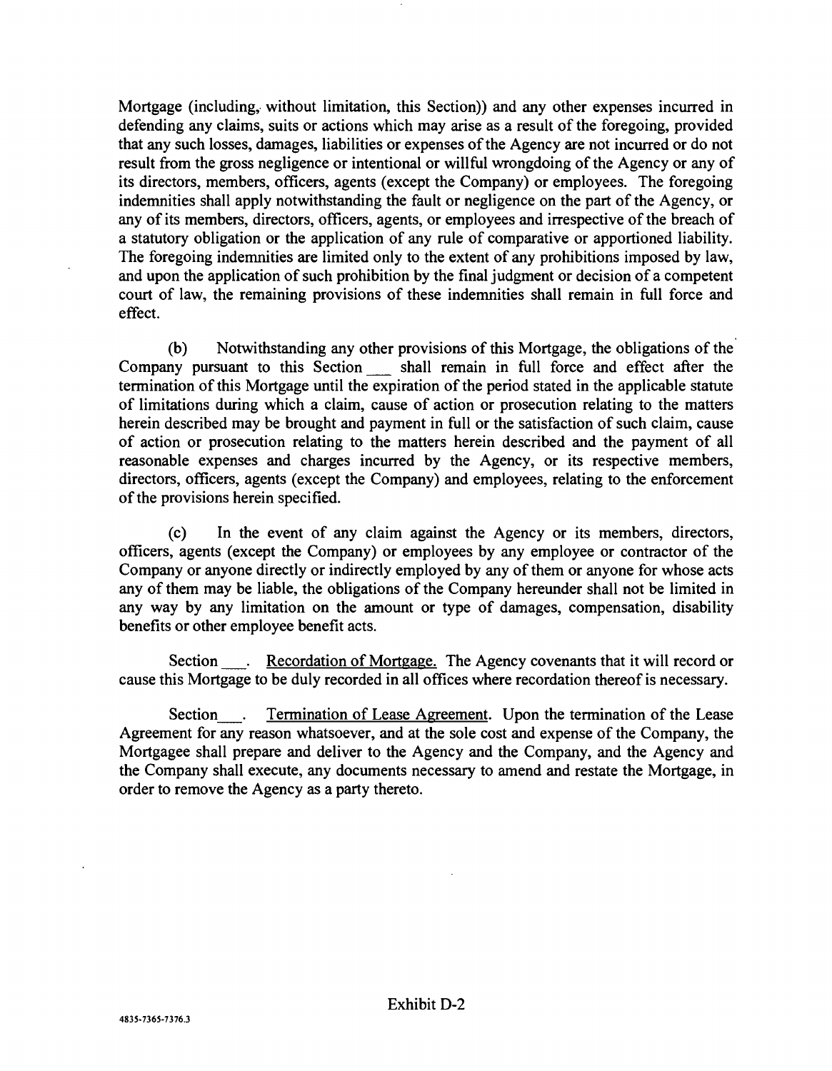Mortgage (including, without limitation, this Section)) and any other expenses incurred in defending any claims, suits or actions which may arise as a result of the foregoing, provided that any such losses, damages, liabilities or expenses of the Agency are not incurred or do not result from the gross negligence or intentional or willful wrongdoing of the Agency or any of its directors, members, officers, agents (except the Company) or employees. The foregoing indemnities shall apply notwithstanding the fault or negligence on the part of the Agency, or any of its members, directors, officers, agents, or employees and irrespective of the breach of a statutory obligation or the application of any rule of comparative or apportioned liability. The foregoing indemnities are limited only to the extent of any prohibitions imposed by law, and upon the application of such prohibition by the final judgment or decision of a competent court of law, the remaining provisions of these indemnities shall remain in full force and effect.

(b) Notwithstanding any other provisions of this Mortgage, the obligations of the Company pursuant to this Section ___ shall remain in full force and effect after the termination of this Mortgage until the expiration of the period stated in the applicable statute of limitations during which a claim, cause of action or prosecution relating to the matters herein described may be brought and payment in full or the satisfaction of such claim, cause of action or prosecution relating to the matters herein described and the payment of all reasonable expenses and charges incurred by the Agency, or its respective members, directors, officers, agents (except the Company) and employees, relating to the enforcement of the provisions herein specified.

(c) In the event of any claim against the Agency or its members, directors, officers, agents (except the Company) or employees by any employee or contractor of the Company or anyone directly or indirectly employed by any of them or anyone for whose acts any of them may be liable, the obligations of the Company hereunder shall not be limited in any way by any limitation on the amount or type of damages, compensation, disability benefits or other employee benefit acts.

Section ___. Recordation of Mortgage. The Agency covenants that it will record or cause this Mortgage to be duly recorded in all offices where recordation thereof is necessary.

Section ___. Termination of Lease Agreement. Upon the termination of the Lease Agreement for any reason whatsoever, and at the sole cost and expense of the Company, the Mortgagee shall prepare and deliver to the Agency and the Company, and the Agency and the Company shall execute, any documents necessary to amend and restate the Mortgage, in order to remove the Agency as a party thereto.

Exhibit D-2

4835-7365-7376.3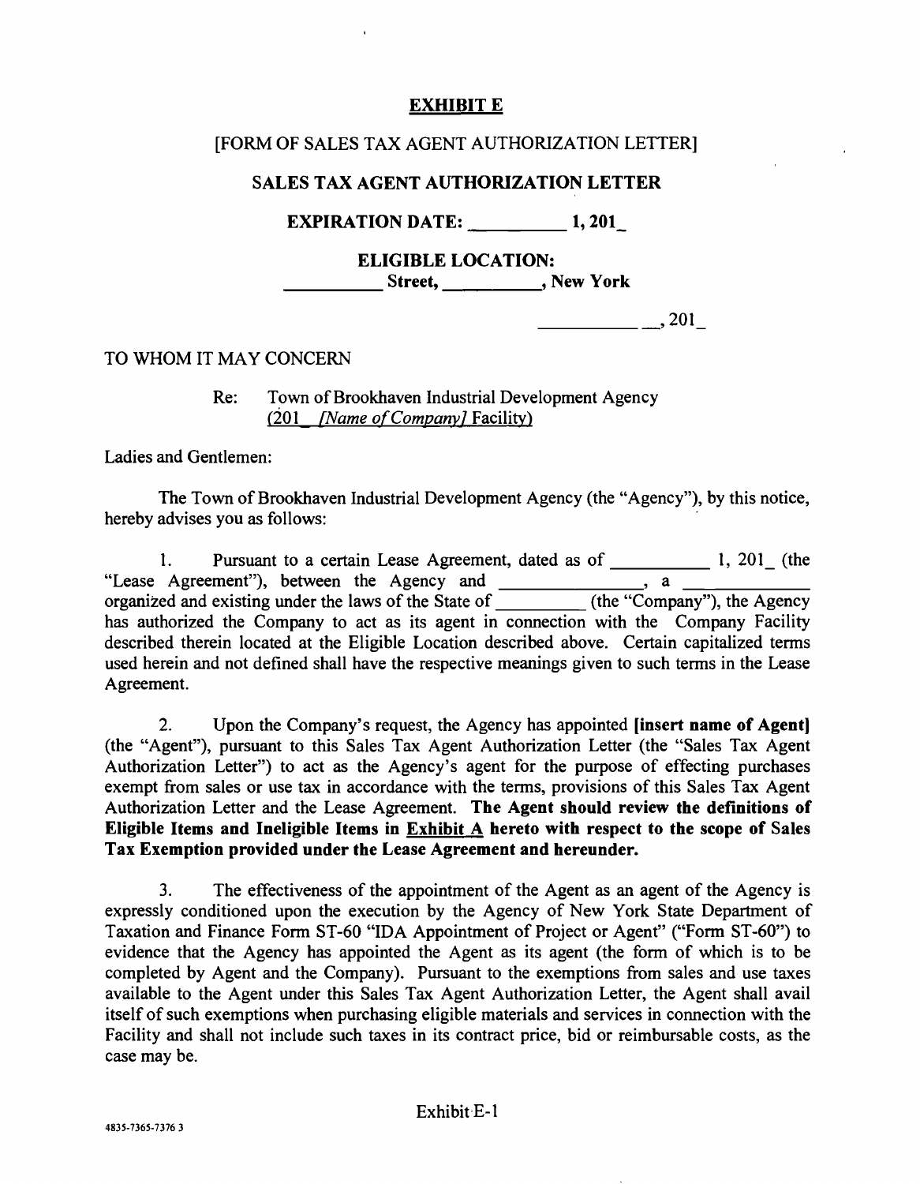# EXHIBIT E

[FORM OF SALES TAX AGENT AUTHORIZATION LETTER]

## SALES TAX AGENT AUTHORIZATION LETTER

**EXPIRATION DATE: __________ 1, 201_**

**ELIGIBLE LOCATION:**
**__________ Street, __________, New York**

__________ __, 201_

TO WHOM IT MAY CONCERN

Re: Town of Brookhaven Industrial Development Agency
(201_ *[Name of Company]* Facility)

Ladies and Gentlemen:

The Town of Brookhaven Industrial Development Agency (the "Agency"), by this notice, hereby advises you as follows:

1. Pursuant to a certain Lease Agreement, dated as of __________ 1, 201_ (the "Lease Agreement"), between the Agency and ________________, a ______________ organized and existing under the laws of the State of __________ (the "Company"), the Agency has authorized the Company to act as its agent in connection with the Company Facility described therein located at the Eligible Location described above. Certain capitalized terms used herein and not defined shall have the respective meanings given to such terms in the Lease Agreement.

2. Upon the Company's request, the Agency has appointed **[insert name of Agent]** (the "Agent"), pursuant to this Sales Tax Agent Authorization Letter (the "Sales Tax Agent Authorization Letter") to act as the Agency's agent for the purpose of effecting purchases exempt from sales or use tax in accordance with the terms, provisions of this Sales Tax Agent Authorization Letter and the Lease Agreement. **The Agent should review the definitions of Eligible Items and Ineligible Items in Exhibit A hereto with respect to the scope of Sales Tax Exemption provided under the Lease Agreement and hereunder.**

3. The effectiveness of the appointment of the Agent as an agent of the Agency is expressly conditioned upon the execution by the Agency of New York State Department of Taxation and Finance Form ST-60 "IDA Appointment of Project or Agent" ("Form ST-60") to evidence that the Agency has appointed the Agent as its agent (the form of which is to be completed by Agent and the Company). Pursuant to the exemptions from sales and use taxes available to the Agent under this Sales Tax Agent Authorization Letter, the Agent shall avail itself of such exemptions when purchasing eligible materials and services in connection with the Facility and shall not include such taxes in its contract price, bid or reimbursable costs, as the case may be.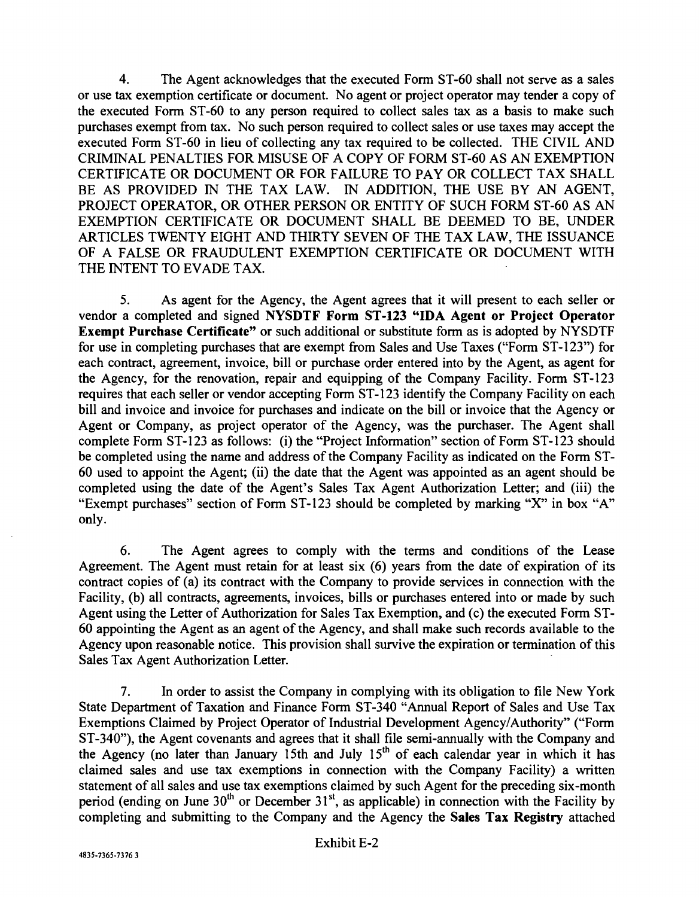4. The Agent acknowledges that the executed Form ST-60 shall not serve as a sales or use tax exemption certificate or document. No agent or project operator may tender a copy of the executed Form ST-60 to any person required to collect sales tax as a basis to make such purchases exempt from tax. No such person required to collect sales or use taxes may accept the executed Form ST-60 in lieu of collecting any tax required to be collected. THE CIVIL AND CRIMINAL PENALTIES FOR MISUSE OF A COPY OF FORM ST-60 AS AN EXEMPTION CERTIFICATE OR DOCUMENT OR FOR FAILURE TO PAY OR COLLECT TAX SHALL BE AS PROVIDED IN THE TAX LAW. IN ADDITION, THE USE BY AN AGENT, PROJECT OPERATOR, OR OTHER PERSON OR ENTITY OF SUCH FORM ST-60 AS AN EXEMPTION CERTIFICATE OR DOCUMENT SHALL BE DEEMED TO BE, UNDER ARTICLES TWENTY EIGHT AND THIRTY SEVEN OF THE TAX LAW, THE ISSUANCE OF A FALSE OR FRAUDULENT EXEMPTION CERTIFICATE OR DOCUMENT WITH THE INTENT TO EVADE TAX.

5. As agent for the Agency, the Agent agrees that it will present to each seller or vendor a completed and signed **NYSDTF Form ST-123 "IDA Agent or Project Operator Exempt Purchase Certificate"** or such additional or substitute form as is adopted by NYSDTF for use in completing purchases that are exempt from Sales and Use Taxes ("Form ST-123") for each contract, agreement, invoice, bill or purchase order entered into by the Agent, as agent for the Agency, for the renovation, repair and equipping of the Company Facility. Form ST-123 requires that each seller or vendor accepting Form ST-123 identify the Company Facility on each bill and invoice and invoice for purchases and indicate on the bill or invoice that the Agency or Agent or Company, as project operator of the Agency, was the purchaser. The Agent shall complete Form ST-123 as follows: (i) the "Project Information" section of Form ST-123 should be completed using the name and address of the Company Facility as indicated on the Form ST-60 used to appoint the Agent; (ii) the date that the Agent was appointed as an agent should be completed using the date of the Agent's Sales Tax Agent Authorization Letter; and (iii) the "Exempt purchases" section of Form ST-123 should be completed by marking "X" in box "A" only.

6. The Agent agrees to comply with the terms and conditions of the Lease Agreement. The Agent must retain for at least six (6) years from the date of expiration of its contract copies of (a) its contract with the Company to provide services in connection with the Facility, (b) all contracts, agreements, invoices, bills or purchases entered into or made by such Agent using the Letter of Authorization for Sales Tax Exemption, and (c) the executed Form ST-60 appointing the Agent as an agent of the Agency, and shall make such records available to the Agency upon reasonable notice. This provision shall survive the expiration or termination of this Sales Tax Agent Authorization Letter.

7. In order to assist the Company in complying with its obligation to file New York State Department of Taxation and Finance Form ST-340 "Annual Report of Sales and Use Tax Exemptions Claimed by Project Operator of Industrial Development Agency/Authority" ("Form ST-340"), the Agent covenants and agrees that it shall file semi-annually with the Company and the Agency (no later than January 15th and July 15th of each calendar year in which it has claimed sales and use tax exemptions in connection with the Company Facility) a written statement of all sales and use tax exemptions claimed by such Agent for the preceding six-month period (ending on June 30th or December 31st, as applicable) in connection with the Facility by completing and submitting to the Company and the Agency the **Sales Tax Registry** attached

Exhibit E-2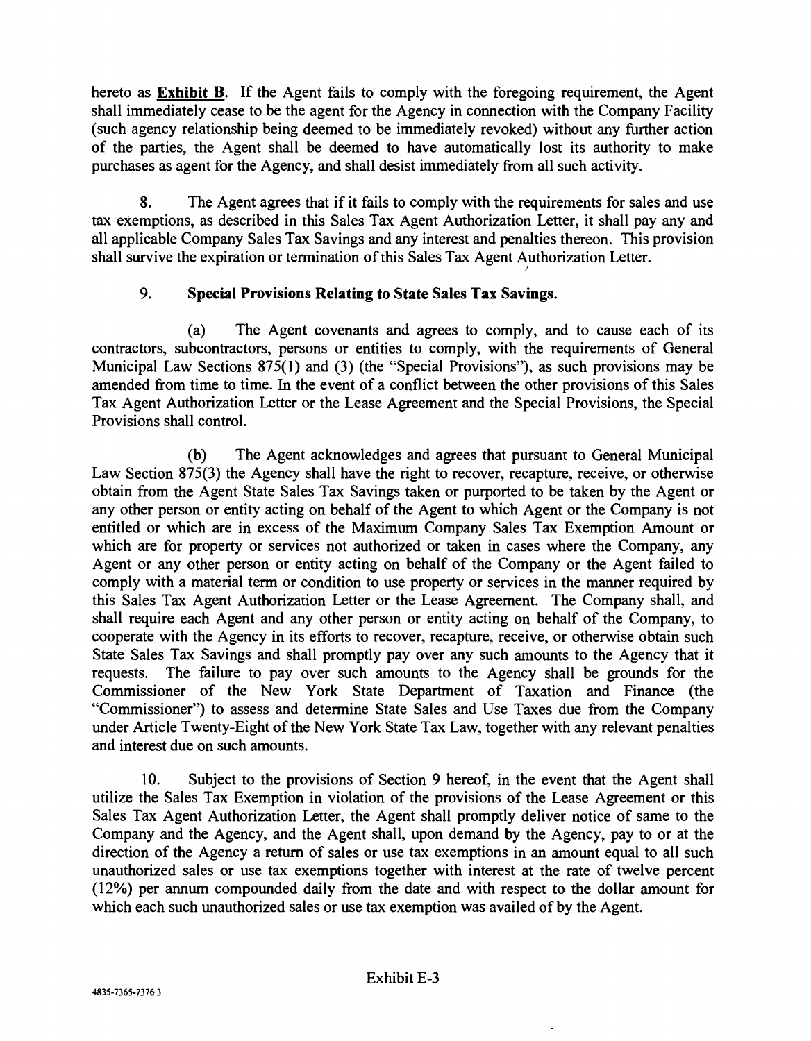hereto as **Exhibit B**. If the Agent fails to comply with the foregoing requirement, the Agent shall immediately cease to be the agent for the Agency in connection with the Company Facility (such agency relationship being deemed to be immediately revoked) without any further action of the parties, the Agent shall be deemed to have automatically lost its authority to make purchases as agent for the Agency, and shall desist immediately from all such activity.

8. The Agent agrees that if it fails to comply with the requirements for sales and use tax exemptions, as described in this Sales Tax Agent Authorization Letter, it shall pay any and all applicable Company Sales Tax Savings and any interest and penalties thereon. This provision shall survive the expiration or termination of this Sales Tax Agent Authorization Letter.

9. **Special Provisions Relating to State Sales Tax Savings.**

(a) The Agent covenants and agrees to comply, and to cause each of its contractors, subcontractors, persons or entities to comply, with the requirements of General Municipal Law Sections 875(1) and (3) (the "Special Provisions"), as such provisions may be amended from time to time. In the event of a conflict between the other provisions of this Sales Tax Agent Authorization Letter or the Lease Agreement and the Special Provisions, the Special Provisions shall control.

(b) The Agent acknowledges and agrees that pursuant to General Municipal Law Section 875(3) the Agency shall have the right to recover, recapture, receive, or otherwise obtain from the Agent State Sales Tax Savings taken or purported to be taken by the Agent or any other person or entity acting on behalf of the Agent to which Agent or the Company is not entitled or which are in excess of the Maximum Company Sales Tax Exemption Amount or which are for property or services not authorized or taken in cases where the Company, any Agent or any other person or entity acting on behalf of the Company or the Agent failed to comply with a material term or condition to use property or services in the manner required by this Sales Tax Agent Authorization Letter or the Lease Agreement. The Company shall, and shall require each Agent and any other person or entity acting on behalf of the Company, to cooperate with the Agency in its efforts to recover, recapture, receive, or otherwise obtain such State Sales Tax Savings and shall promptly pay over any such amounts to the Agency that it requests. The failure to pay over such amounts to the Agency shall be grounds for the Commissioner of the New York State Department of Taxation and Finance (the "Commissioner") to assess and determine State Sales and Use Taxes due from the Company under Article Twenty-Eight of the New York State Tax Law, together with any relevant penalties and interest due on such amounts.

10. Subject to the provisions of Section 9 hereof, in the event that the Agent shall utilize the Sales Tax Exemption in violation of the provisions of the Lease Agreement or this Sales Tax Agent Authorization Letter, the Agent shall promptly deliver notice of same to the Company and the Agency, and the Agent shall, upon demand by the Agency, pay to or at the direction of the Agency a return of sales or use tax exemptions in an amount equal to all such unauthorized sales or use tax exemptions together with interest at the rate of twelve percent (12%) per annum compounded daily from the date and with respect to the dollar amount for which each such unauthorized sales or use tax exemption was availed of by the Agent.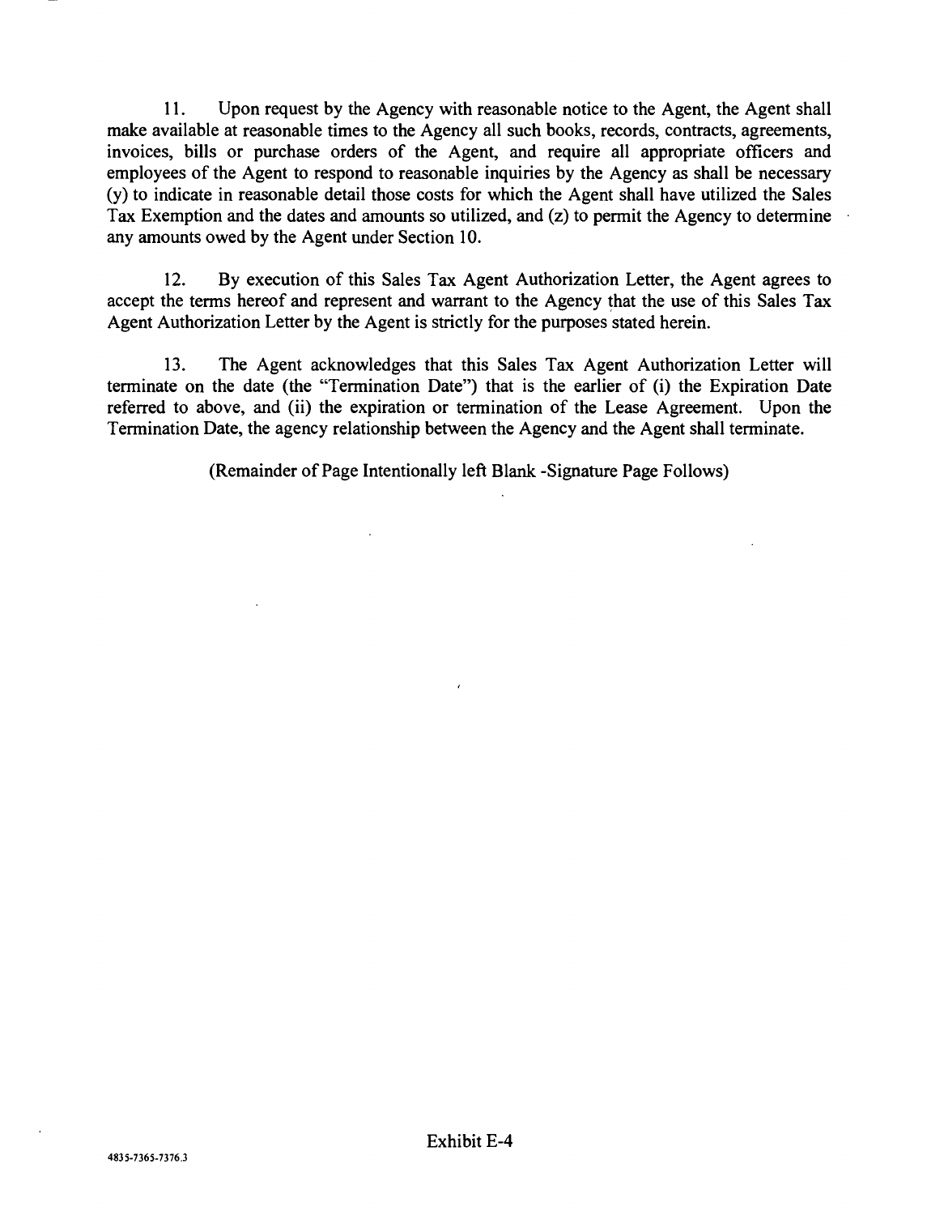11. Upon request by the Agency with reasonable notice to the Agent, the Agent shall make available at reasonable times to the Agency all such books, records, contracts, agreements, invoices, bills or purchase orders of the Agent, and require all appropriate officers and employees of the Agent to respond to reasonable inquiries by the Agency as shall be necessary (y) to indicate in reasonable detail those costs for which the Agent shall have utilized the Sales Tax Exemption and the dates and amounts so utilized, and (z) to permit the Agency to determine any amounts owed by the Agent under Section 10.

12. By execution of this Sales Tax Agent Authorization Letter, the Agent agrees to accept the terms hereof and represent and warrant to the Agency that the use of this Sales Tax Agent Authorization Letter by the Agent is strictly for the purposes stated herein.

13. The Agent acknowledges that this Sales Tax Agent Authorization Letter will terminate on the date (the "Termination Date") that is the earlier of (i) the Expiration Date referred to above, and (ii) the expiration or termination of the Lease Agreement. Upon the Termination Date, the agency relationship between the Agency and the Agent shall terminate.

(Remainder of Page Intentionally left Blank -Signature Page Follows)

Exhibit E-4

4835-7365-7376.3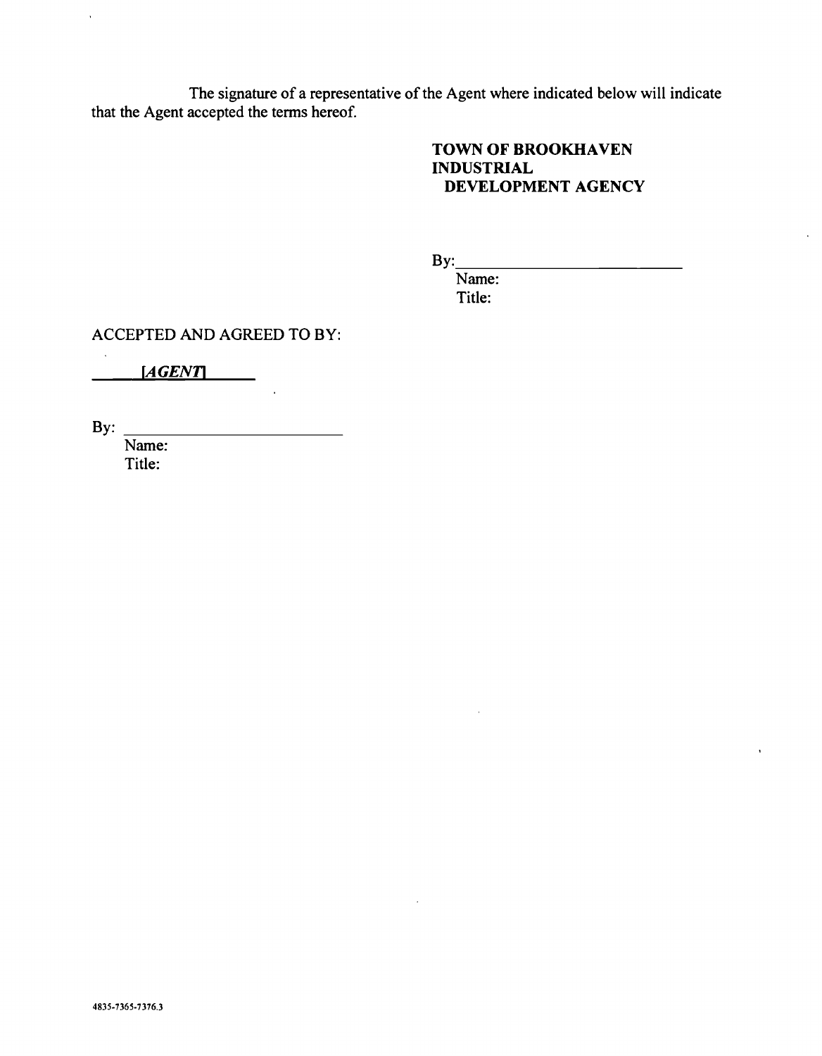The signature of a representative of the Agent where indicated below will indicate that the Agent accepted the terms hereof.

**TOWN OF BROOKHAVEN INDUSTRIAL DEVELOPMENT AGENCY**

By:\_\_\_\_\_\_\_\_\_\_\_\_\_\_\_\_\_\_\_\_\_\_\_\_\_\_\_
Name:
Title:

ACCEPTED AND AGREED TO BY:

***[AGENT]***

By: \_\_\_\_\_\_\_\_\_\_\_\_\_\_\_\_\_\_\_\_\_\_\_\_\_\_\_
Name:
Title:

4835-7365-7376.3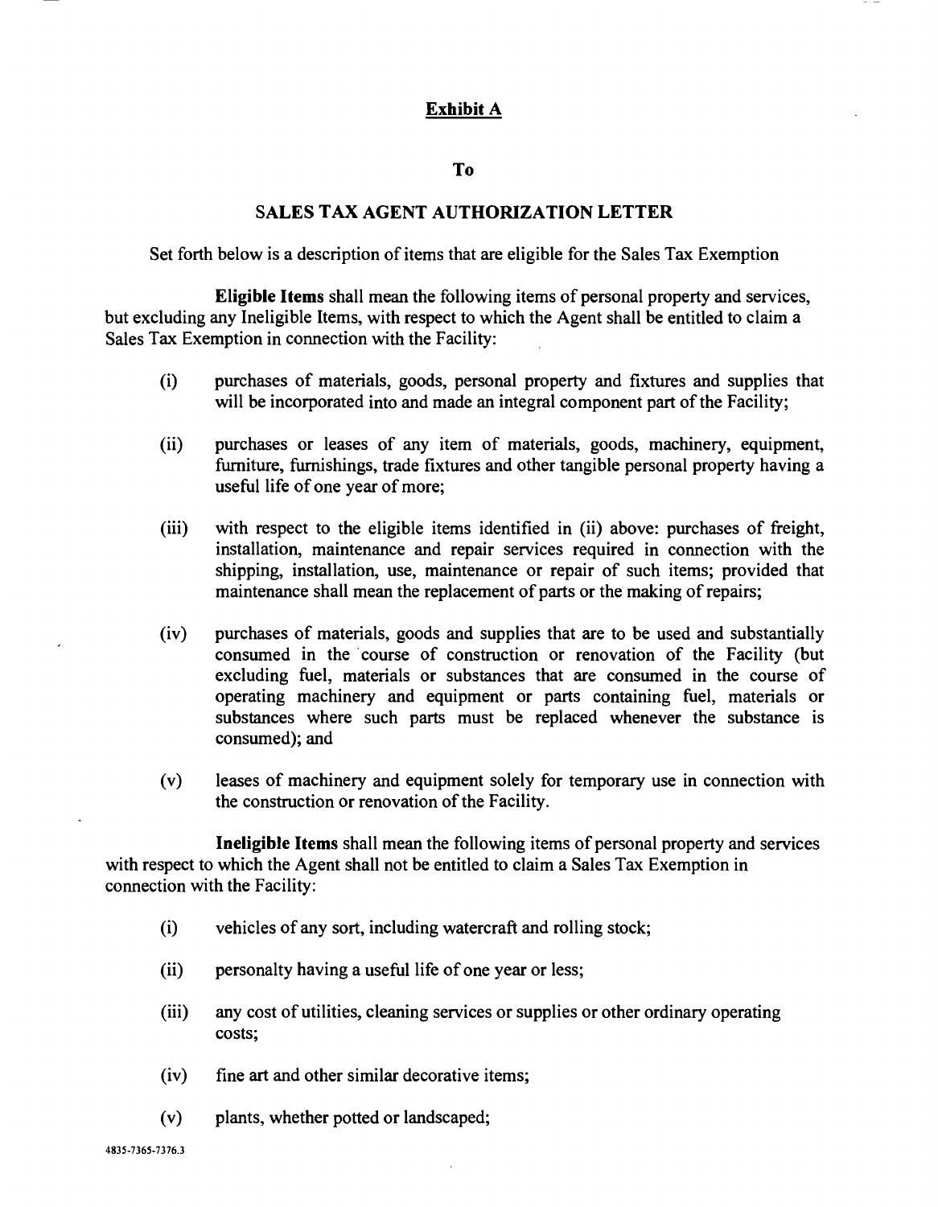**Exhibit A**

**To**

**SALES TAX AGENT AUTHORIZATION LETTER**

Set forth below is a description of items that are eligible for the Sales Tax Exemption

**Eligible Items** shall mean the following items of personal property and services, but excluding any Ineligible Items, with respect to which the Agent shall be entitled to claim a Sales Tax Exemption in connection with the Facility:

(i) purchases of materials, goods, personal property and fixtures and supplies that will be incorporated into and made an integral component part of the Facility;

(ii) purchases or leases of any item of materials, goods, machinery, equipment, furniture, furnishings, trade fixtures and other tangible personal property having a useful life of one year of more;

(iii) with respect to the eligible items identified in (ii) above: purchases of freight, installation, maintenance and repair services required in connection with the shipping, installation, use, maintenance or repair of such items; provided that maintenance shall mean the replacement of parts or the making of repairs;

(iv) purchases of materials, goods and supplies that are to be used and substantially consumed in the course of construction or renovation of the Facility (but excluding fuel, materials or substances that are consumed in the course of operating machinery and equipment or parts containing fuel, materials or substances where such parts must be replaced whenever the substance is consumed); and

(v) leases of machinery and equipment solely for temporary use in connection with the construction or renovation of the Facility.

**Ineligible Items** shall mean the following items of personal property and services with respect to which the Agent shall not be entitled to claim a Sales Tax Exemption in connection with the Facility:

(i) vehicles of any sort, including watercraft and rolling stock;

(ii) personalty having a useful life of one year or less;

(iii) any cost of utilities, cleaning services or supplies or other ordinary operating costs;

(iv) fine art and other similar decorative items;

(v) plants, whether potted or landscaped;

4835-7365-7376.3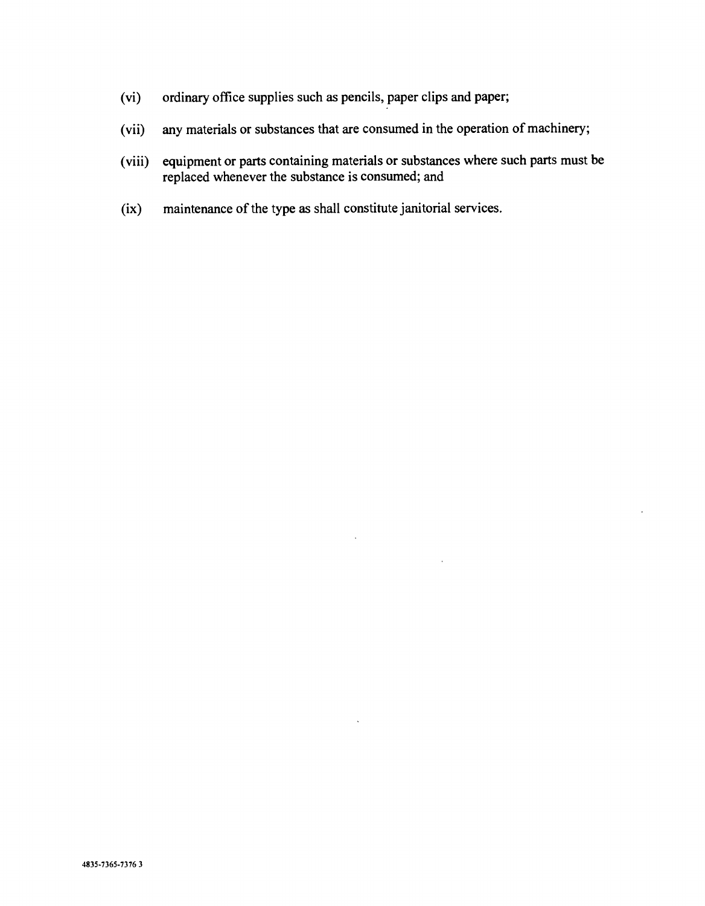(vi) ordinary office supplies such as pencils, paper clips and paper;

(vii) any materials or substances that are consumed in the operation of machinery;

(viii) equipment or parts containing materials or substances where such parts must be replaced whenever the substance is consumed; and

(ix) maintenance of the type as shall constitute janitorial services.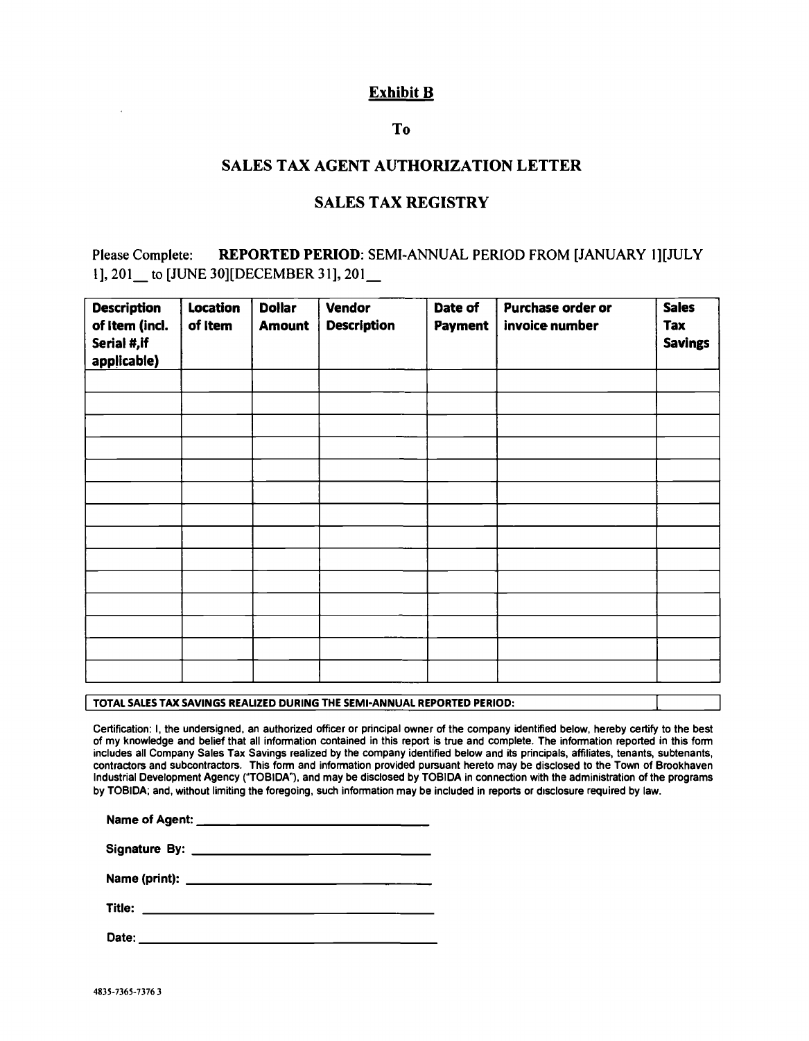# Exhibit B

## To

## SALES TAX AGENT AUTHORIZATION LETTER

## SALES TAX REGISTRY

Please Complete: **REPORTED PERIOD**: SEMI-ANNUAL PERIOD FROM [JANUARY 1][JULY 1], 201__ to [JUNE 30][DECEMBER 31], 201__

| Description of Item (incl. Serial #,if applicable) | Location of Item | Dollar Amount | Vendor Description | Date of Payment | Purchase order or invoice number | Sales Tax Savings |
|---|---|---|---|---|---|---|
| | | | | | | |
| | | | | | | |
| | | | | | | |
| | | | | | | |
| | | | | | | |
| | | | | | | |
| | | | | | | |
| | | | | | | |
| | | | | | | |
| | | | | | | |
| | | | | | | |
| | | | | | | |
| | | | | | | |
| | | | | | | |

| TOTAL SALES TAX SAVINGS REALIZED DURING THE SEMI-ANNUAL REPORTED PERIOD: | |
|---|---|

Certification: I, the undersigned, an authorized officer or principal owner of the company identified below, hereby certify to the best of my knowledge and belief that all information contained in this report is true and complete. The information reported in this form includes all Company Sales Tax Savings realized by the company identified below and its principals, affiliates, tenants, subtenants, contractors and subcontractors. This form and information provided pursuant hereto may be disclosed to the Town of Brookhaven Industrial Development Agency ("TOBIDA"), and may be disclosed by TOBIDA in connection with the administration of the programs by TOBIDA; and, without limiting the foregoing, such information may be included in reports or disclosure required by law.

Name of Agent: ______________________________

Signature By: ______________________________

Name (print): ______________________________

Title: ______________________________

Date: ______________________________

4835-7365-7376 3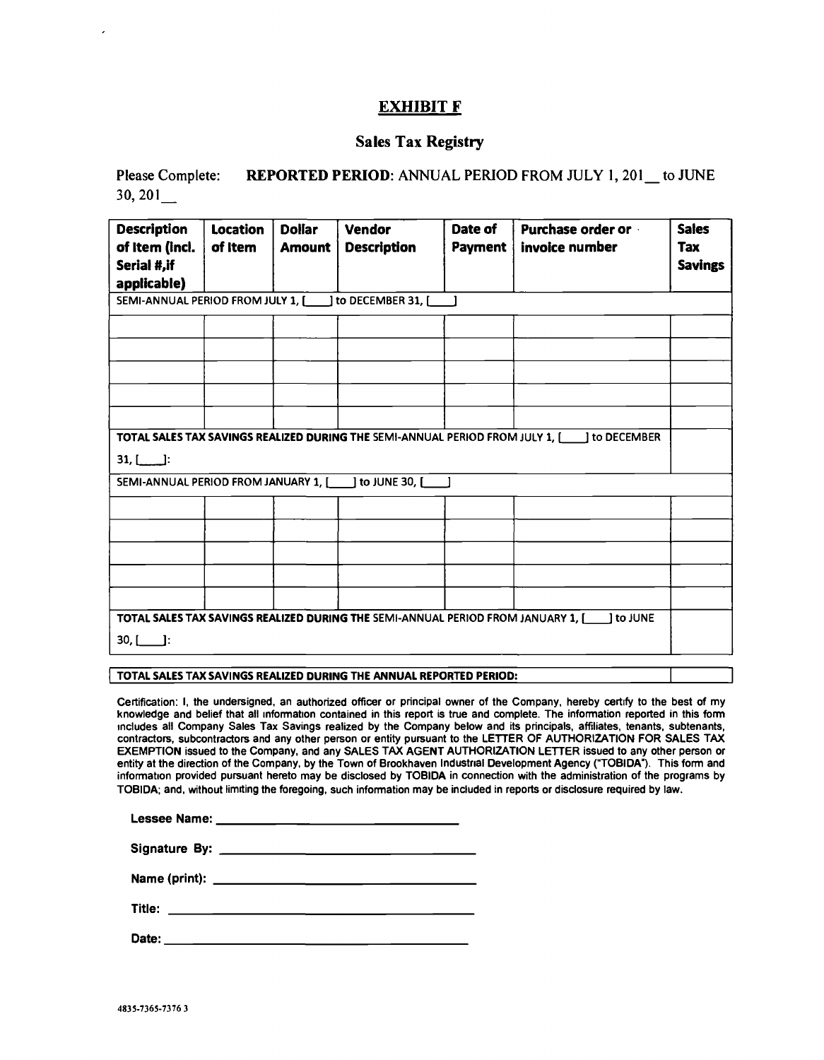# EXHIBIT F

## Sales Tax Registry

Please Complete: **REPORTED PERIOD**: ANNUAL PERIOD FROM JULY 1, 201__ to JUNE 30, 201__

| Description of Item (incl. Serial #,if applicable) | Location of Item | Dollar Amount | Vendor Description | Date of Payment | Purchase order or invoice number | Sales Tax Savings |
|---|---|---|---|---|---|---|
| SEMI-ANNUAL PERIOD FROM JULY 1, [____] to DECEMBER 31, [____] | | | | | | |
| | | | | | | |
| | | | | | | |
| | | | | | | |
| | | | | | | |
| | | | | | | |
| **TOTAL SALES TAX SAVINGS REALIZED DURING THE** SEMI-ANNUAL PERIOD FROM JULY 1, [____] to DECEMBER 31, [____]: | | | | | | |
| SEMI-ANNUAL PERIOD FROM JANUARY 1, [____] to JUNE 30, [____] | | | | | | |
| | | | | | | |
| | | | | | | |
| | | | | | | |
| | | | | | | |
| | | | | | | |
| **TOTAL SALES TAX SAVINGS REALIZED DURING THE** SEMI-ANNUAL PERIOD FROM JANUARY 1, [____] to JUNE 30, [____]: | | | | | | |

| TOTAL SALES TAX SAVINGS REALIZED DURING THE ANNUAL REPORTED PERIOD: | |
|---|---|

Certification: I, the undersigned, an authorized officer or principal owner of the Company, hereby certify to the best of my knowledge and belief that all information contained in this report is true and complete. The information reported in this form includes all Company Sales Tax Savings realized by the Company below and its principals, affiliates, tenants, subtenants, contractors, subcontractors and any other person or entity pursuant to the LETTER OF AUTHORIZATION FOR SALES TAX EXEMPTION issued to the Company, and any SALES TAX AGENT AUTHORIZATION LETTER issued to any other person or entity at the direction of the Company, by the Town of Brookhaven Industrial Development Agency ("TOBIDA"). This form and information provided pursuant hereto may be disclosed by TOBIDA in connection with the administration of the programs by TOBIDA; and, without limiting the foregoing, such information may be included in reports or disclosure required by law.

**Lessee Name:** ______________________________

**Signature By:** ______________________________

**Name (print):** ______________________________

**Title:** ______________________________

**Date:** ______________________________

4835-7365-7376 3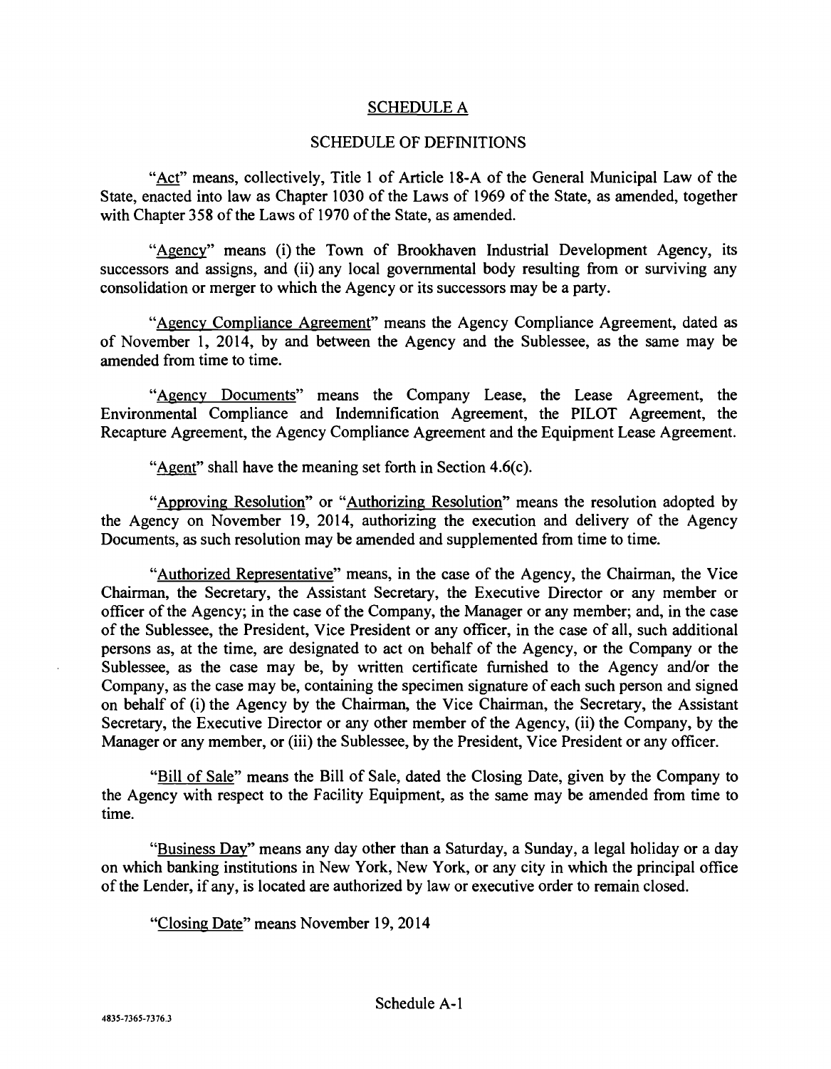## SCHEDULE A

## SCHEDULE OF DEFINITIONS

"Act" means, collectively, Title 1 of Article 18-A of the General Municipal Law of the State, enacted into law as Chapter 1030 of the Laws of 1969 of the State, as amended, together with Chapter 358 of the Laws of 1970 of the State, as amended.

"Agency" means (i) the Town of Brookhaven Industrial Development Agency, its successors and assigns, and (ii) any local governmental body resulting from or surviving any consolidation or merger to which the Agency or its successors may be a party.

"Agency Compliance Agreement" means the Agency Compliance Agreement, dated as of November 1, 2014, by and between the Agency and the Sublessee, as the same may be amended from time to time.

"Agency Documents" means the Company Lease, the Lease Agreement, the Environmental Compliance and Indemnification Agreement, the PILOT Agreement, the Recapture Agreement, the Agency Compliance Agreement and the Equipment Lease Agreement.

"Agent" shall have the meaning set forth in Section 4.6(c).

"Approving Resolution" or "Authorizing Resolution" means the resolution adopted by the Agency on November 19, 2014, authorizing the execution and delivery of the Agency Documents, as such resolution may be amended and supplemented from time to time.

"Authorized Representative" means, in the case of the Agency, the Chairman, the Vice Chairman, the Secretary, the Assistant Secretary, the Executive Director or any member or officer of the Agency; in the case of the Company, the Manager or any member; and, in the case of the Sublessee, the President, Vice President or any officer, in the case of all, such additional persons as, at the time, are designated to act on behalf of the Agency, or the Company or the Sublessee, as the case may be, by written certificate furnished to the Agency and/or the Company, as the case may be, containing the specimen signature of each such person and signed on behalf of (i) the Agency by the Chairman, the Vice Chairman, the Secretary, the Assistant Secretary, the Executive Director or any other member of the Agency, (ii) the Company, by the Manager or any member, or (iii) the Sublessee, by the President, Vice President or any officer.

"Bill of Sale" means the Bill of Sale, dated the Closing Date, given by the Company to the Agency with respect to the Facility Equipment, as the same may be amended from time to time.

"Business Day" means any day other than a Saturday, a Sunday, a legal holiday or a day on which banking institutions in New York, New York, or any city in which the principal office of the Lender, if any, is located are authorized by law or executive order to remain closed.

"Closing Date" means November 19, 2014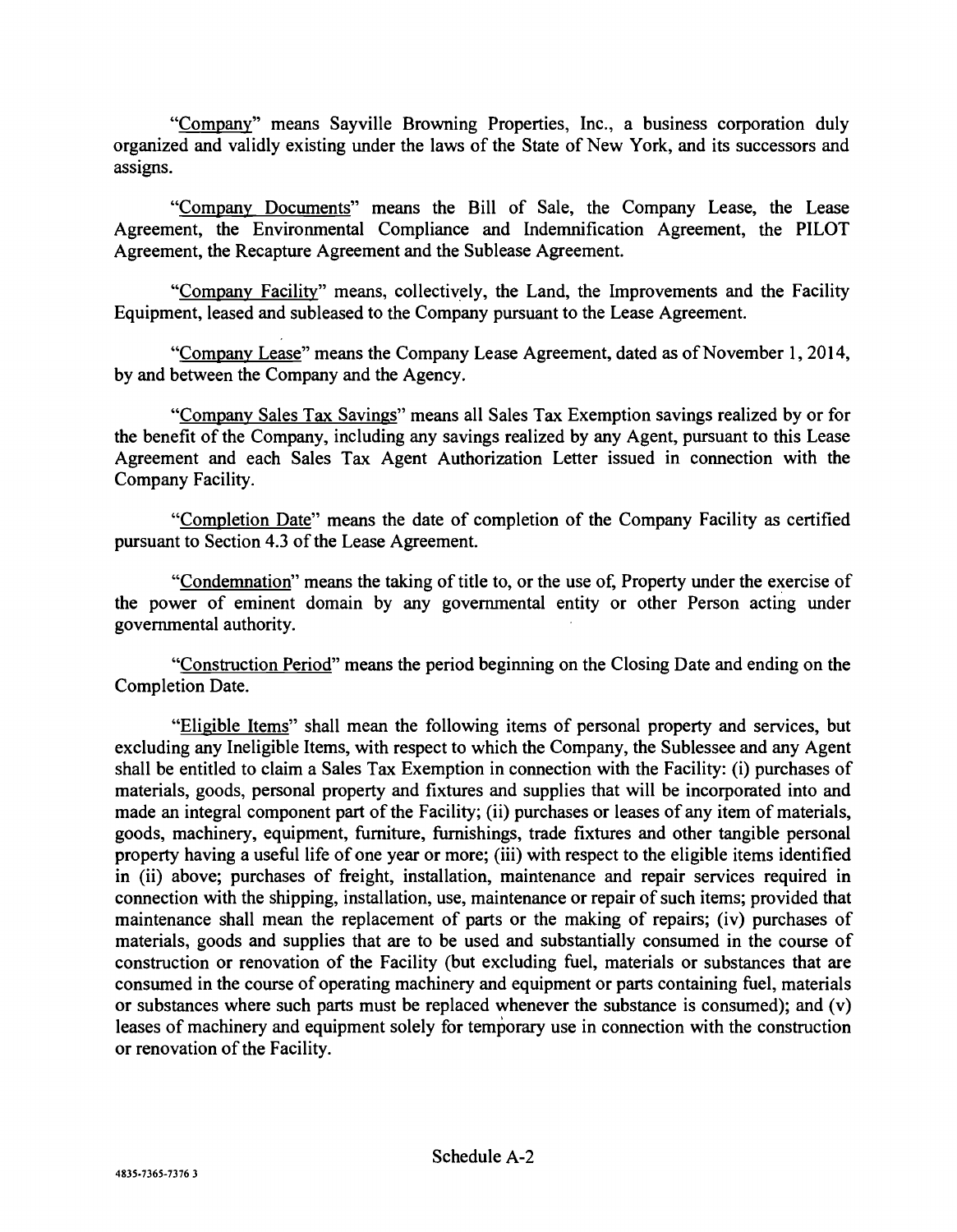"Company" means Sayville Browning Properties, Inc., a business corporation duly organized and validly existing under the laws of the State of New York, and its successors and assigns.

"Company Documents" means the Bill of Sale, the Company Lease, the Lease Agreement, the Environmental Compliance and Indemnification Agreement, the PILOT Agreement, the Recapture Agreement and the Sublease Agreement.

"Company Facility" means, collectively, the Land, the Improvements and the Facility Equipment, leased and subleased to the Company pursuant to the Lease Agreement.

"Company Lease" means the Company Lease Agreement, dated as of November 1, 2014, by and between the Company and the Agency.

"Company Sales Tax Savings" means all Sales Tax Exemption savings realized by or for the benefit of the Company, including any savings realized by any Agent, pursuant to this Lease Agreement and each Sales Tax Agent Authorization Letter issued in connection with the Company Facility.

"Completion Date" means the date of completion of the Company Facility as certified pursuant to Section 4.3 of the Lease Agreement.

"Condemnation" means the taking of title to, or the use of, Property under the exercise of the power of eminent domain by any governmental entity or other Person acting under governmental authority.

"Construction Period" means the period beginning on the Closing Date and ending on the Completion Date.

"Eligible Items" shall mean the following items of personal property and services, but excluding any Ineligible Items, with respect to which the Company, the Sublessee and any Agent shall be entitled to claim a Sales Tax Exemption in connection with the Facility: (i) purchases of materials, goods, personal property and fixtures and supplies that will be incorporated into and made an integral component part of the Facility; (ii) purchases or leases of any item of materials, goods, machinery, equipment, furniture, furnishings, trade fixtures and other tangible personal property having a useful life of one year or more; (iii) with respect to the eligible items identified in (ii) above; purchases of freight, installation, maintenance and repair services required in connection with the shipping, installation, use, maintenance or repair of such items; provided that maintenance shall mean the replacement of parts or the making of repairs; (iv) purchases of materials, goods and supplies that are to be used and substantially consumed in the course of construction or renovation of the Facility (but excluding fuel, materials or substances that are consumed in the course of operating machinery and equipment or parts containing fuel, materials or substances where such parts must be replaced whenever the substance is consumed); and (v) leases of machinery and equipment solely for temporary use in connection with the construction or renovation of the Facility.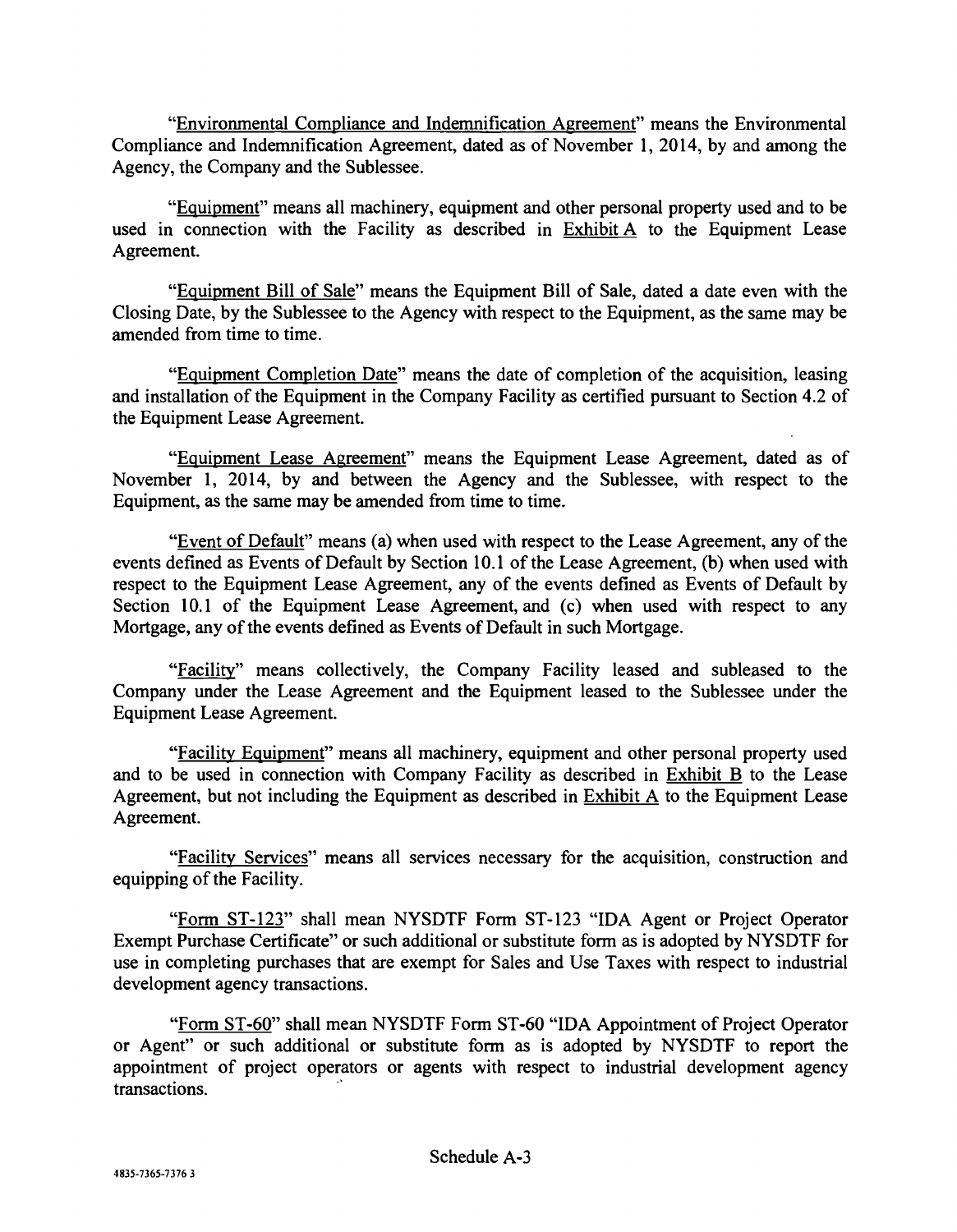"Environmental Compliance and Indemnification Agreement" means the Environmental Compliance and Indemnification Agreement, dated as of November 1, 2014, by and among the Agency, the Company and the Sublessee.

"Equipment" means all machinery, equipment and other personal property used and to be used in connection with the Facility as described in Exhibit A to the Equipment Lease Agreement.

"Equipment Bill of Sale" means the Equipment Bill of Sale, dated a date even with the Closing Date, by the Sublessee to the Agency with respect to the Equipment, as the same may be amended from time to time.

"Equipment Completion Date" means the date of completion of the acquisition, leasing and installation of the Equipment in the Company Facility as certified pursuant to Section 4.2 of the Equipment Lease Agreement.

"Equipment Lease Agreement" means the Equipment Lease Agreement, dated as of November 1, 2014, by and between the Agency and the Sublessee, with respect to the Equipment, as the same may be amended from time to time.

"Event of Default" means (a) when used with respect to the Lease Agreement, any of the events defined as Events of Default by Section 10.1 of the Lease Agreement, (b) when used with respect to the Equipment Lease Agreement, any of the events defined as Events of Default by Section 10.1 of the Equipment Lease Agreement, and (c) when used with respect to any Mortgage, any of the events defined as Events of Default in such Mortgage.

"Facility" means collectively, the Company Facility leased and subleased to the Company under the Lease Agreement and the Equipment leased to the Sublessee under the Equipment Lease Agreement.

"Facility Equipment" means all machinery, equipment and other personal property used and to be used in connection with Company Facility as described in Exhibit B to the Lease Agreement, but not including the Equipment as described in Exhibit A to the Equipment Lease Agreement.

"Facility Services" means all services necessary for the acquisition, construction and equipping of the Facility.

"Form ST-123" shall mean NYSDTF Form ST-123 "IDA Agent or Project Operator Exempt Purchase Certificate" or such additional or substitute form as is adopted by NYSDTF for use in completing purchases that are exempt for Sales and Use Taxes with respect to industrial development agency transactions.

"Form ST-60" shall mean NYSDTF Form ST-60 "IDA Appointment of Project Operator or Agent" or such additional or substitute form as is adopted by NYSDTF to report the appointment of project operators or agents with respect to industrial development agency transactions.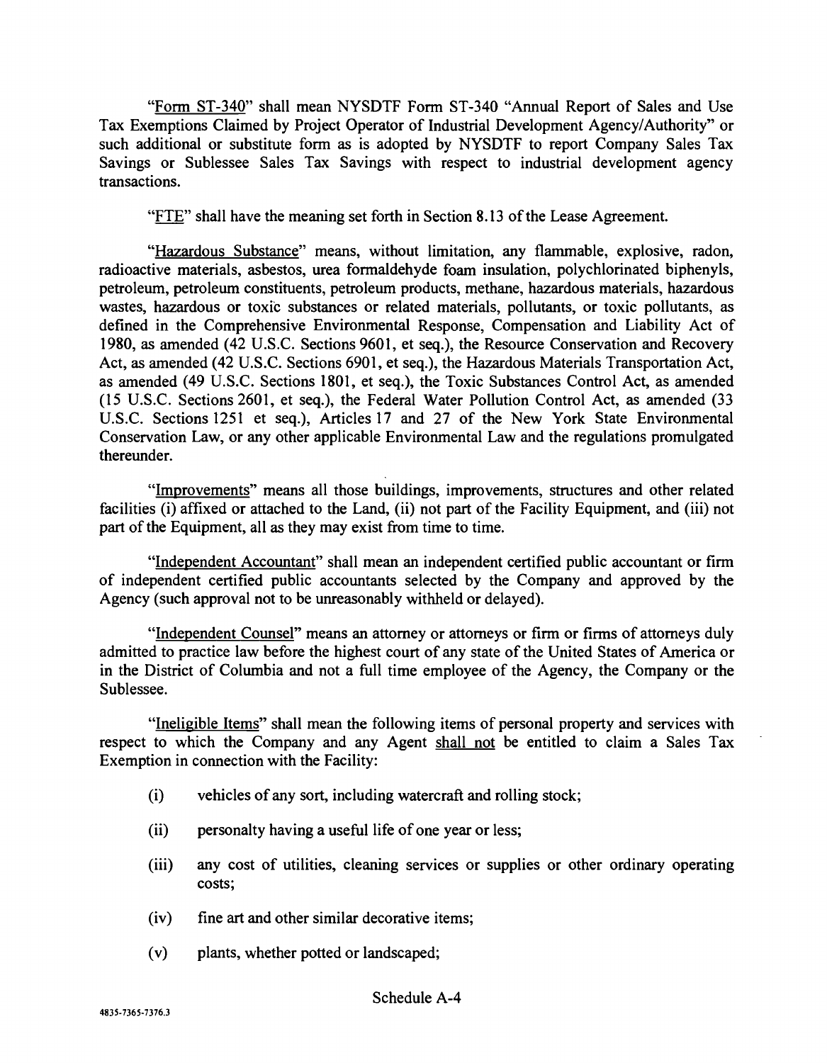"Form ST-340" shall mean NYSDTF Form ST-340 "Annual Report of Sales and Use Tax Exemptions Claimed by Project Operator of Industrial Development Agency/Authority" or such additional or substitute form as is adopted by NYSDTF to report Company Sales Tax Savings or Sublessee Sales Tax Savings with respect to industrial development agency transactions.

"FTE" shall have the meaning set forth in Section 8.13 of the Lease Agreement.

"Hazardous Substance" means, without limitation, any flammable, explosive, radon, radioactive materials, asbestos, urea formaldehyde foam insulation, polychlorinated biphenyls, petroleum, petroleum constituents, petroleum products, methane, hazardous materials, hazardous wastes, hazardous or toxic substances or related materials, pollutants, or toxic pollutants, as defined in the Comprehensive Environmental Response, Compensation and Liability Act of 1980, as amended (42 U.S.C. Sections 9601, et seq.), the Resource Conservation and Recovery Act, as amended (42 U.S.C. Sections 6901, et seq.), the Hazardous Materials Transportation Act, as amended (49 U.S.C. Sections 1801, et seq.), the Toxic Substances Control Act, as amended (15 U.S.C. Sections 2601, et seq.), the Federal Water Pollution Control Act, as amended (33 U.S.C. Sections 1251 et seq.), Articles 17 and 27 of the New York State Environmental Conservation Law, or any other applicable Environmental Law and the regulations promulgated thereunder.

"Improvements" means all those buildings, improvements, structures and other related facilities (i) affixed or attached to the Land, (ii) not part of the Facility Equipment, and (iii) not part of the Equipment, all as they may exist from time to time.

"Independent Accountant" shall mean an independent certified public accountant or firm of independent certified public accountants selected by the Company and approved by the Agency (such approval not to be unreasonably withheld or delayed).

"Independent Counsel" means an attorney or attorneys or firm or firms of attorneys duly admitted to practice law before the highest court of any state of the United States of America or in the District of Columbia and not a full time employee of the Agency, the Company or the Sublessee.

"Ineligible Items" shall mean the following items of personal property and services with respect to which the Company and any Agent shall not be entitled to claim a Sales Tax Exemption in connection with the Facility:

(i) vehicles of any sort, including watercraft and rolling stock;

(ii) personalty having a useful life of one year or less;

(iii) any cost of utilities, cleaning services or supplies or other ordinary operating costs;

(iv) fine art and other similar decorative items;

(v) plants, whether potted or landscaped;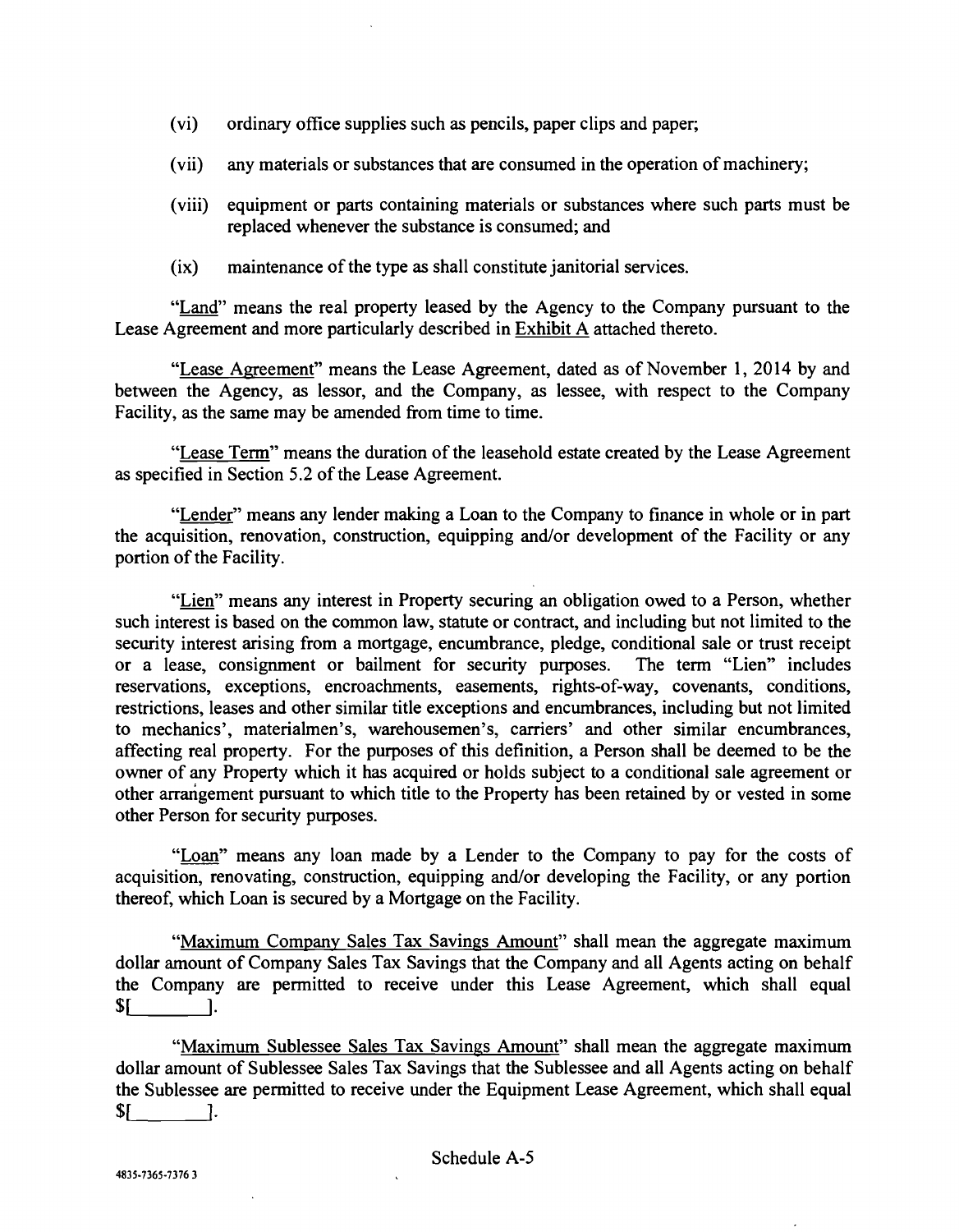(vi) ordinary office supplies such as pencils, paper clips and paper;

(vii) any materials or substances that are consumed in the operation of machinery;

(viii) equipment or parts containing materials or substances where such parts must be replaced whenever the substance is consumed; and

(ix) maintenance of the type as shall constitute janitorial services.

"Land" means the real property leased by the Agency to the Company pursuant to the Lease Agreement and more particularly described in Exhibit A attached thereto.

"Lease Agreement" means the Lease Agreement, dated as of November 1, 2014 by and between the Agency, as lessor, and the Company, as lessee, with respect to the Company Facility, as the same may be amended from time to time.

"Lease Term" means the duration of the leasehold estate created by the Lease Agreement as specified in Section 5.2 of the Lease Agreement.

"Lender" means any lender making a Loan to the Company to finance in whole or in part the acquisition, renovation, construction, equipping and/or development of the Facility or any portion of the Facility.

"Lien" means any interest in Property securing an obligation owed to a Person, whether such interest is based on the common law, statute or contract, and including but not limited to the security interest arising from a mortgage, encumbrance, pledge, conditional sale or trust receipt or a lease, consignment or bailment for security purposes. The term "Lien" includes reservations, exceptions, encroachments, easements, rights-of-way, covenants, conditions, restrictions, leases and other similar title exceptions and encumbrances, including but not limited to mechanics', materialmen's, warehousemen's, carriers' and other similar encumbrances, affecting real property. For the purposes of this definition, a Person shall be deemed to be the owner of any Property which it has acquired or holds subject to a conditional sale agreement or other arrangement pursuant to which title to the Property has been retained by or vested in some other Person for security purposes.

"Loan" means any loan made by a Lender to the Company to pay for the costs of acquisition, renovating, construction, equipping and/or developing the Facility, or any portion thereof, which Loan is secured by a Mortgage on the Facility.

"Maximum Company Sales Tax Savings Amount" shall mean the aggregate maximum dollar amount of Company Sales Tax Savings that the Company and all Agents acting on behalf the Company are permitted to receive under this Lease Agreement, which shall equal $[________].

"Maximum Sublessee Sales Tax Savings Amount" shall mean the aggregate maximum dollar amount of Sublessee Sales Tax Savings that the Sublessee and all Agents acting on behalf the Sublessee are permitted to receive under the Equipment Lease Agreement, which shall equal $[________].

Schedule A-5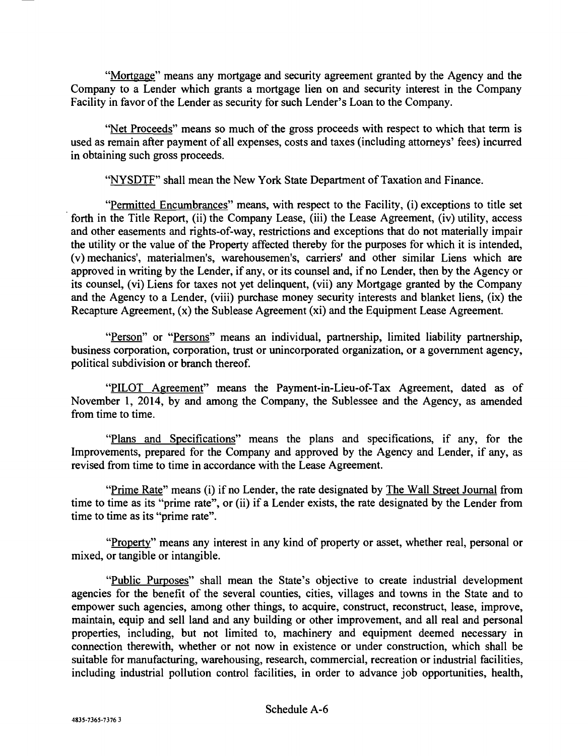"Mortgage" means any mortgage and security agreement granted by the Agency and the Company to a Lender which grants a mortgage lien on and security interest in the Company Facility in favor of the Lender as security for such Lender's Loan to the Company.

"Net Proceeds" means so much of the gross proceeds with respect to which that term is used as remain after payment of all expenses, costs and taxes (including attorneys' fees) incurred in obtaining such gross proceeds.

"NYSDTF" shall mean the New York State Department of Taxation and Finance.

"Permitted Encumbrances" means, with respect to the Facility, (i) exceptions to title set forth in the Title Report, (ii) the Company Lease, (iii) the Lease Agreement, (iv) utility, access and other easements and rights-of-way, restrictions and exceptions that do not materially impair the utility or the value of the Property affected thereby for the purposes for which it is intended, (v) mechanics', materialmen's, warehousemen's, carriers' and other similar Liens which are approved in writing by the Lender, if any, or its counsel and, if no Lender, then by the Agency or its counsel, (vi) Liens for taxes not yet delinquent, (vii) any Mortgage granted by the Company and the Agency to a Lender, (viii) purchase money security interests and blanket liens, (ix) the Recapture Agreement, (x) the Sublease Agreement (xi) and the Equipment Lease Agreement.

"Person" or "Persons" means an individual, partnership, limited liability partnership, business corporation, corporation, trust or unincorporated organization, or a government agency, political subdivision or branch thereof.

"PILOT Agreement" means the Payment-in-Lieu-of-Tax Agreement, dated as of November 1, 2014, by and among the Company, the Sublessee and the Agency, as amended from time to time.

"Plans and Specifications" means the plans and specifications, if any, for the Improvements, prepared for the Company and approved by the Agency and Lender, if any, as revised from time to time in accordance with the Lease Agreement.

"Prime Rate" means (i) if no Lender, the rate designated by The Wall Street Journal from time to time as its "prime rate", or (ii) if a Lender exists, the rate designated by the Lender from time to time as its "prime rate".

"Property" means any interest in any kind of property or asset, whether real, personal or mixed, or tangible or intangible.

"Public Purposes" shall mean the State's objective to create industrial development agencies for the benefit of the several counties, cities, villages and towns in the State and to empower such agencies, among other things, to acquire, construct, reconstruct, lease, improve, maintain, equip and sell land and any building or other improvement, and all real and personal properties, including, but not limited to, machinery and equipment deemed necessary in connection therewith, whether or not now in existence or under construction, which shall be suitable for manufacturing, warehousing, research, commercial, recreation or industrial facilities, including industrial pollution control facilities, in order to advance job opportunities, health,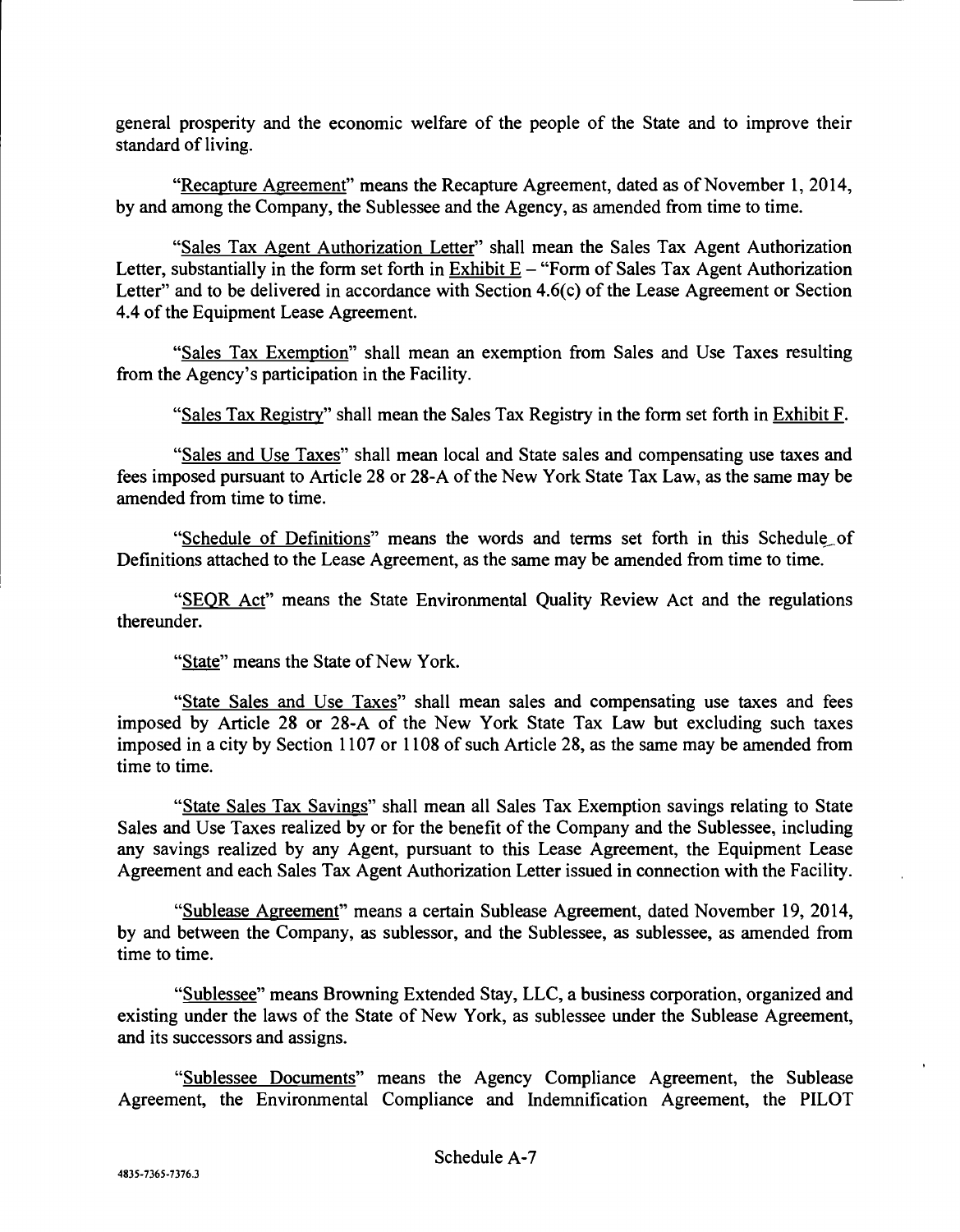general prosperity and the economic welfare of the people of the State and to improve their standard of living.

"<u>Recapture Agreement</u>" means the Recapture Agreement, dated as of November 1, 2014, by and among the Company, the Sublessee and the Agency, as amended from time to time.

"<u>Sales Tax Agent Authorization Letter</u>" shall mean the Sales Tax Agent Authorization Letter, substantially in the form set forth in <u>Exhibit E</u> – "Form of Sales Tax Agent Authorization Letter" and to be delivered in accordance with Section 4.6(c) of the Lease Agreement or Section 4.4 of the Equipment Lease Agreement.

"<u>Sales Tax Exemption</u>" shall mean an exemption from Sales and Use Taxes resulting from the Agency's participation in the Facility.

"<u>Sales Tax Registry</u>" shall mean the Sales Tax Registry in the form set forth in <u>Exhibit F</u>.

"<u>Sales and Use Taxes</u>" shall mean local and State sales and compensating use taxes and fees imposed pursuant to Article 28 or 28-A of the New York State Tax Law, as the same may be amended from time to time.

"<u>Schedule of Definitions</u>" means the words and terms set forth in this Schedule of Definitions attached to the Lease Agreement, as the same may be amended from time to time.

"<u>SEQR Act</u>" means the State Environmental Quality Review Act and the regulations thereunder.

"<u>State</u>" means the State of New York.

"<u>State Sales and Use Taxes</u>" shall mean sales and compensating use taxes and fees imposed by Article 28 or 28-A of the New York State Tax Law but excluding such taxes imposed in a city by Section 1107 or 1108 of such Article 28, as the same may be amended from time to time.

"<u>State Sales Tax Savings</u>" shall mean all Sales Tax Exemption savings relating to State Sales and Use Taxes realized by or for the benefit of the Company and the Sublessee, including any savings realized by any Agent, pursuant to this Lease Agreement, the Equipment Lease Agreement and each Sales Tax Agent Authorization Letter issued in connection with the Facility.

"<u>Sublease Agreement</u>" means a certain Sublease Agreement, dated November 19, 2014, by and between the Company, as sublessor, and the Sublessee, as sublessee, as amended from time to time.

"<u>Sublessee</u>" means Browning Extended Stay, LLC, a business corporation, organized and existing under the laws of the State of New York, as sublessee under the Sublease Agreement, and its successors and assigns.

"<u>Sublessee Documents</u>" means the Agency Compliance Agreement, the Sublease Agreement, the Environmental Compliance and Indemnification Agreement, the PILOT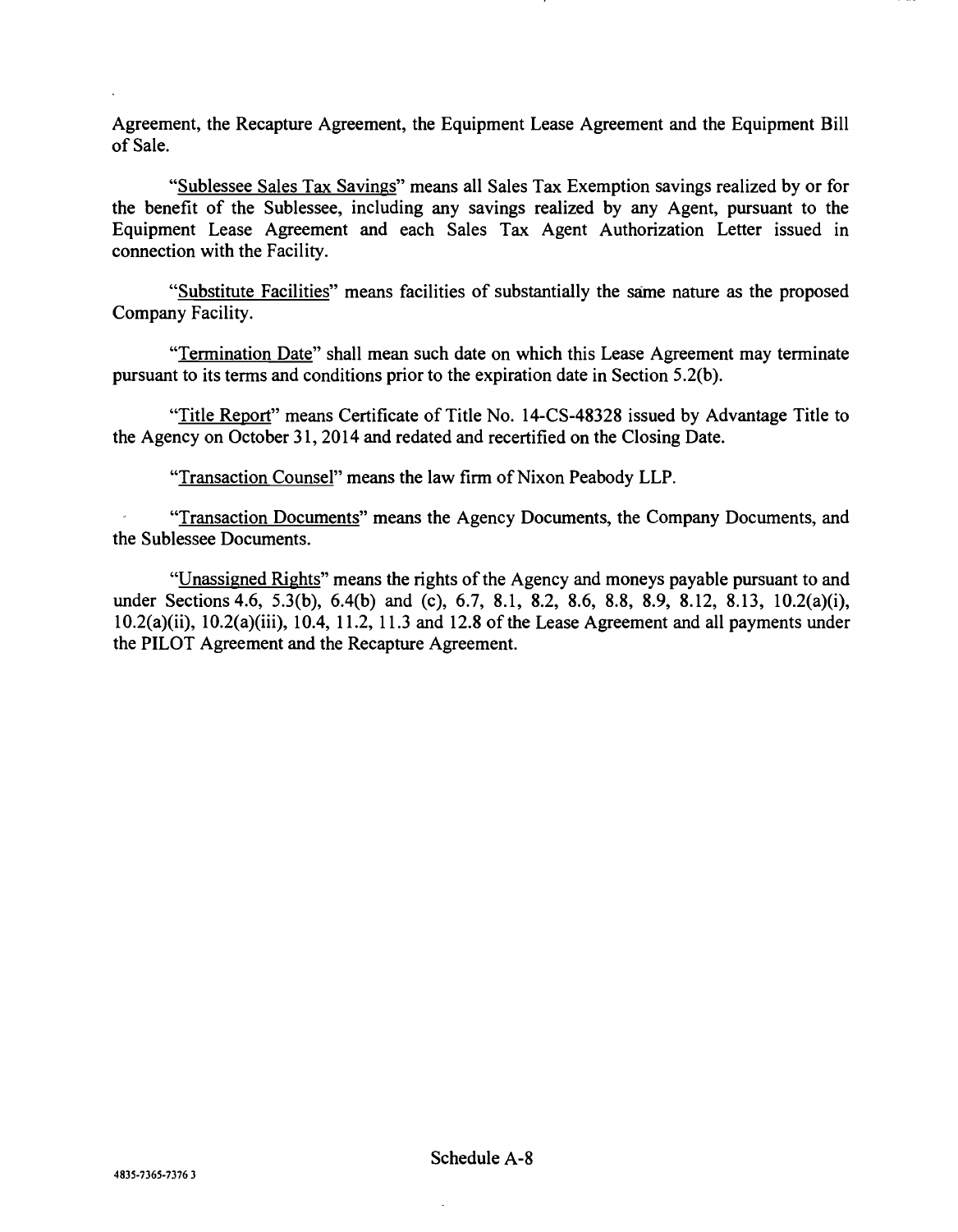Agreement, the Recapture Agreement, the Equipment Lease Agreement and the Equipment Bill of Sale.

"Sublessee Sales Tax Savings" means all Sales Tax Exemption savings realized by or for the benefit of the Sublessee, including any savings realized by any Agent, pursuant to the Equipment Lease Agreement and each Sales Tax Agent Authorization Letter issued in connection with the Facility.

"Substitute Facilities" means facilities of substantially the same nature as the proposed Company Facility.

"Termination Date" shall mean such date on which this Lease Agreement may terminate pursuant to its terms and conditions prior to the expiration date in Section 5.2(b).

"Title Report" means Certificate of Title No. 14-CS-48328 issued by Advantage Title to the Agency on October 31, 2014 and redated and recertified on the Closing Date.

"Transaction Counsel" means the law firm of Nixon Peabody LLP.

"Transaction Documents" means the Agency Documents, the Company Documents, and the Sublessee Documents.

"Unassigned Rights" means the rights of the Agency and moneys payable pursuant to and under Sections 4.6, 5.3(b), 6.4(b) and (c), 6.7, 8.1, 8.2, 8.6, 8.8, 8.9, 8.12, 8.13, 10.2(a)(i), 10.2(a)(ii), 10.2(a)(iii), 10.4, 11.2, 11.3 and 12.8 of the Lease Agreement and all payments under the PILOT Agreement and the Recapture Agreement.

Schedule A-8